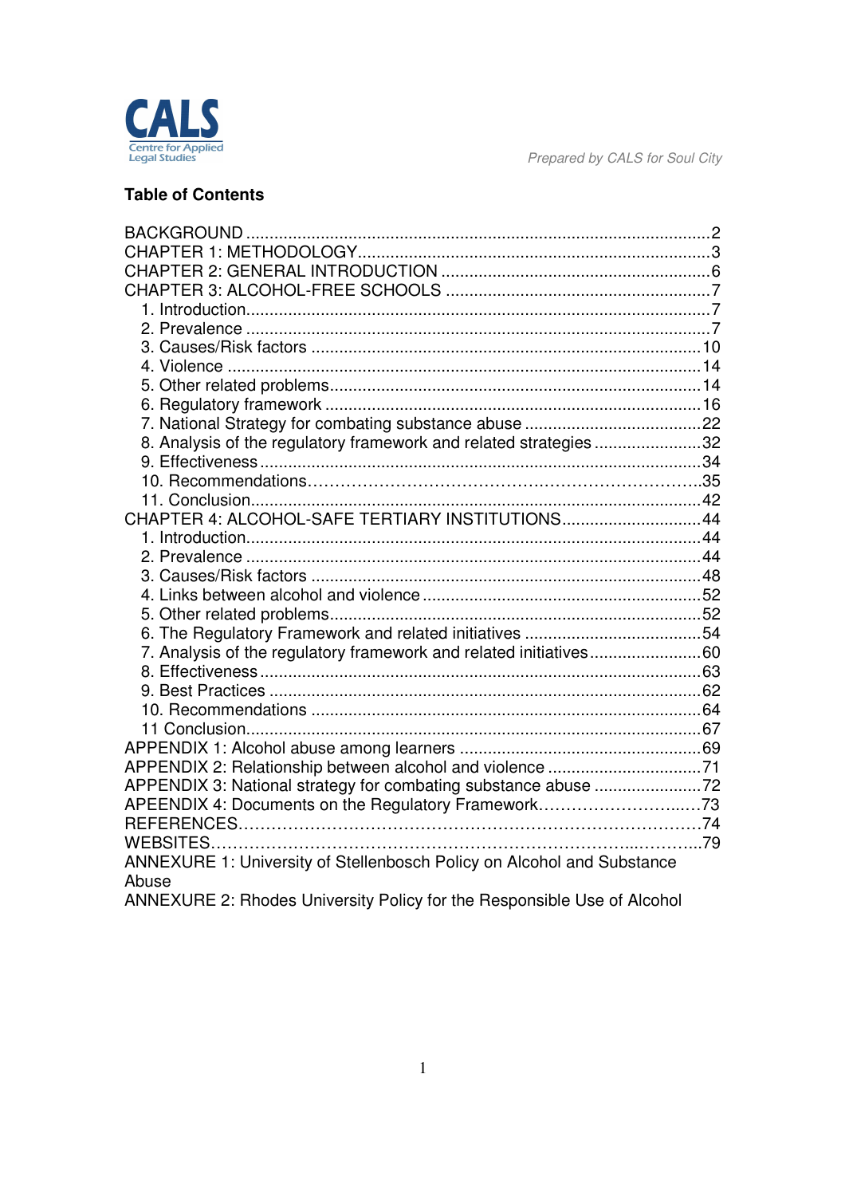CALS
Centre for Applied Legal Studies

*Prepared by CALS for Soul City*

**Table of Contents**

BACKGROUND ....................................................................................................2
CHAPTER 1: METHODOLOGY............................................................................3
CHAPTER 2: GENERAL INTRODUCTION ..........................................................6
CHAPTER 3: ALCOHOL-FREE SCHOOLS .........................................................7
- 1. Introduction...................................................................................................7
- 2. Prevalence ...................................................................................................7
- 3. Causes/Risk factors ....................................................................................10
- 4. Violence .....................................................................................................14
- 5. Other related problems................................................................................14
- 6. Regulatory framework .................................................................................16
- 7. National Strategy for combating substance abuse ......................................22
- 8. Analysis of the regulatory framework and related strategies .......................32
- 9. Effectiveness ..............................................................................................34
- 10. Recommendations......................................................................................35
- 11. Conclusion..................................................................................................42

CHAPTER 4: ALCOHOL-SAFE TERTIARY INSTITUTIONS..............................44
- 1. Introduction..................................................................................................44
- 2. Prevalence .................................................................................................44
- 3. Causes/Risk factors ....................................................................................48
- 4. Links between alcohol and violence ............................................................52
- 5. Other related problems................................................................................52
- 6. The Regulatory Framework and related initiatives ......................................54
- 7. Analysis of the regulatory framework and related initiatives........................60
- 8. Effectiveness ..............................................................................................63
- 9. Best Practices ............................................................................................62
- 10. Recommendations ....................................................................................64
- 11 Conclusion..................................................................................................67

APPENDIX 1: Alcohol abuse among learners ....................................................69
APPENDIX 2: Relationship between alcohol and violence .................................71
APPENDIX 3: National strategy for combating substance abuse .......................72
APEENDIX 4: Documents on the Regulatory Framework...................................73
REFERENCES.....................................................................................................74
WEBSITES...........................................................................................................79
ANNEXURE 1: University of Stellenbosch Policy on Alcohol and Substance Abuse
ANNEXURE 2: Rhodes University Policy for the Responsible Use of Alcohol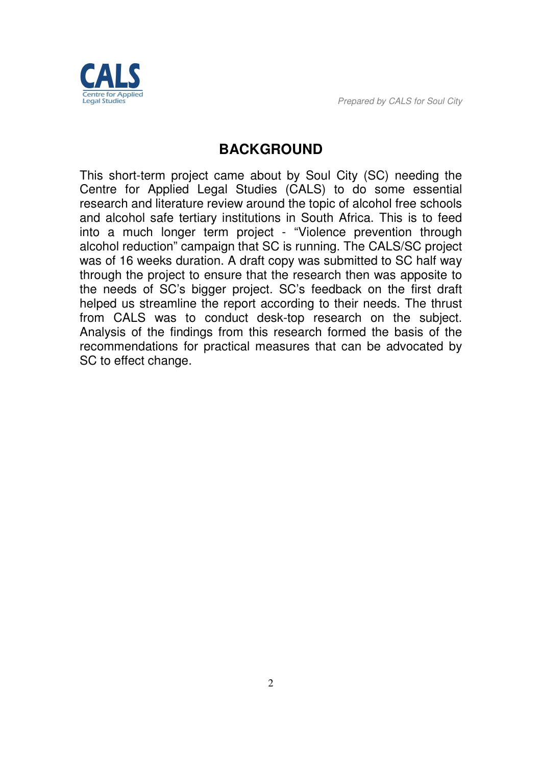## BACKGROUND

This short-term project came about by Soul City (SC) needing the Centre for Applied Legal Studies (CALS) to do some essential research and literature review around the topic of alcohol free schools and alcohol safe tertiary institutions in South Africa. This is to feed into a much longer term project - "Violence prevention through alcohol reduction" campaign that SC is running. The CALS/SC project was of 16 weeks duration. A draft copy was submitted to SC half way through the project to ensure that the research then was apposite to the needs of SC's bigger project. SC's feedback on the first draft helped us streamline the report according to their needs. The thrust from CALS was to conduct desk-top research on the subject. Analysis of the findings from this research formed the basis of the recommendations for practical measures that can be advocated by SC to effect change.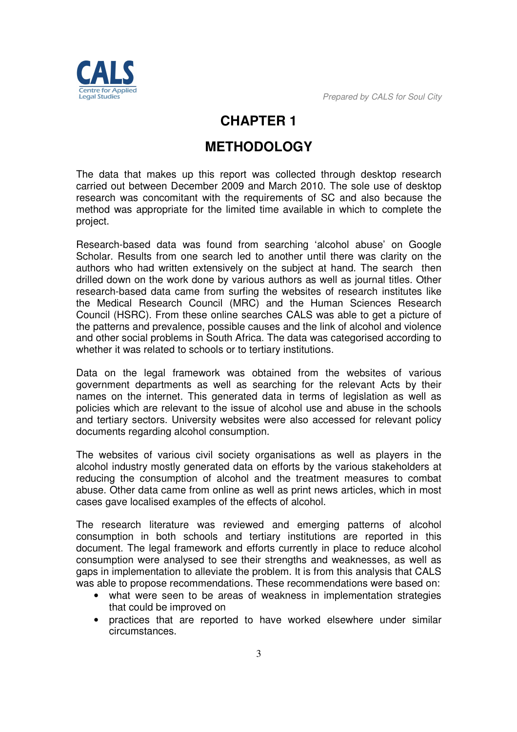# CHAPTER 1

# METHODOLOGY

The data that makes up this report was collected through desktop research carried out between December 2009 and March 2010. The sole use of desktop research was concomitant with the requirements of SC and also because the method was appropriate for the limited time available in which to complete the project.

Research-based data was found from searching 'alcohol abuse' on Google Scholar. Results from one search led to another until there was clarity on the authors who had written extensively on the subject at hand. The search then drilled down on the work done by various authors as well as journal titles. Other research-based data came from surfing the websites of research institutes like the Medical Research Council (MRC) and the Human Sciences Research Council (HSRC). From these online searches CALS was able to get a picture of the patterns and prevalence, possible causes and the link of alcohol and violence and other social problems in South Africa. The data was categorised according to whether it was related to schools or to tertiary institutions.

Data on the legal framework was obtained from the websites of various government departments as well as searching for the relevant Acts by their names on the internet. This generated data in terms of legislation as well as policies which are relevant to the issue of alcohol use and abuse in the schools and tertiary sectors. University websites were also accessed for relevant policy documents regarding alcohol consumption.

The websites of various civil society organisations as well as players in the alcohol industry mostly generated data on efforts by the various stakeholders at reducing the consumption of alcohol and the treatment measures to combat abuse. Other data came from online as well as print news articles, which in most cases gave localised examples of the effects of alcohol.

The research literature was reviewed and emerging patterns of alcohol consumption in both schools and tertiary institutions are reported in this document. The legal framework and efforts currently in place to reduce alcohol consumption were analysed to see their strengths and weaknesses, as well as gaps in implementation to alleviate the problem. It is from this analysis that CALS was able to propose recommendations. These recommendations were based on:

- what were seen to be areas of weakness in implementation strategies that could be improved on
- practices that are reported to have worked elsewhere under similar circumstances.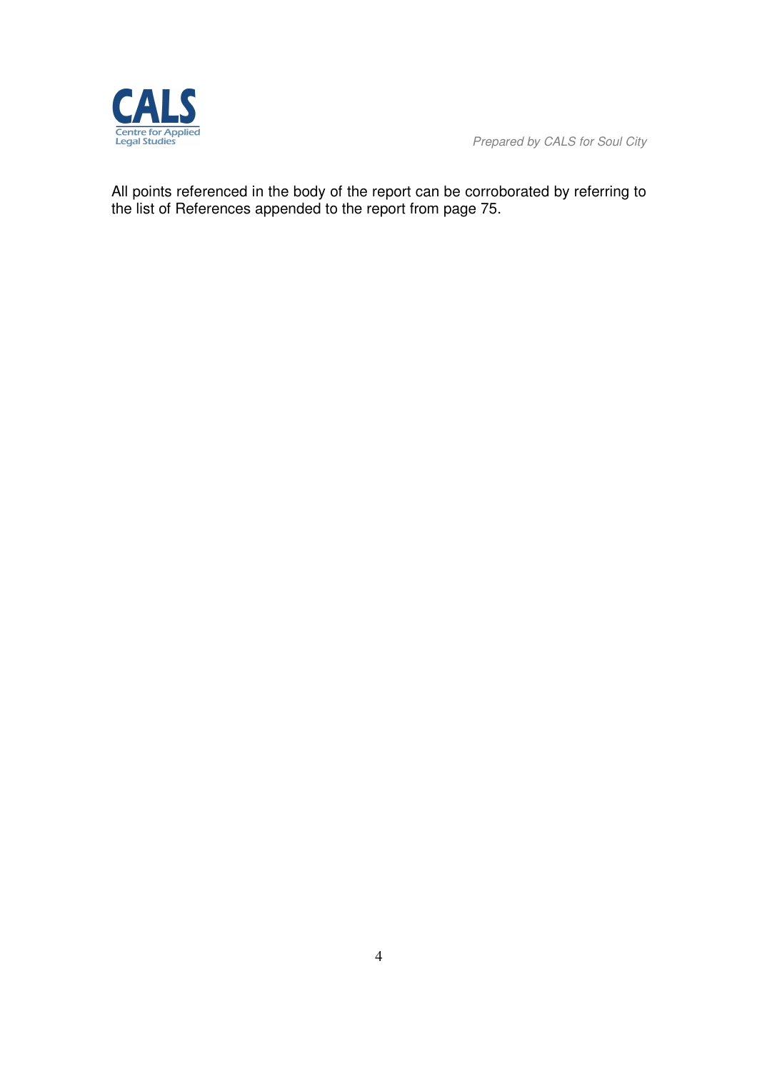All points referenced in the body of the report can be corroborated by referring to the list of References appended to the report from page 75.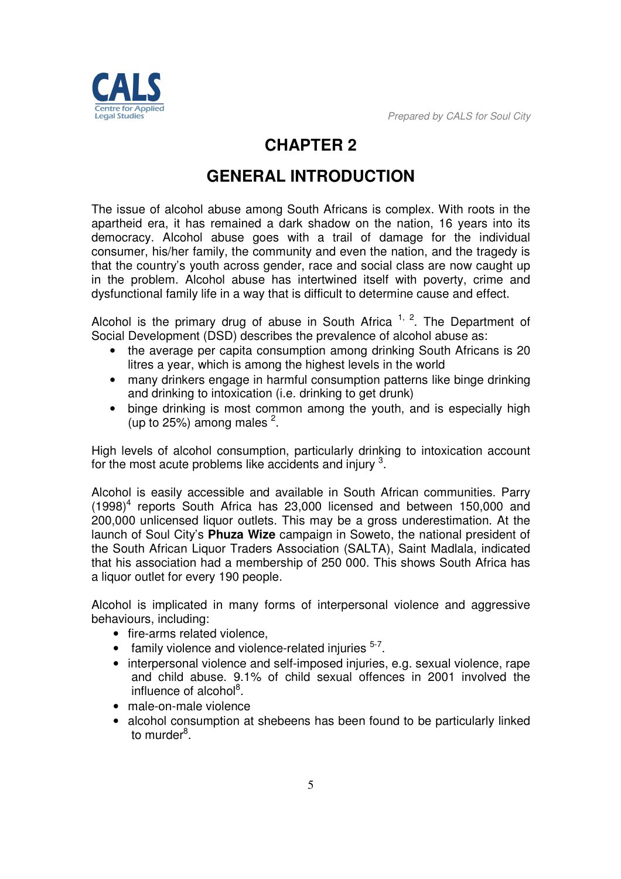# CHAPTER 2

# GENERAL INTRODUCTION

The issue of alcohol abuse among South Africans is complex. With roots in the apartheid era, it has remained a dark shadow on the nation, 16 years into its democracy. Alcohol abuse goes with a trail of damage for the individual consumer, his/her family, the community and even the nation, and the tragedy is that the country's youth across gender, race and social class are now caught up in the problem. Alcohol abuse has intertwined itself with poverty, crime and dysfunctional family life in a way that is difficult to determine cause and effect.

Alcohol is the primary drug of abuse in South Africa [1, 2]. The Department of Social Development (DSD) describes the prevalence of alcohol abuse as:

- the average per capita consumption among drinking South Africans is 20 litres a year, which is among the highest levels in the world
- many drinkers engage in harmful consumption patterns like binge drinking and drinking to intoxication (i.e. drinking to get drunk)
- binge drinking is most common among the youth, and is especially high (up to 25%) among males [2].

High levels of alcohol consumption, particularly drinking to intoxication account for the most acute problems like accidents and injury [3].

Alcohol is easily accessible and available in South African communities. Parry (1998)[4] reports South Africa has 23,000 licensed and between 150,000 and 200,000 unlicensed liquor outlets. This may be a gross underestimation. At the launch of Soul City's **Phuza Wize** campaign in Soweto, the national president of the South African Liquor Traders Association (SALTA), Saint Madlala, indicated that his association had a membership of 250 000. This shows South Africa has a liquor outlet for every 190 people.

Alcohol is implicated in many forms of interpersonal violence and aggressive behaviours, including:

- fire-arms related violence,
- family violence and violence-related injuries [5-7].
- interpersonal violence and self-imposed injuries, e.g. sexual violence, rape and child abuse. 9.1% of child sexual offences in 2001 involved the influence of alcohol[8].
- male-on-male violence
- alcohol consumption at shebeens has been found to be particularly linked to murder[8].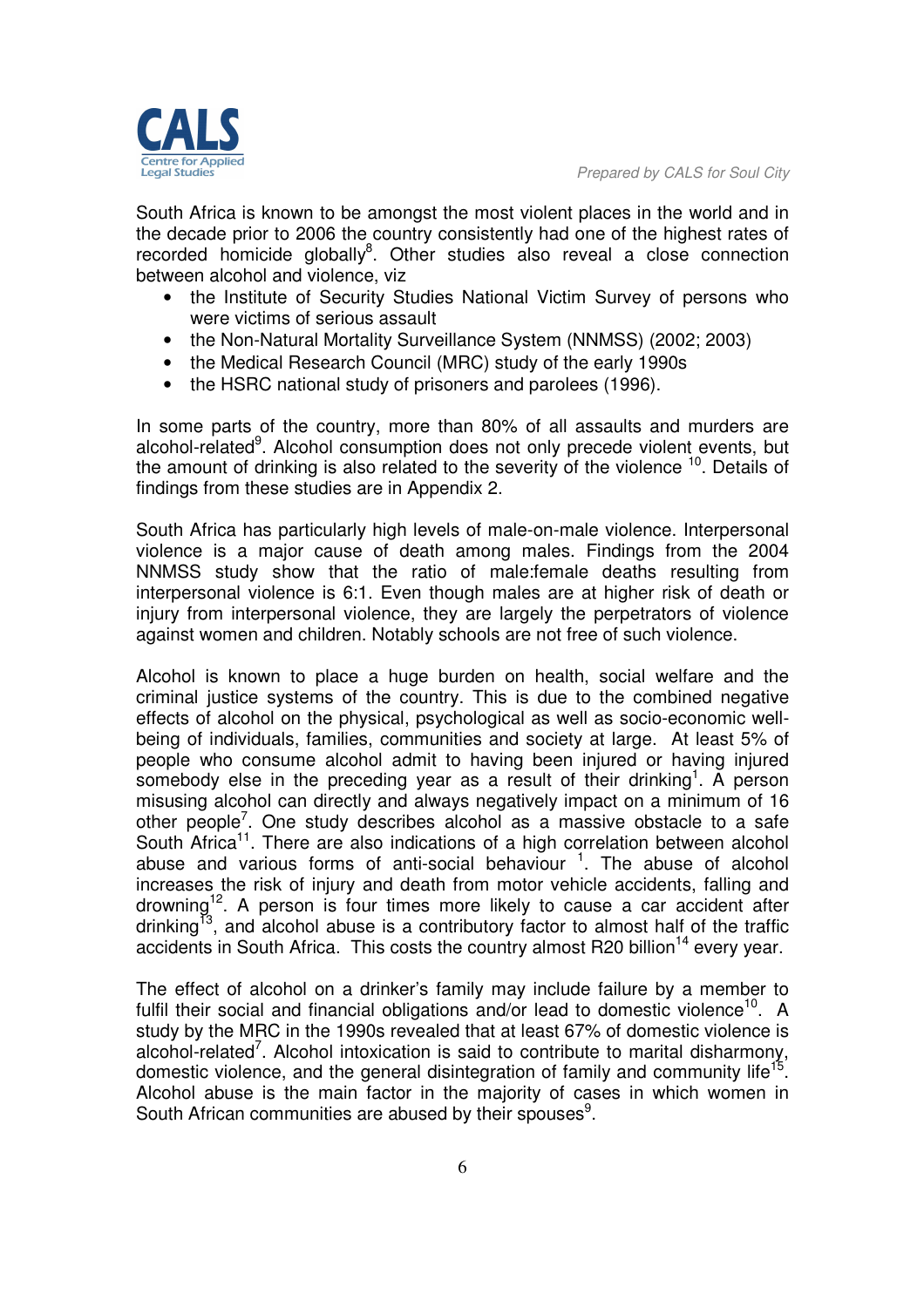South Africa is known to be amongst the most violent places in the world and in the decade prior to 2006 the country consistently had one of the highest rates of recorded homicide globally[8]. Other studies also reveal a close connection between alcohol and violence, viz

- the Institute of Security Studies National Victim Survey of persons who were victims of serious assault
- the Non-Natural Mortality Surveillance System (NNMSS) (2002; 2003)
- the Medical Research Council (MRC) study of the early 1990s
- the HSRC national study of prisoners and parolees (1996).

In some parts of the country, more than 80% of all assaults and murders are alcohol-related[9]. Alcohol consumption does not only precede violent events, but the amount of drinking is also related to the severity of the violence [10]. Details of findings from these studies are in Appendix 2.

South Africa has particularly high levels of male-on-male violence. Interpersonal violence is a major cause of death among males. Findings from the 2004 NNMSS study show that the ratio of male:female deaths resulting from interpersonal violence is 6:1. Even though males are at higher risk of death or injury from interpersonal violence, they are largely the perpetrators of violence against women and children. Notably schools are not free of such violence.

Alcohol is known to place a huge burden on health, social welfare and the criminal justice systems of the country. This is due to the combined negative effects of alcohol on the physical, psychological as well as socio-economic well-being of individuals, families, communities and society at large. At least 5% of people who consume alcohol admit to having been injured or having injured somebody else in the preceding year as a result of their drinking[1]. A person misusing alcohol can directly and always negatively impact on a minimum of 16 other people[7]. One study describes alcohol as a massive obstacle to a safe South Africa[11]. There are also indications of a high correlation between alcohol abuse and various forms of anti-social behaviour [1]. The abuse of alcohol increases the risk of injury and death from motor vehicle accidents, falling and drowning[12]. A person is four times more likely to cause a car accident after drinking[13], and alcohol abuse is a contributory factor to almost half of the traffic accidents in South Africa. This costs the country almost R20 billion[14] every year.

The effect of alcohol on a drinker's family may include failure by a member to fulfil their social and financial obligations and/or lead to domestic violence[10]. A study by the MRC in the 1990s revealed that at least 67% of domestic violence is alcohol-related[7]. Alcohol intoxication is said to contribute to marital disharmony, domestic violence, and the general disintegration of family and community life[15]. Alcohol abuse is the main factor in the majority of cases in which women in South African communities are abused by their spouses[9].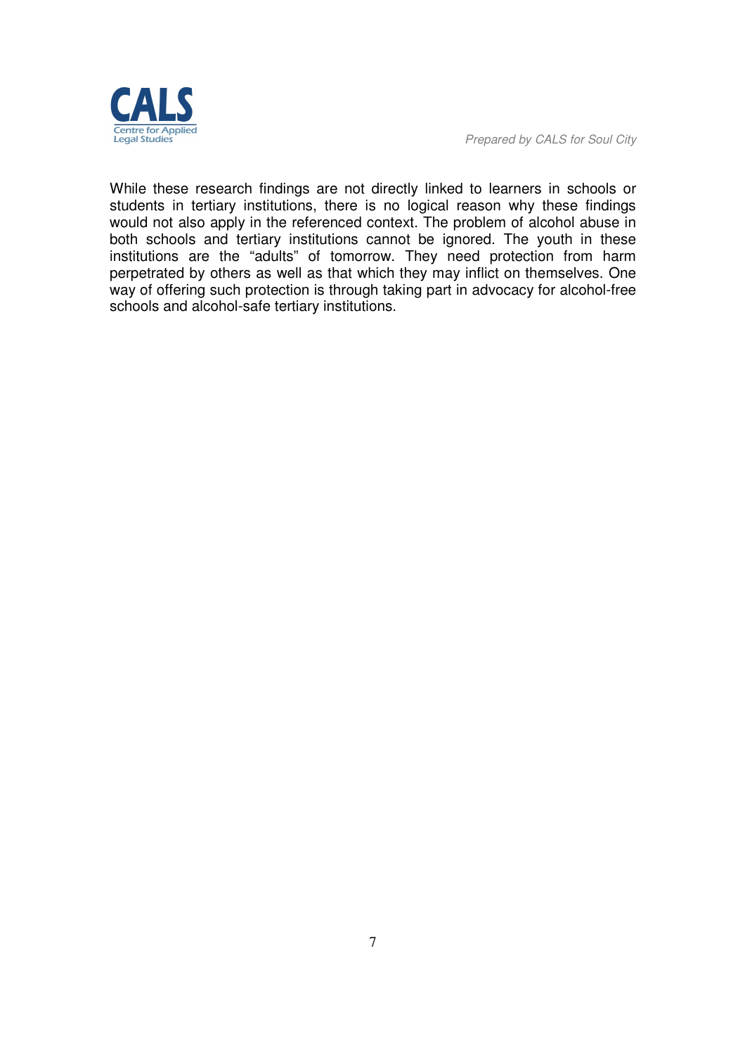While these research findings are not directly linked to learners in schools or students in tertiary institutions, there is no logical reason why these findings would not also apply in the referenced context. The problem of alcohol abuse in both schools and tertiary institutions cannot be ignored. The youth in these institutions are the "adults" of tomorrow. They need protection from harm perpetrated by others as well as that which they may inflict on themselves. One way of offering such protection is through taking part in advocacy for alcohol-free schools and alcohol-safe tertiary institutions.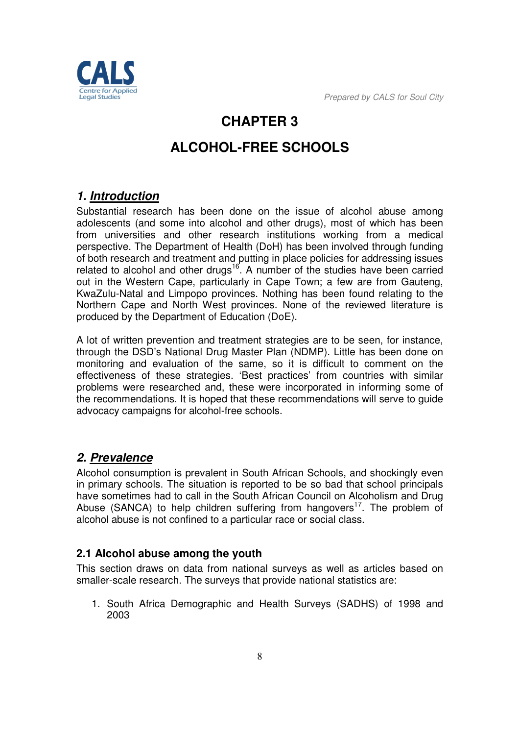# CHAPTER 3

# ALCOHOL-FREE SCHOOLS

## *1. Introduction*

Substantial research has been done on the issue of alcohol abuse among adolescents (and some into alcohol and other drugs), most of which has been from universities and other research institutions working from a medical perspective. The Department of Health (DoH) has been involved through funding of both research and treatment and putting in place policies for addressing issues related to alcohol and other drugs[16]. A number of the studies have been carried out in the Western Cape, particularly in Cape Town; a few are from Gauteng, KwaZulu-Natal and Limpopo provinces. Nothing has been found relating to the Northern Cape and North West provinces. None of the reviewed literature is produced by the Department of Education (DoE).

A lot of written prevention and treatment strategies are to be seen, for instance, through the DSD's National Drug Master Plan (NDMP). Little has been done on monitoring and evaluation of the same, so it is difficult to comment on the effectiveness of these strategies. 'Best practices' from countries with similar problems were researched and, these were incorporated in informing some of the recommendations. It is hoped that these recommendations will serve to guide advocacy campaigns for alcohol-free schools.

## *2. Prevalence*

Alcohol consumption is prevalent in South African Schools, and shockingly even in primary schools. The situation is reported to be so bad that school principals have sometimes had to call in the South African Council on Alcoholism and Drug Abuse (SANCA) to help children suffering from hangovers[17]. The problem of alcohol abuse is not confined to a particular race or social class.

### 2.1 Alcohol abuse among the youth

This section draws on data from national surveys as well as articles based on smaller-scale research. The surveys that provide national statistics are:

1. South Africa Demographic and Health Surveys (SADHS) of 1998 and 2003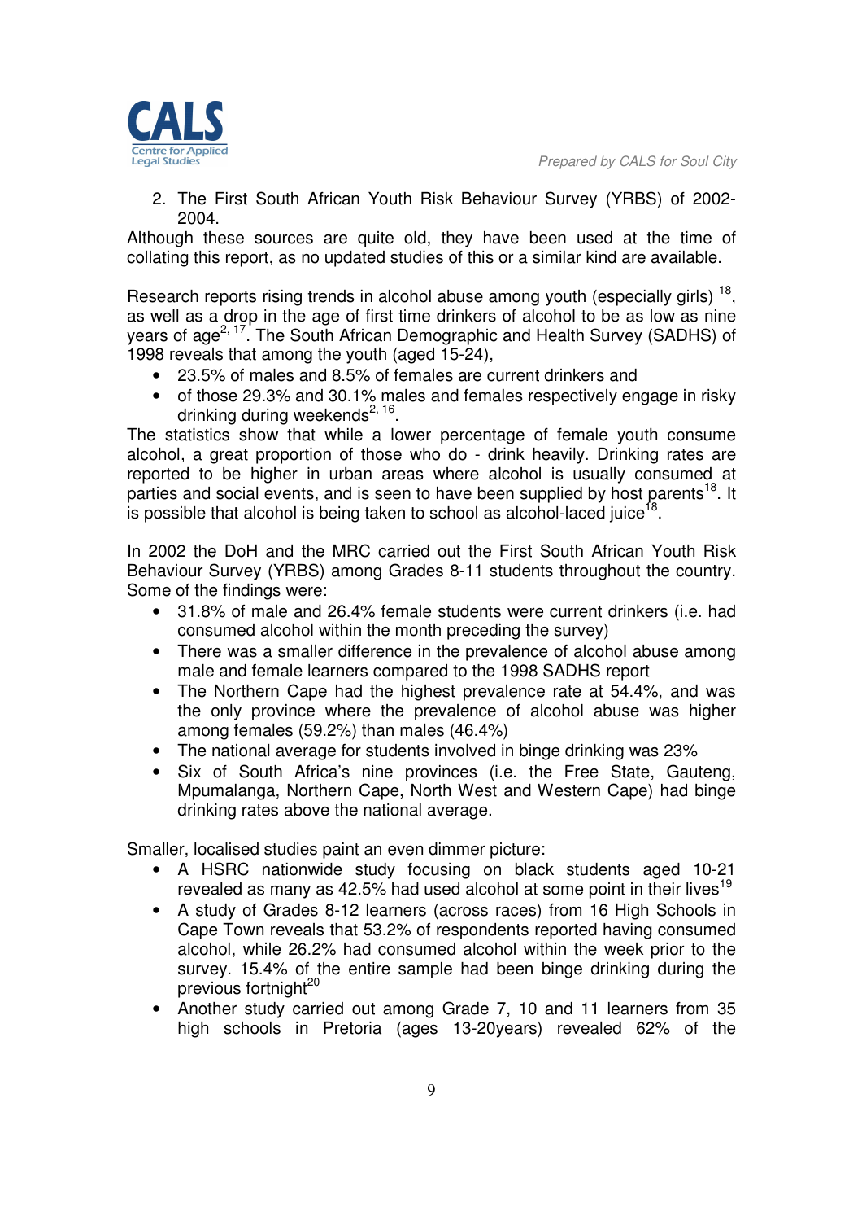2. The First South African Youth Risk Behaviour Survey (YRBS) of 2002-2004.

Although these sources are quite old, they have been used at the time of collating this report, as no updated studies of this or a similar kind are available.

Research reports rising trends in alcohol abuse among youth (especially girls) [18], as well as a drop in the age of first time drinkers of alcohol to be as low as nine years of age[2, 17]. The South African Demographic and Health Survey (SADHS) of 1998 reveals that among the youth (aged 15-24),

- 23.5% of males and 8.5% of females are current drinkers and
- of those 29.3% and 30.1% males and females respectively engage in risky drinking during weekends[2, 16].

The statistics show that while a lower percentage of female youth consume alcohol, a great proportion of those who do - drink heavily. Drinking rates are reported to be higher in urban areas where alcohol is usually consumed at parties and social events, and is seen to have been supplied by host parents[18]. It is possible that alcohol is being taken to school as alcohol-laced juice[18].

In 2002 the DoH and the MRC carried out the First South African Youth Risk Behaviour Survey (YRBS) among Grades 8-11 students throughout the country. Some of the findings were:

- 31.8% of male and 26.4% female students were current drinkers (i.e. had consumed alcohol within the month preceding the survey)
- There was a smaller difference in the prevalence of alcohol abuse among male and female learners compared to the 1998 SADHS report
- The Northern Cape had the highest prevalence rate at 54.4%, and was the only province where the prevalence of alcohol abuse was higher among females (59.2%) than males (46.4%)
- The national average for students involved in binge drinking was 23%
- Six of South Africa's nine provinces (i.e. the Free State, Gauteng, Mpumalanga, Northern Cape, North West and Western Cape) had binge drinking rates above the national average.

Smaller, localised studies paint an even dimmer picture:

- A HSRC nationwide study focusing on black students aged 10-21 revealed as many as 42.5% had used alcohol at some point in their lives[19]
- A study of Grades 8-12 learners (across races) from 16 High Schools in Cape Town reveals that 53.2% of respondents reported having consumed alcohol, while 26.2% had consumed alcohol within the week prior to the survey. 15.4% of the entire sample had been binge drinking during the previous fortnight[20]
- Another study carried out among Grade 7, 10 and 11 learners from 35 high schools in Pretoria (ages 13-20years) revealed 62% of the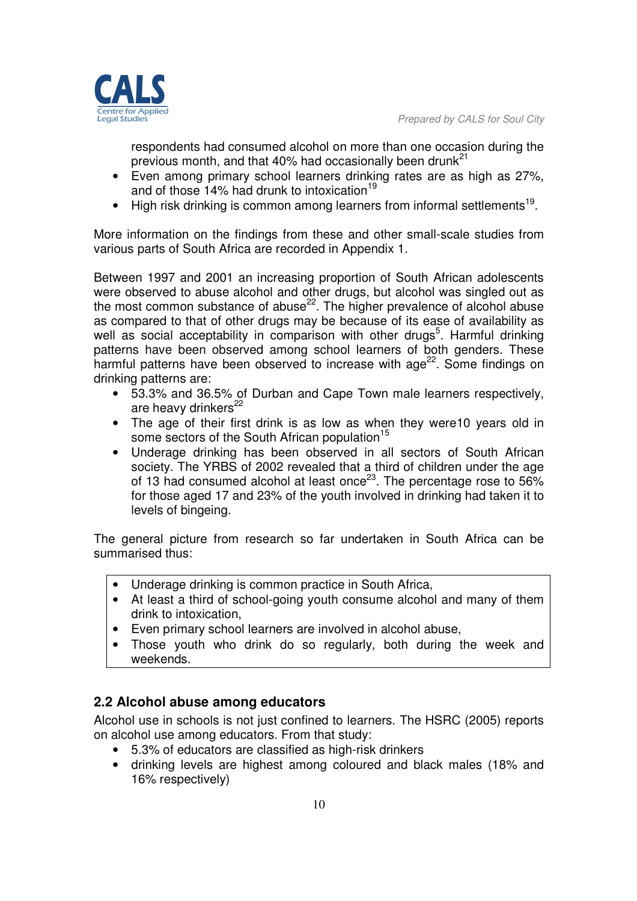respondents had consumed alcohol on more than one occasion during the previous month, and that 40% had occasionally been drunk[21]

- Even among primary school learners drinking rates are as high as 27%, and of those 14% had drunk to intoxication[19]
- High risk drinking is common among learners from informal settlements[19].

More information on the findings from these and other small-scale studies from various parts of South Africa are recorded in Appendix 1.

Between 1997 and 2001 an increasing proportion of South African adolescents were observed to abuse alcohol and other drugs, but alcohol was singled out as the most common substance of abuse[22]. The higher prevalence of alcohol abuse as compared to that of other drugs may be because of its ease of availability as well as social acceptability in comparison with other drugs[5]. Harmful drinking patterns have been observed among school learners of both genders. These harmful patterns have been observed to increase with age[22]. Some findings on drinking patterns are:

- 53.3% and 36.5% of Durban and Cape Town male learners respectively, are heavy drinkers[22]
- The age of their first drink is as low as when they were10 years old in some sectors of the South African population[15]
- Underage drinking has been observed in all sectors of South African society. The YRBS of 2002 revealed that a third of children under the age of 13 had consumed alcohol at least once[23]. The percentage rose to 56% for those aged 17 and 23% of the youth involved in drinking had taken it to levels of bingeing.

The general picture from research so far undertaken in South Africa can be summarised thus:

- Underage drinking is common practice in South Africa,
- At least a third of school-going youth consume alcohol and many of them drink to intoxication,
- Even primary school learners are involved in alcohol abuse,
- Those youth who drink do so regularly, both during the week and weekends.

## 2.2 Alcohol abuse among educators

Alcohol use in schools is not just confined to learners. The HSRC (2005) reports on alcohol use among educators. From that study:

- 5.3% of educators are classified as high-risk drinkers
- drinking levels are highest among coloured and black males (18% and 16% respectively)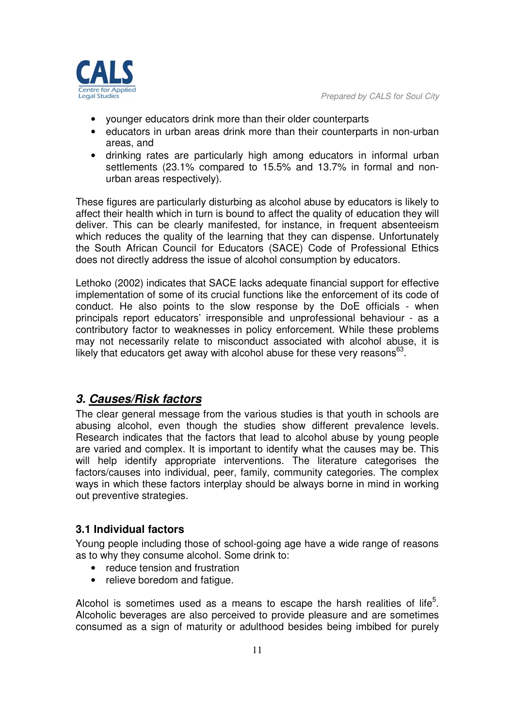- younger educators drink more than their older counterparts
- educators in urban areas drink more than their counterparts in non-urban areas, and
- drinking rates are particularly high among educators in informal urban settlements (23.1% compared to 15.5% and 13.7% in formal and non-urban areas respectively).

These figures are particularly disturbing as alcohol abuse by educators is likely to affect their health which in turn is bound to affect the quality of education they will deliver. This can be clearly manifested, for instance, in frequent absenteeism which reduces the quality of the learning that they can dispense. Unfortunately the South African Council for Educators (SACE) Code of Professional Ethics does not directly address the issue of alcohol consumption by educators.

Lethoko (2002) indicates that SACE lacks adequate financial support for effective implementation of some of its crucial functions like the enforcement of its code of conduct. He also points to the slow response by the DoE officials - when principals report educators' irresponsible and unprofessional behaviour - as a contributory factor to weaknesses in policy enforcement. While these problems may not necessarily relate to misconduct associated with alcohol abuse, it is likely that educators get away with alcohol abuse for these very reasons[63].

## *3. Causes/Risk factors*

The clear general message from the various studies is that youth in schools are abusing alcohol, even though the studies show different prevalence levels. Research indicates that the factors that lead to alcohol abuse by young people are varied and complex. It is important to identify what the causes may be. This will help identify appropriate interventions. The literature categorises the factors/causes into individual, peer, family, community categories. The complex ways in which these factors interplay should be always borne in mind in working out preventive strategies.

### 3.1 Individual factors

Young people including those of school-going age have a wide range of reasons as to why they consume alcohol. Some drink to:

- reduce tension and frustration
- relieve boredom and fatigue.

Alcohol is sometimes used as a means to escape the harsh realities of life[5]. Alcoholic beverages are also perceived to provide pleasure and are sometimes consumed as a sign of maturity or adulthood besides being imbibed for purely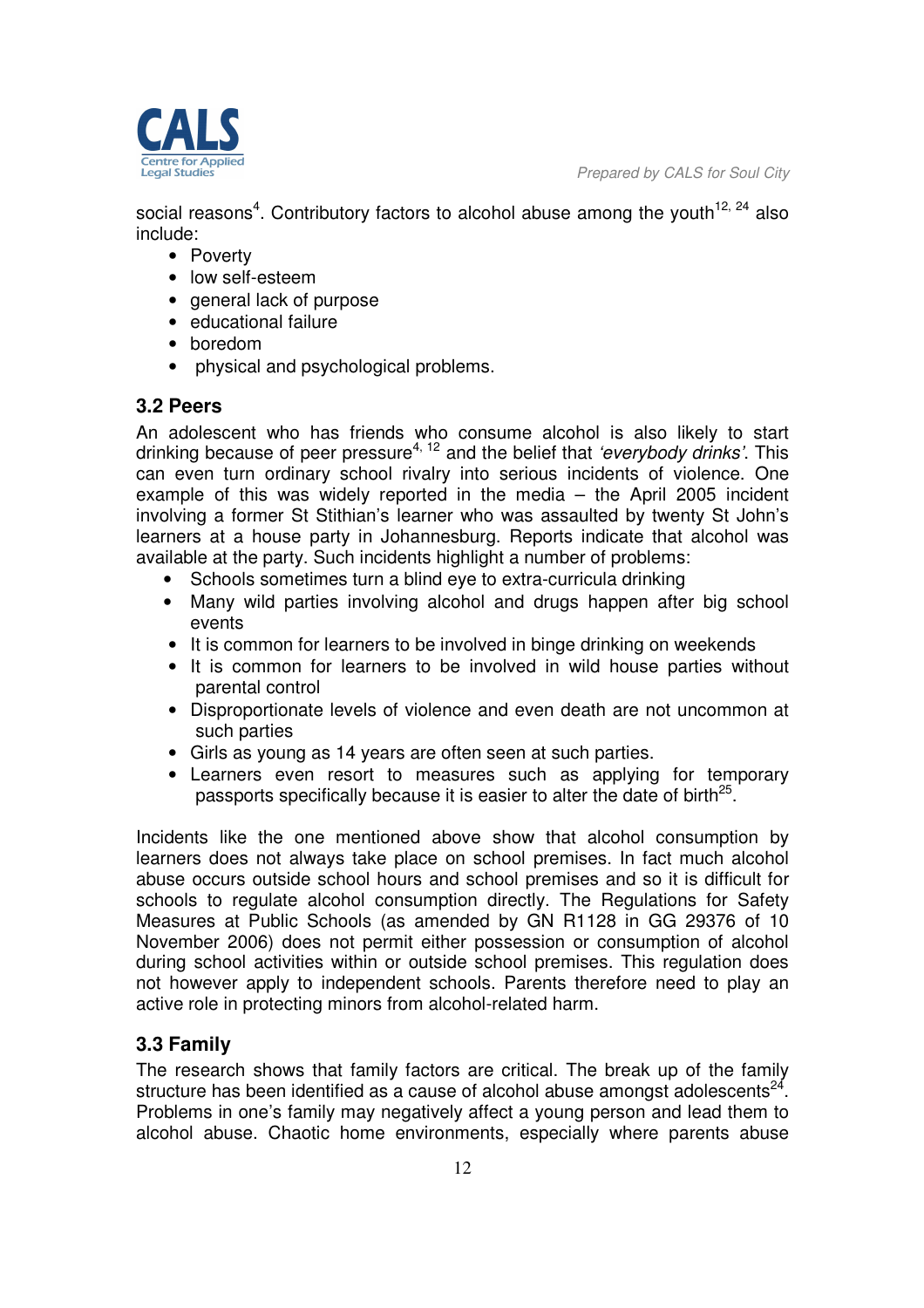social reasons[4]. Contributory factors to alcohol abuse among the youth[12, 24] also include:

- Poverty
- low self-esteem
- general lack of purpose
- educational failure
- boredom
- physical and psychological problems.

## 3.2 Peers

An adolescent who has friends who consume alcohol is also likely to start drinking because of peer pressure[4, 12] and the belief that *'everybody drinks'*. This can even turn ordinary school rivalry into serious incidents of violence. One example of this was widely reported in the media – the April 2005 incident involving a former St Stithian's learner who was assaulted by twenty St John's learners at a house party in Johannesburg. Reports indicate that alcohol was available at the party. Such incidents highlight a number of problems:

- Schools sometimes turn a blind eye to extra-curricula drinking
- Many wild parties involving alcohol and drugs happen after big school events
- It is common for learners to be involved in binge drinking on weekends
- It is common for learners to be involved in wild house parties without parental control
- Disproportionate levels of violence and even death are not uncommon at such parties
- Girls as young as 14 years are often seen at such parties.
- Learners even resort to measures such as applying for temporary passports specifically because it is easier to alter the date of birth[25].

Incidents like the one mentioned above show that alcohol consumption by learners does not always take place on school premises. In fact much alcohol abuse occurs outside school hours and school premises and so it is difficult for schools to regulate alcohol consumption directly. The Regulations for Safety Measures at Public Schools (as amended by GN R1128 in GG 29376 of 10 November 2006) does not permit either possession or consumption of alcohol during school activities within or outside school premises. This regulation does not however apply to independent schools. Parents therefore need to play an active role in protecting minors from alcohol-related harm.

## 3.3 Family

The research shows that family factors are critical. The break up of the family structure has been identified as a cause of alcohol abuse amongst adolescents[24]. Problems in one's family may negatively affect a young person and lead them to alcohol abuse. Chaotic home environments, especially where parents abuse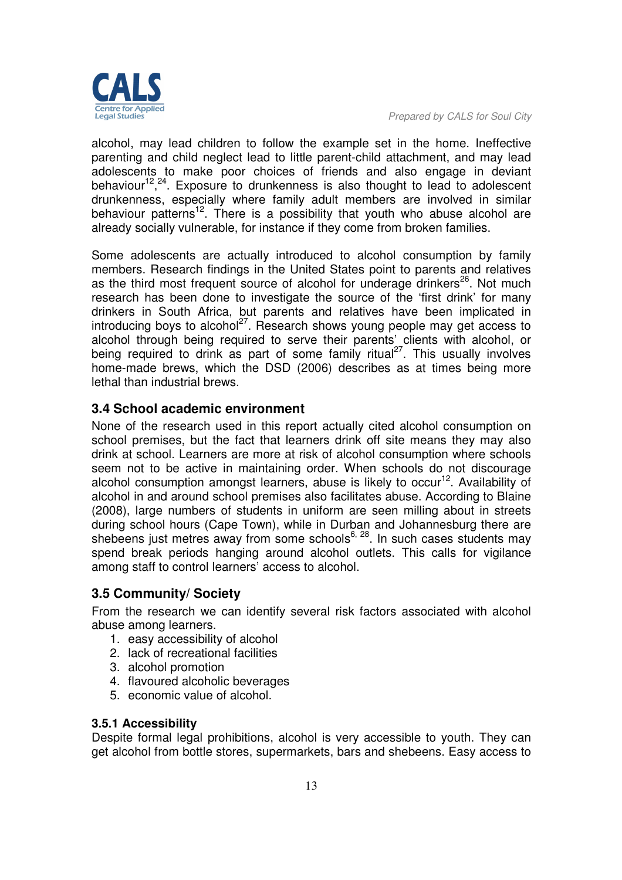alcohol, may lead children to follow the example set in the home. Ineffective parenting and child neglect lead to little parent-child attachment, and may lead adolescents to make poor choices of friends and also engage in deviant behaviour[12],[24]. Exposure to drunkenness is also thought to lead to adolescent drunkenness, especially where family adult members are involved in similar behaviour patterns[12]. There is a possibility that youth who abuse alcohol are already socially vulnerable, for instance if they come from broken families.

Some adolescents are actually introduced to alcohol consumption by family members. Research findings in the United States point to parents and relatives as the third most frequent source of alcohol for underage drinkers[26]. Not much research has been done to investigate the source of the 'first drink' for many drinkers in South Africa, but parents and relatives have been implicated in introducing boys to alcohol[27]. Research shows young people may get access to alcohol through being required to serve their parents' clients with alcohol, or being required to drink as part of some family ritual[27]. This usually involves home-made brews, which the DSD (2006) describes as at times being more lethal than industrial brews.

### 3.4 School academic environment

None of the research used in this report actually cited alcohol consumption on school premises, but the fact that learners drink off site means they may also drink at school. Learners are more at risk of alcohol consumption where schools seem not to be active in maintaining order. When schools do not discourage alcohol consumption amongst learners, abuse is likely to occur[12]. Availability of alcohol in and around school premises also facilitates abuse. According to Blaine (2008), large numbers of students in uniform are seen milling about in streets during school hours (Cape Town), while in Durban and Johannesburg there are shebeens just metres away from some schools[6, 28]. In such cases students may spend break periods hanging around alcohol outlets. This calls for vigilance among staff to control learners' access to alcohol.

### 3.5 Community/ Society

From the research we can identify several risk factors associated with alcohol abuse among learners.

1. easy accessibility of alcohol
2. lack of recreational facilities
3. alcohol promotion
4. flavoured alcoholic beverages
5. economic value of alcohol.

#### 3.5.1 Accessibility

Despite formal legal prohibitions, alcohol is very accessible to youth. They can get alcohol from bottle stores, supermarkets, bars and shebeens. Easy access to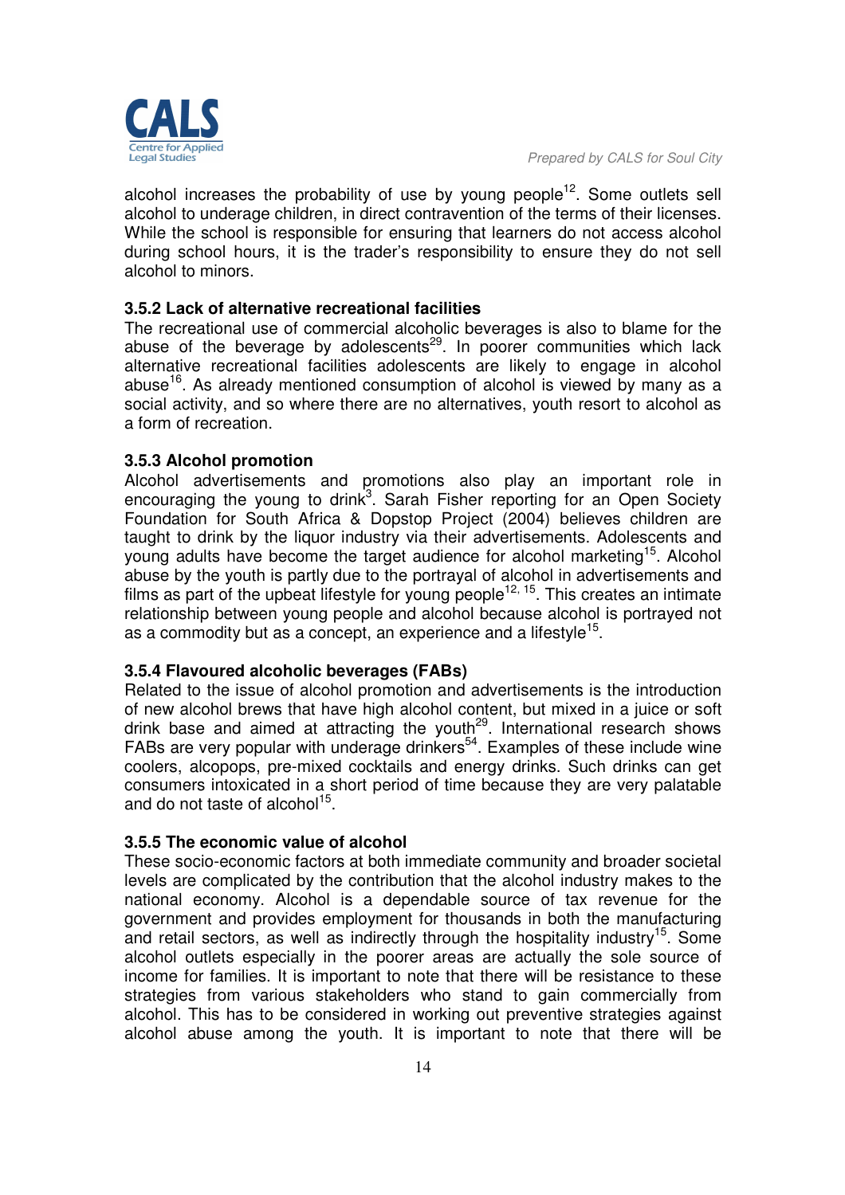alcohol increases the probability of use by young people[12]. Some outlets sell alcohol to underage children, in direct contravention of the terms of their licenses. While the school is responsible for ensuring that learners do not access alcohol during school hours, it is the trader's responsibility to ensure they do not sell alcohol to minors.

### 3.5.2 Lack of alternative recreational facilities

The recreational use of commercial alcoholic beverages is also to blame for the abuse of the beverage by adolescents[29]. In poorer communities which lack alternative recreational facilities adolescents are likely to engage in alcohol abuse[16]. As already mentioned consumption of alcohol is viewed by many as a social activity, and so where there are no alternatives, youth resort to alcohol as a form of recreation.

### 3.5.3 Alcohol promotion

Alcohol advertisements and promotions also play an important role in encouraging the young to drink[3]. Sarah Fisher reporting for an Open Society Foundation for South Africa & Dopstop Project (2004) believes children are taught to drink by the liquor industry via their advertisements. Adolescents and young adults have become the target audience for alcohol marketing[15]. Alcohol abuse by the youth is partly due to the portrayal of alcohol in advertisements and films as part of the upbeat lifestyle for young people[12, 15]. This creates an intimate relationship between young people and alcohol because alcohol is portrayed not as a commodity but as a concept, an experience and a lifestyle[15].

### 3.5.4 Flavoured alcoholic beverages (FABs)

Related to the issue of alcohol promotion and advertisements is the introduction of new alcohol brews that have high alcohol content, but mixed in a juice or soft drink base and aimed at attracting the youth[29]. International research shows FABs are very popular with underage drinkers[54]. Examples of these include wine coolers, alcopops, pre-mixed cocktails and energy drinks. Such drinks can get consumers intoxicated in a short period of time because they are very palatable and do not taste of alcohol[15].

### 3.5.5 The economic value of alcohol

These socio-economic factors at both immediate community and broader societal levels are complicated by the contribution that the alcohol industry makes to the national economy. Alcohol is a dependable source of tax revenue for the government and provides employment for thousands in both the manufacturing and retail sectors, as well as indirectly through the hospitality industry[15]. Some alcohol outlets especially in the poorer areas are actually the sole source of income for families. It is important to note that there will be resistance to these strategies from various stakeholders who stand to gain commercially from alcohol. This has to be considered in working out preventive strategies against alcohol abuse among the youth. It is important to note that there will be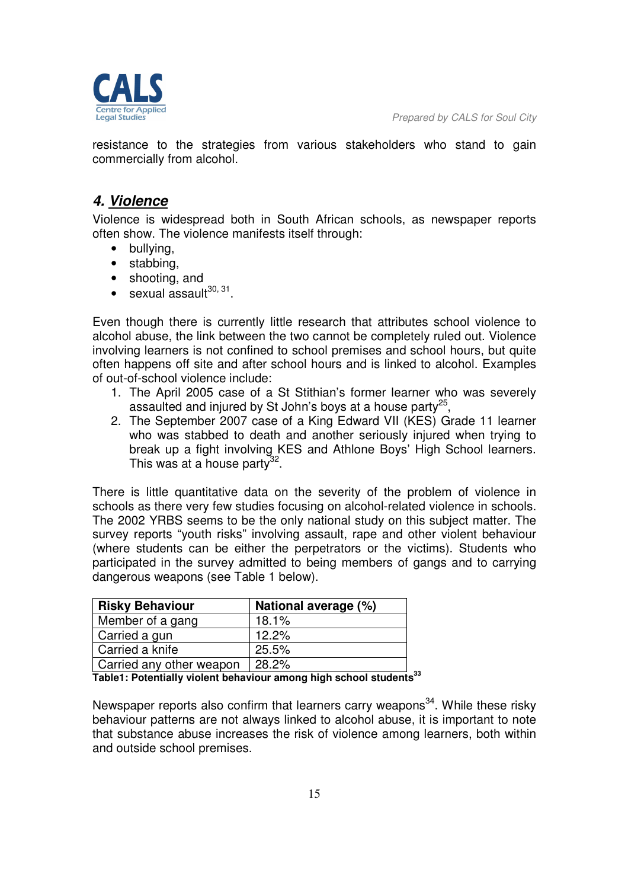resistance to the strategies from various stakeholders who stand to gain commercially from alcohol.

## 4. Violence

Violence is widespread both in South African schools, as newspaper reports often show. The violence manifests itself through:

- bullying,
- stabbing,
- shooting, and
- sexual assault[30, 31].

Even though there is currently little research that attributes school violence to alcohol abuse, the link between the two cannot be completely ruled out. Violence involving learners is not confined to school premises and school hours, but quite often happens off site and after school hours and is linked to alcohol. Examples of out-of-school violence include:

1. The April 2005 case of a St Stithian's former learner who was severely assaulted and injured by St John's boys at a house party[25],
2. The September 2007 case of a King Edward VII (KES) Grade 11 learner who was stabbed to death and another seriously injured when trying to break up a fight involving KES and Athlone Boys' High School learners. This was at a house party[32].

There is little quantitative data on the severity of the problem of violence in schools as there very few studies focusing on alcohol-related violence in schools. The 2002 YRBS seems to be the only national study on this subject matter. The survey reports "youth risks" involving assault, rape and other violent behaviour (where students can be either the perpetrators or the victims). Students who participated in the survey admitted to being members of gangs and to carrying dangerous weapons (see Table 1 below).

| Risky Behaviour | National average (%) |
|---|---|
| Member of a gang | 18.1% |
| Carried a gun | 12.2% |
| Carried a knife | 25.5% |
| Carried any other weapon | 28.2% |

**Table1: Potentially violent behaviour among high school students[33]**

Newspaper reports also confirm that learners carry weapons[34]. While these risky behaviour patterns are not always linked to alcohol abuse, it is important to note that substance abuse increases the risk of violence among learners, both within and outside school premises.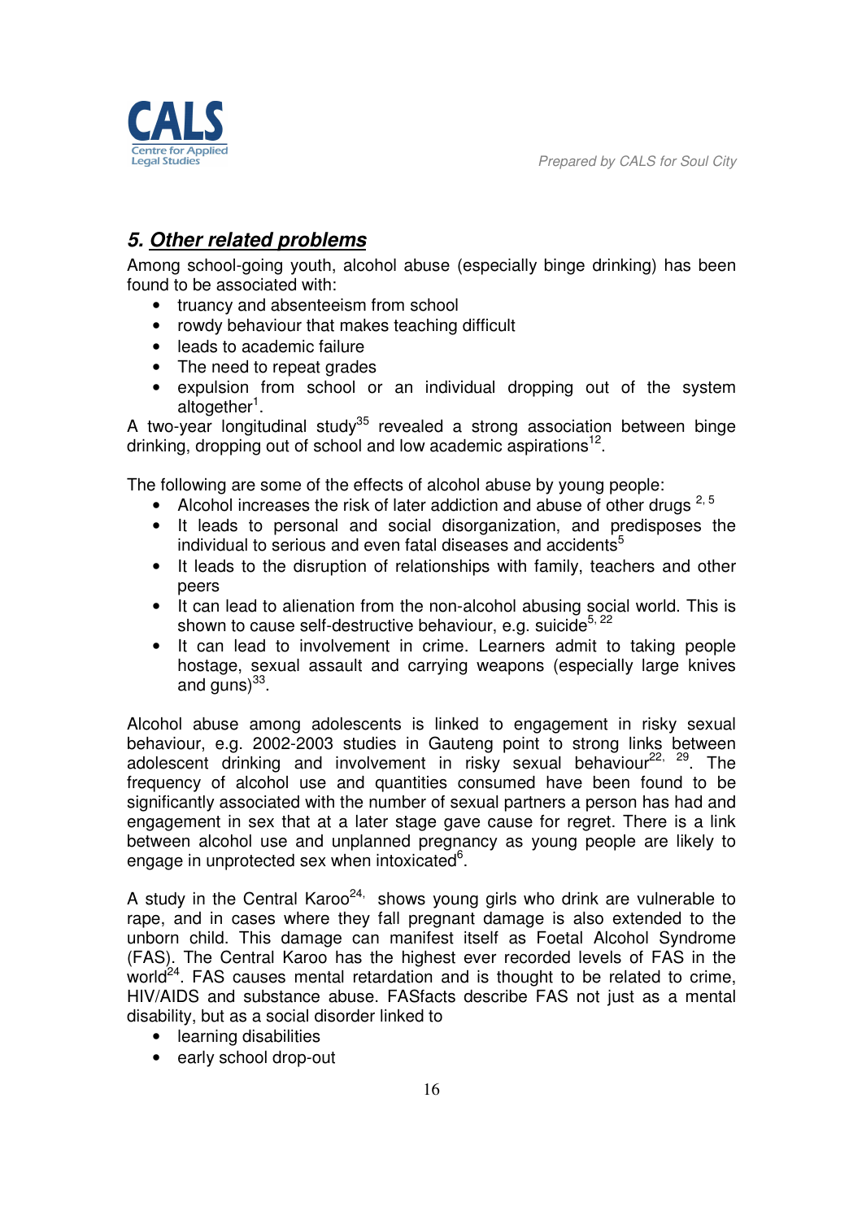## 5. Other related problems

Among school-going youth, alcohol abuse (especially binge drinking) has been found to be associated with:

- truancy and absenteeism from school
- rowdy behaviour that makes teaching difficult
- leads to academic failure
- The need to repeat grades
- expulsion from school or an individual dropping out of the system altogether[1].

A two-year longitudinal study[35] revealed a strong association between binge drinking, dropping out of school and low academic aspirations[12].

The following are some of the effects of alcohol abuse by young people:

- Alcohol increases the risk of later addiction and abuse of other drugs [2, 5]
- It leads to personal and social disorganization, and predisposes the individual to serious and even fatal diseases and accidents[5]
- It leads to the disruption of relationships with family, teachers and other peers
- It can lead to alienation from the non-alcohol abusing social world. This is shown to cause self-destructive behaviour, e.g. suicide[5, 22]
- It can lead to involvement in crime. Learners admit to taking people hostage, sexual assault and carrying weapons (especially large knives and guns)[33].

Alcohol abuse among adolescents is linked to engagement in risky sexual behaviour, e.g. 2002-2003 studies in Gauteng point to strong links between adolescent drinking and involvement in risky sexual behaviour[22, 29]. The frequency of alcohol use and quantities consumed have been found to be significantly associated with the number of sexual partners a person has had and engagement in sex that at a later stage gave cause for regret. There is a link between alcohol use and unplanned pregnancy as young people are likely to engage in unprotected sex when intoxicated[6].

A study in the Central Karoo[24], shows young girls who drink are vulnerable to rape, and in cases where they fall pregnant damage is also extended to the unborn child. This damage can manifest itself as Foetal Alcohol Syndrome (FAS). The Central Karoo has the highest ever recorded levels of FAS in the world[24]. FAS causes mental retardation and is thought to be related to crime, HIV/AIDS and substance abuse. FASfacts describe FAS not just as a mental disability, but as a social disorder linked to

- learning disabilities
- early school drop-out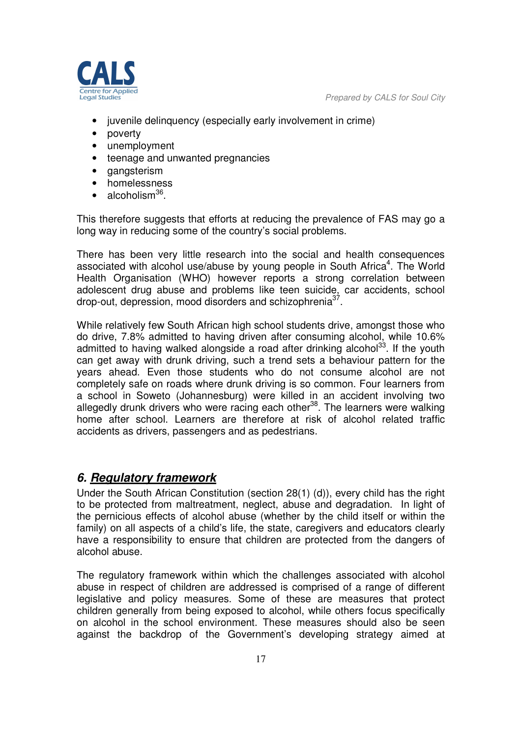- juvenile delinquency (especially early involvement in crime)
- poverty
- unemployment
- teenage and unwanted pregnancies
- gangsterism
- homelessness
- alcoholism[36].

This therefore suggests that efforts at reducing the prevalence of FAS may go a long way in reducing some of the country's social problems.

There has been very little research into the social and health consequences associated with alcohol use/abuse by young people in South Africa[4]. The World Health Organisation (WHO) however reports a strong correlation between adolescent drug abuse and problems like teen suicide, car accidents, school drop-out, depression, mood disorders and schizophrenia[37].

While relatively few South African high school students drive, amongst those who do drive, 7.8% admitted to having driven after consuming alcohol, while 10.6% admitted to having walked alongside a road after drinking alcohol[33]. If the youth can get away with drunk driving, such a trend sets a behaviour pattern for the years ahead. Even those students who do not consume alcohol are not completely safe on roads where drunk driving is so common. Four learners from a school in Soweto (Johannesburg) were killed in an accident involving two allegedly drunk drivers who were racing each other[38]. The learners were walking home after school. Learners are therefore at risk of alcohol related traffic accidents as drivers, passengers and as pedestrians.

## *6. Regulatory framework*

Under the South African Constitution (section 28(1) (d)), every child has the right to be protected from maltreatment, neglect, abuse and degradation. In light of the pernicious effects of alcohol abuse (whether by the child itself or within the family) on all aspects of a child's life, the state, caregivers and educators clearly have a responsibility to ensure that children are protected from the dangers of alcohol abuse.

The regulatory framework within which the challenges associated with alcohol abuse in respect of children are addressed is comprised of a range of different legislative and policy measures. Some of these are measures that protect children generally from being exposed to alcohol, while others focus specifically on alcohol in the school environment. These measures should also be seen against the backdrop of the Government's developing strategy aimed at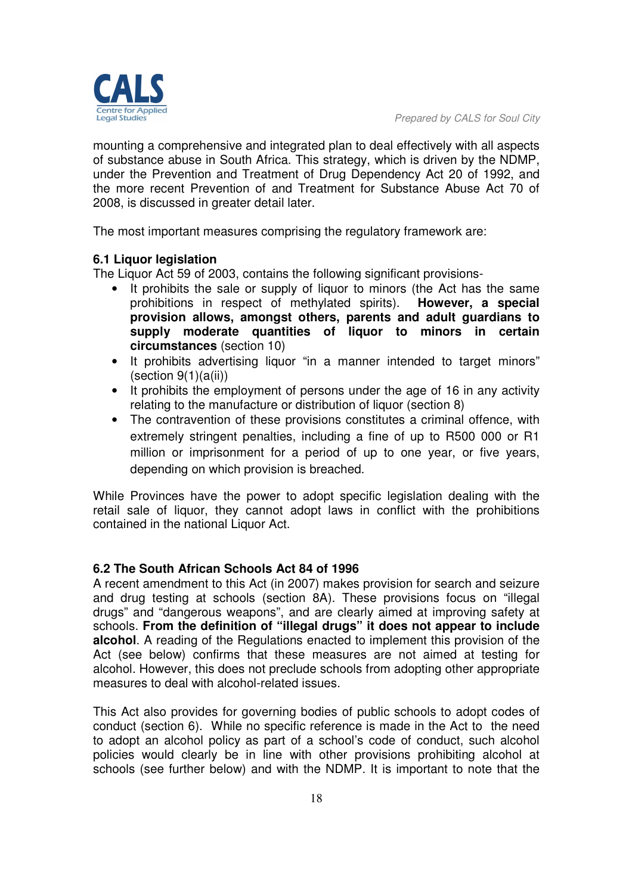mounting a comprehensive and integrated plan to deal effectively with all aspects of substance abuse in South Africa. This strategy, which is driven by the NDMP, under the Prevention and Treatment of Drug Dependency Act 20 of 1992, and the more recent Prevention of and Treatment for Substance Abuse Act 70 of 2008, is discussed in greater detail later.

The most important measures comprising the regulatory framework are:

**6.1 Liquor legislation**

The Liquor Act 59 of 2003, contains the following significant provisions-

- It prohibits the sale or supply of liquor to minors (the Act has the same prohibitions in respect of methylated spirits). **However, a special provision allows, amongst others, parents and adult guardians to supply moderate quantities of liquor to minors in certain circumstances** (section 10)
- It prohibits advertising liquor "in a manner intended to target minors" (section 9(1)(a(ii))
- It prohibits the employment of persons under the age of 16 in any activity relating to the manufacture or distribution of liquor (section 8)
- The contravention of these provisions constitutes a criminal offence, with extremely stringent penalties, including a fine of up to R500 000 or R1 million or imprisonment for a period of up to one year, or five years, depending on which provision is breached.

While Provinces have the power to adopt specific legislation dealing with the retail sale of liquor, they cannot adopt laws in conflict with the prohibitions contained in the national Liquor Act.

**6.2 The South African Schools Act 84 of 1996**

A recent amendment to this Act (in 2007) makes provision for search and seizure and drug testing at schools (section 8A). These provisions focus on "illegal drugs" and "dangerous weapons", and are clearly aimed at improving safety at schools. **From the definition of "illegal drugs" it does not appear to include alcohol**. A reading of the Regulations enacted to implement this provision of the Act (see below) confirms that these measures are not aimed at testing for alcohol. However, this does not preclude schools from adopting other appropriate measures to deal with alcohol-related issues.

This Act also provides for governing bodies of public schools to adopt codes of conduct (section 6). While no specific reference is made in the Act to the need to adopt an alcohol policy as part of a school's code of conduct, such alcohol policies would clearly be in line with other provisions prohibiting alcohol at schools (see further below) and with the NDMP. It is important to note that the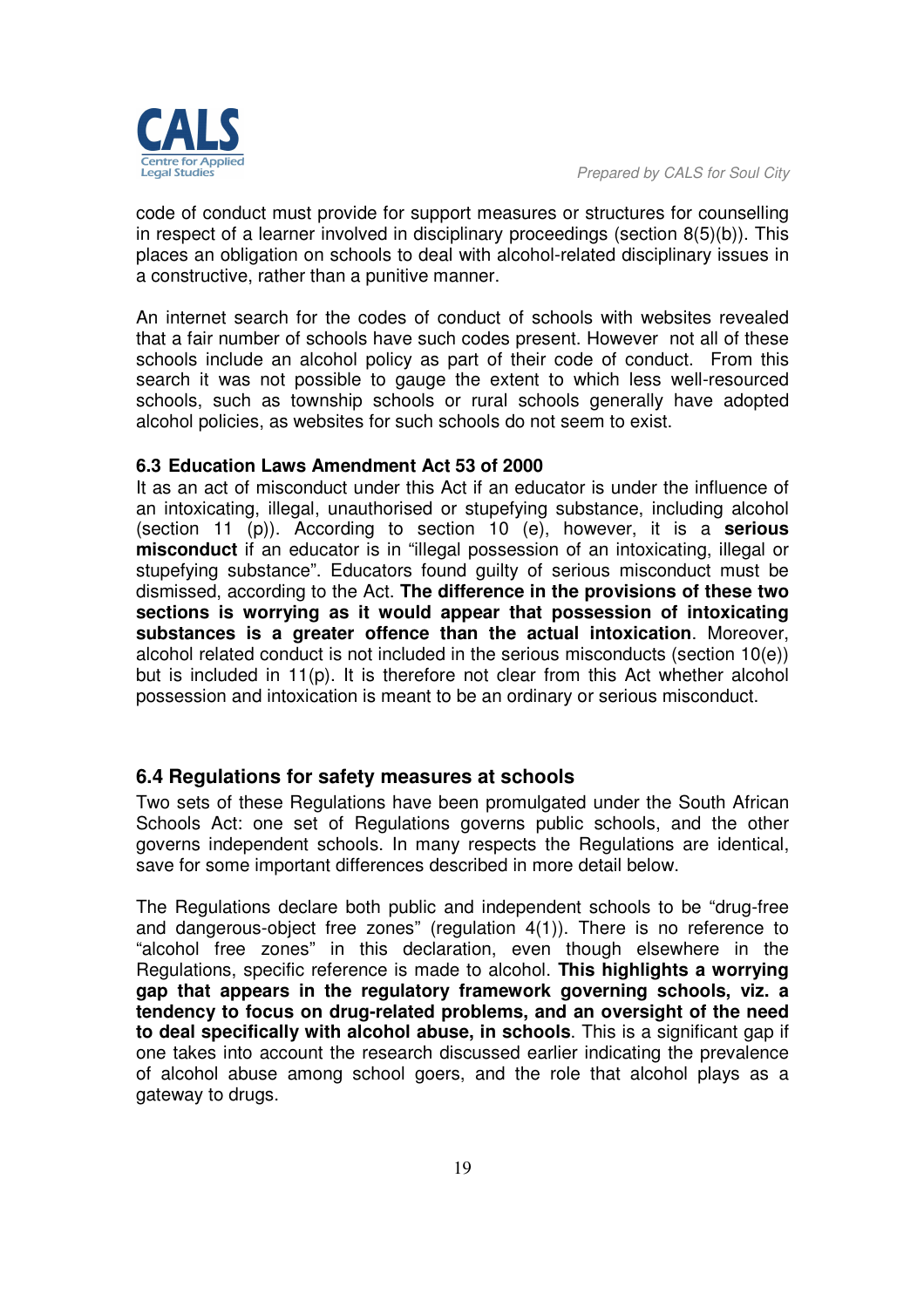code of conduct must provide for support measures or structures for counselling in respect of a learner involved in disciplinary proceedings (section 8(5)(b)). This places an obligation on schools to deal with alcohol-related disciplinary issues in a constructive, rather than a punitive manner.

An internet search for the codes of conduct of schools with websites revealed that a fair number of schools have such codes present. However not all of these schools include an alcohol policy as part of their code of conduct. From this search it was not possible to gauge the extent to which less well-resourced schools, such as township schools or rural schools generally have adopted alcohol policies, as websites for such schools do not seem to exist.

### 6.3 Education Laws Amendment Act 53 of 2000

It as an act of misconduct under this Act if an educator is under the influence of an intoxicating, illegal, unauthorised or stupefying substance, including alcohol (section 11 (p)). According to section 10 (e), however, it is a **serious misconduct** if an educator is in "illegal possession of an intoxicating, illegal or stupefying substance". Educators found guilty of serious misconduct must be dismissed, according to the Act. **The difference in the provisions of these two sections is worrying as it would appear that possession of intoxicating substances is a greater offence than the actual intoxication**. Moreover, alcohol related conduct is not included in the serious misconducts (section 10(e)) but is included in 11(p). It is therefore not clear from this Act whether alcohol possession and intoxication is meant to be an ordinary or serious misconduct.

### 6.4 Regulations for safety measures at schools

Two sets of these Regulations have been promulgated under the South African Schools Act: one set of Regulations governs public schools, and the other governs independent schools. In many respects the Regulations are identical, save for some important differences described in more detail below.

The Regulations declare both public and independent schools to be "drug-free and dangerous-object free zones" (regulation 4(1)). There is no reference to "alcohol free zones" in this declaration, even though elsewhere in the Regulations, specific reference is made to alcohol. **This highlights a worrying gap that appears in the regulatory framework governing schools, viz. a tendency to focus on drug-related problems, and an oversight of the need to deal specifically with alcohol abuse, in schools**. This is a significant gap if one takes into account the research discussed earlier indicating the prevalence of alcohol abuse among school goers, and the role that alcohol plays as a gateway to drugs.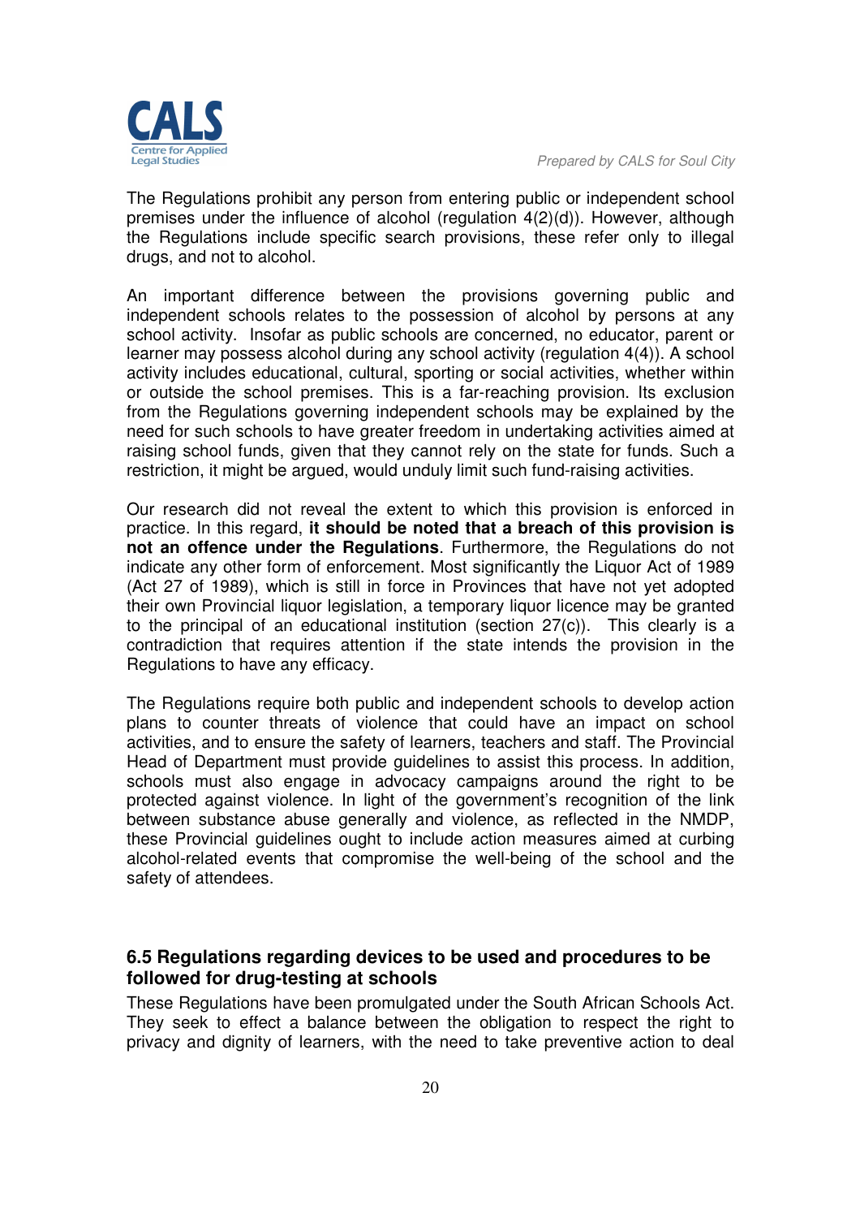The Regulations prohibit any person from entering public or independent school premises under the influence of alcohol (regulation 4(2)(d)). However, although the Regulations include specific search provisions, these refer only to illegal drugs, and not to alcohol.

An important difference between the provisions governing public and independent schools relates to the possession of alcohol by persons at any school activity. Insofar as public schools are concerned, no educator, parent or learner may possess alcohol during any school activity (regulation 4(4)). A school activity includes educational, cultural, sporting or social activities, whether within or outside the school premises. This is a far-reaching provision. Its exclusion from the Regulations governing independent schools may be explained by the need for such schools to have greater freedom in undertaking activities aimed at raising school funds, given that they cannot rely on the state for funds. Such a restriction, it might be argued, would unduly limit such fund-raising activities.

Our research did not reveal the extent to which this provision is enforced in practice. In this regard, **it should be noted that a breach of this provision is not an offence under the Regulations**. Furthermore, the Regulations do not indicate any other form of enforcement. Most significantly the Liquor Act of 1989 (Act 27 of 1989), which is still in force in Provinces that have not yet adopted their own Provincial liquor legislation, a temporary liquor licence may be granted to the principal of an educational institution (section 27(c)). This clearly is a contradiction that requires attention if the state intends the provision in the Regulations to have any efficacy.

The Regulations require both public and independent schools to develop action plans to counter threats of violence that could have an impact on school activities, and to ensure the safety of learners, teachers and staff. The Provincial Head of Department must provide guidelines to assist this process. In addition, schools must also engage in advocacy campaigns around the right to be protected against violence. In light of the government's recognition of the link between substance abuse generally and violence, as reflected in the NMDP, these Provincial guidelines ought to include action measures aimed at curbing alcohol-related events that compromise the well-being of the school and the safety of attendees.

### 6.5 Regulations regarding devices to be used and procedures to be followed for drug-testing at schools

These Regulations have been promulgated under the South African Schools Act. They seek to effect a balance between the obligation to respect the right to privacy and dignity of learners, with the need to take preventive action to deal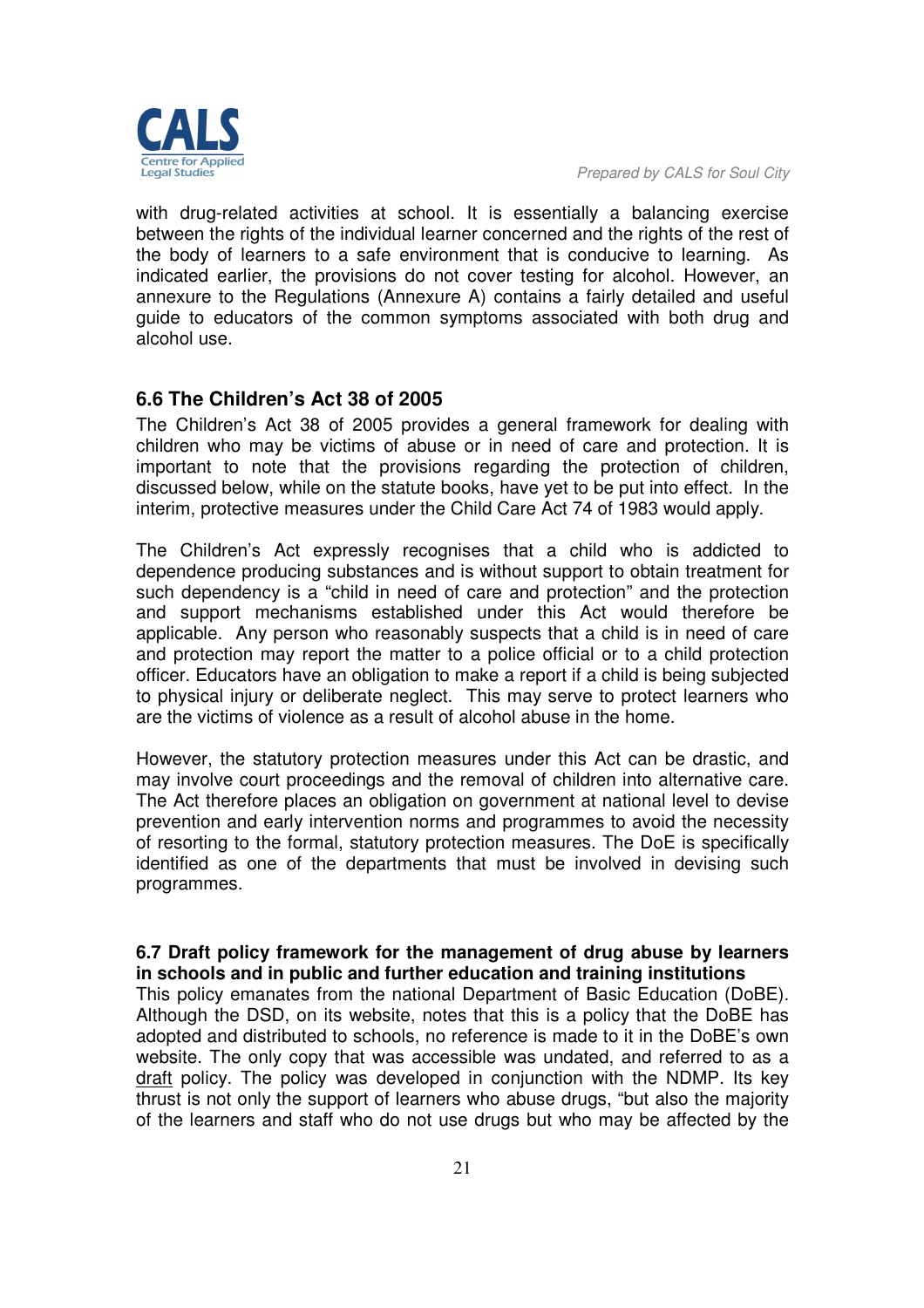with drug-related activities at school. It is essentially a balancing exercise between the rights of the individual learner concerned and the rights of the rest of the body of learners to a safe environment that is conducive to learning. As indicated earlier, the provisions do not cover testing for alcohol. However, an annexure to the Regulations (Annexure A) contains a fairly detailed and useful guide to educators of the common symptoms associated with both drug and alcohol use.

### 6.6 The Children's Act 38 of 2005

The Children's Act 38 of 2005 provides a general framework for dealing with children who may be victims of abuse or in need of care and protection. It is important to note that the provisions regarding the protection of children, discussed below, while on the statute books, have yet to be put into effect. In the interim, protective measures under the Child Care Act 74 of 1983 would apply.

The Children's Act expressly recognises that a child who is addicted to dependence producing substances and is without support to obtain treatment for such dependency is a "child in need of care and protection" and the protection and support mechanisms established under this Act would therefore be applicable. Any person who reasonably suspects that a child is in need of care and protection may report the matter to a police official or to a child protection officer. Educators have an obligation to make a report if a child is being subjected to physical injury or deliberate neglect. This may serve to protect learners who are the victims of violence as a result of alcohol abuse in the home.

However, the statutory protection measures under this Act can be drastic, and may involve court proceedings and the removal of children into alternative care. The Act therefore places an obligation on government at national level to devise prevention and early intervention norms and programmes to avoid the necessity of resorting to the formal, statutory protection measures. The DoE is specifically identified as one of the departments that must be involved in devising such programmes.

### 6.7 Draft policy framework for the management of drug abuse by learners in schools and in public and further education and training institutions

This policy emanates from the national Department of Basic Education (DoBE). Although the DSD, on its website, notes that this is a policy that the DoBE has adopted and distributed to schools, no reference is made to it in the DoBE's own website. The only copy that was accessible was undated, and referred to as a <u>draft</u> policy. The policy was developed in conjunction with the NDMP. Its key thrust is not only the support of learners who abuse drugs, "but also the majority of the learners and staff who do not use drugs but who may be affected by the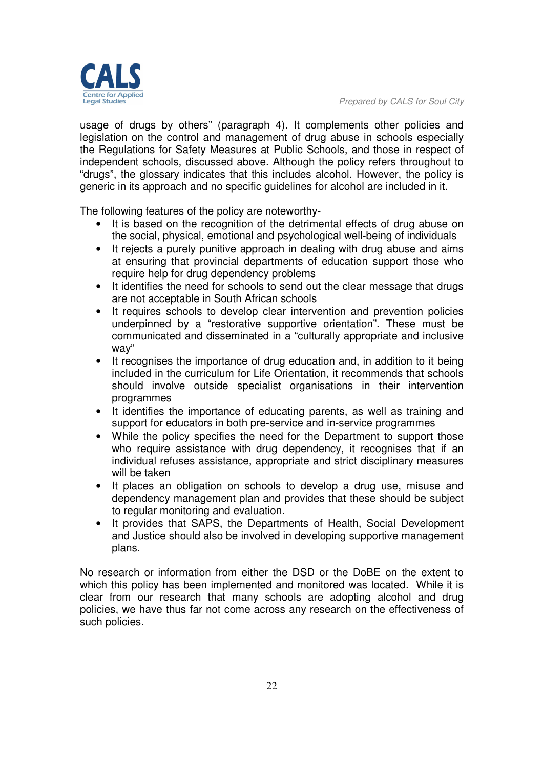usage of drugs by others" (paragraph 4). It complements other policies and legislation on the control and management of drug abuse in schools especially the Regulations for Safety Measures at Public Schools, and those in respect of independent schools, discussed above. Although the policy refers throughout to "drugs", the glossary indicates that this includes alcohol. However, the policy is generic in its approach and no specific guidelines for alcohol are included in it.

The following features of the policy are noteworthy-

- It is based on the recognition of the detrimental effects of drug abuse on the social, physical, emotional and psychological well-being of individuals
- It rejects a purely punitive approach in dealing with drug abuse and aims at ensuring that provincial departments of education support those who require help for drug dependency problems
- It identifies the need for schools to send out the clear message that drugs are not acceptable in South African schools
- It requires schools to develop clear intervention and prevention policies underpinned by a "restorative supportive orientation". These must be communicated and disseminated in a "culturally appropriate and inclusive way"
- It recognises the importance of drug education and, in addition to it being included in the curriculum for Life Orientation, it recommends that schools should involve outside specialist organisations in their intervention programmes
- It identifies the importance of educating parents, as well as training and support for educators in both pre-service and in-service programmes
- While the policy specifies the need for the Department to support those who require assistance with drug dependency, it recognises that if an individual refuses assistance, appropriate and strict disciplinary measures will be taken
- It places an obligation on schools to develop a drug use, misuse and dependency management plan and provides that these should be subject to regular monitoring and evaluation.
- It provides that SAPS, the Departments of Health, Social Development and Justice should also be involved in developing supportive management plans.

No research or information from either the DSD or the DoBE on the extent to which this policy has been implemented and monitored was located. While it is clear from our research that many schools are adopting alcohol and drug policies, we have thus far not come across any research on the effectiveness of such policies.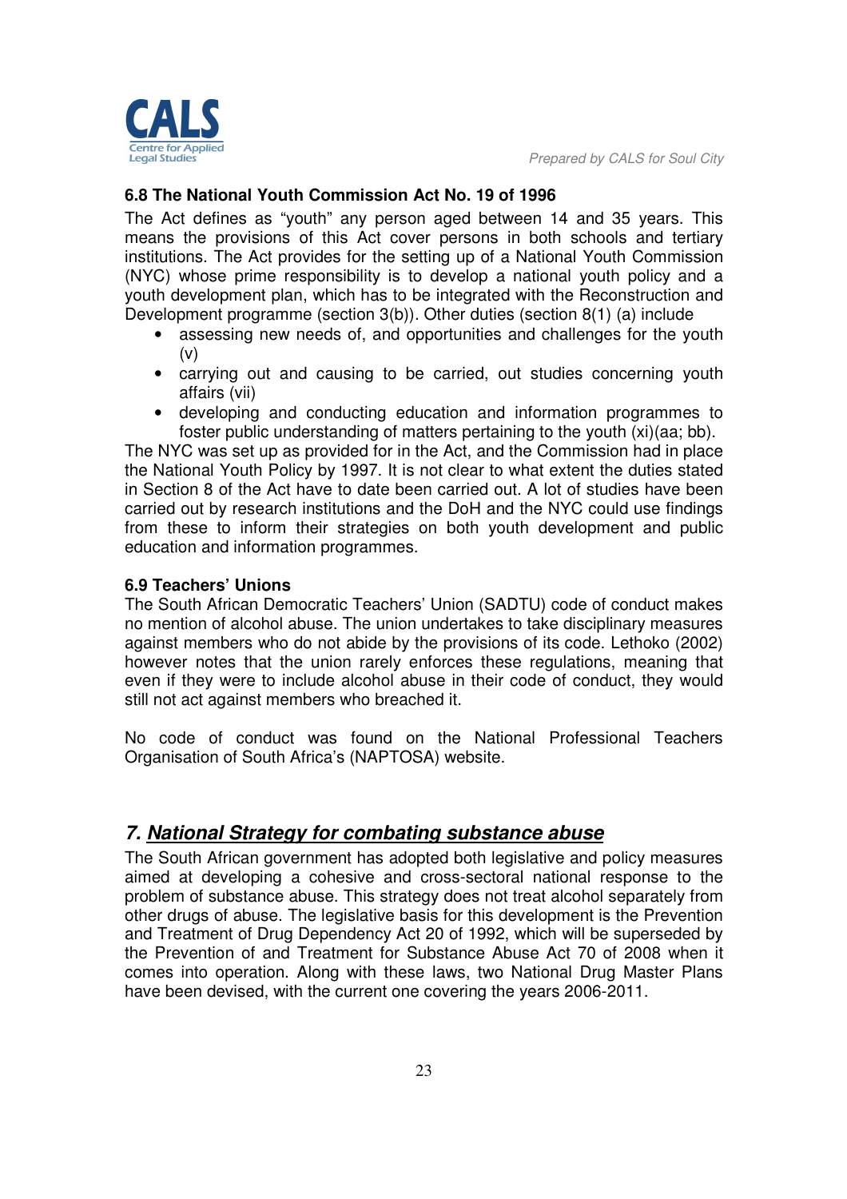### 6.8 The National Youth Commission Act No. 19 of 1996

The Act defines as "youth" any person aged between 14 and 35 years. This means the provisions of this Act cover persons in both schools and tertiary institutions. The Act provides for the setting up of a National Youth Commission (NYC) whose prime responsibility is to develop a national youth policy and a youth development plan, which has to be integrated with the Reconstruction and Development programme (section 3(b)). Other duties (section 8(1) (a) include

- assessing new needs of, and opportunities and challenges for the youth (v)
- carrying out and causing to be carried, out studies concerning youth affairs (vii)
- developing and conducting education and information programmes to foster public understanding of matters pertaining to the youth (xi)(aa; bb).

The NYC was set up as provided for in the Act, and the Commission had in place the National Youth Policy by 1997. It is not clear to what extent the duties stated in Section 8 of the Act have to date been carried out. A lot of studies have been carried out by research institutions and the DoH and the NYC could use findings from these to inform their strategies on both youth development and public education and information programmes.

### 6.9 Teachers' Unions

The South African Democratic Teachers' Union (SADTU) code of conduct makes no mention of alcohol abuse. The union undertakes to take disciplinary measures against members who do not abide by the provisions of its code. Lethoko (2002) however notes that the union rarely enforces these regulations, meaning that even if they were to include alcohol abuse in their code of conduct, they would still not act against members who breached it.

No code of conduct was found on the National Professional Teachers Organisation of South Africa's (NAPTOSA) website.

## *7. National Strategy for combating substance abuse*

The South African government has adopted both legislative and policy measures aimed at developing a cohesive and cross-sectoral national response to the problem of substance abuse. This strategy does not treat alcohol separately from other drugs of abuse. The legislative basis for this development is the Prevention and Treatment of Drug Dependency Act 20 of 1992, which will be superseded by the Prevention of and Treatment for Substance Abuse Act 70 of 2008 when it comes into operation. Along with these laws, two National Drug Master Plans have been devised, with the current one covering the years 2006-2011.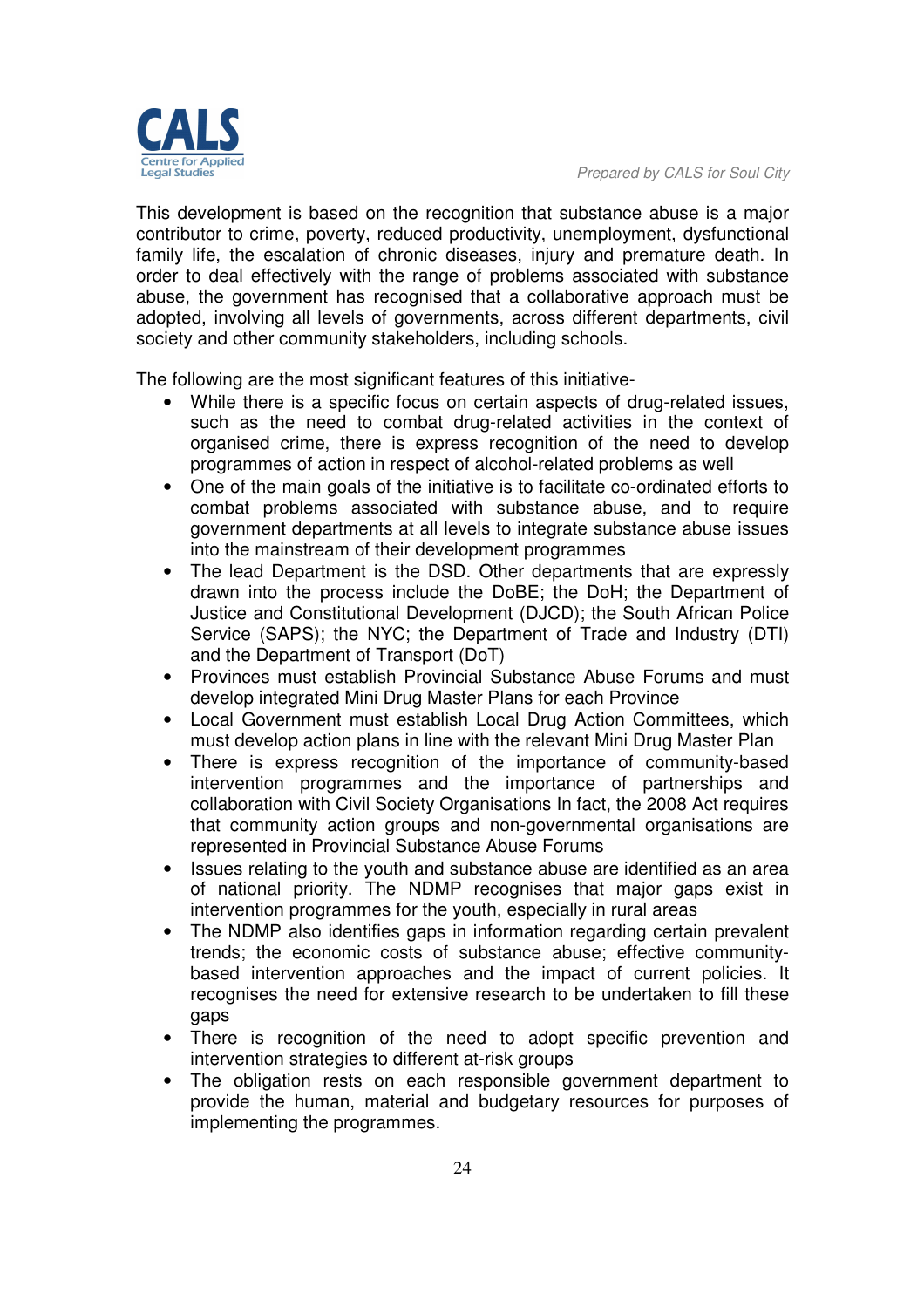This development is based on the recognition that substance abuse is a major contributor to crime, poverty, reduced productivity, unemployment, dysfunctional family life, the escalation of chronic diseases, injury and premature death. In order to deal effectively with the range of problems associated with substance abuse, the government has recognised that a collaborative approach must be adopted, involving all levels of governments, across different departments, civil society and other community stakeholders, including schools.

The following are the most significant features of this initiative-

- While there is a specific focus on certain aspects of drug-related issues, such as the need to combat drug-related activities in the context of organised crime, there is express recognition of the need to develop programmes of action in respect of alcohol-related problems as well
- One of the main goals of the initiative is to facilitate co-ordinated efforts to combat problems associated with substance abuse, and to require government departments at all levels to integrate substance abuse issues into the mainstream of their development programmes
- The lead Department is the DSD. Other departments that are expressly drawn into the process include the DoBE; the DoH; the Department of Justice and Constitutional Development (DJCD); the South African Police Service (SAPS); the NYC; the Department of Trade and Industry (DTI) and the Department of Transport (DoT)
- Provinces must establish Provincial Substance Abuse Forums and must develop integrated Mini Drug Master Plans for each Province
- Local Government must establish Local Drug Action Committees, which must develop action plans in line with the relevant Mini Drug Master Plan
- There is express recognition of the importance of community-based intervention programmes and the importance of partnerships and collaboration with Civil Society Organisations In fact, the 2008 Act requires that community action groups and non-governmental organisations are represented in Provincial Substance Abuse Forums
- Issues relating to the youth and substance abuse are identified as an area of national priority. The NDMP recognises that major gaps exist in intervention programmes for the youth, especially in rural areas
- The NDMP also identifies gaps in information regarding certain prevalent trends; the economic costs of substance abuse; effective community-based intervention approaches and the impact of current policies. It recognises the need for extensive research to be undertaken to fill these gaps
- There is recognition of the need to adopt specific prevention and intervention strategies to different at-risk groups
- The obligation rests on each responsible government department to provide the human, material and budgetary resources for purposes of implementing the programmes.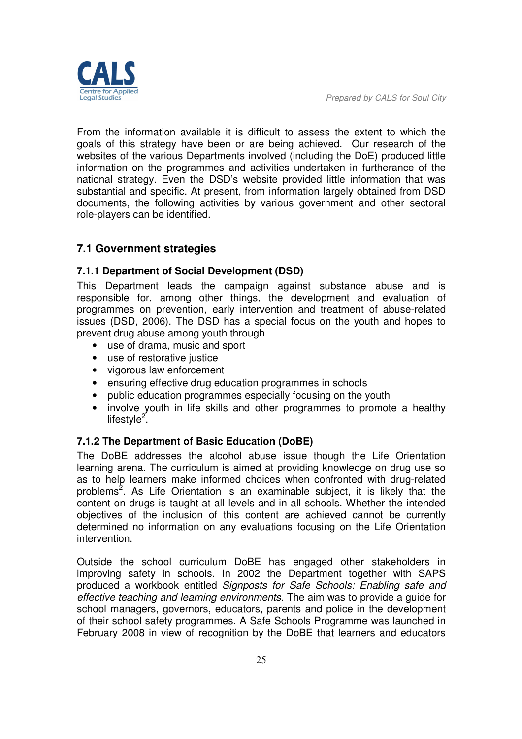From the information available it is difficult to assess the extent to which the goals of this strategy have been or are being achieved. Our research of the websites of the various Departments involved (including the DoE) produced little information on the programmes and activities undertaken in furtherance of the national strategy. Even the DSD's website provided little information that was substantial and specific. At present, from information largely obtained from DSD documents, the following activities by various government and other sectoral role-players can be identified.

## 7.1 Government strategies

### 7.1.1 Department of Social Development (DSD)

This Department leads the campaign against substance abuse and is responsible for, among other things, the development and evaluation of programmes on prevention, early intervention and treatment of abuse-related issues (DSD, 2006). The DSD has a special focus on the youth and hopes to prevent drug abuse among youth through

- use of drama, music and sport
- use of restorative justice
- vigorous law enforcement
- ensuring effective drug education programmes in schools
- public education programmes especially focusing on the youth
- involve youth in life skills and other programmes to promote a healthy lifestyle[2].

### 7.1.2 The Department of Basic Education (DoBE)

The DoBE addresses the alcohol abuse issue though the Life Orientation learning arena. The curriculum is aimed at providing knowledge on drug use so as to help learners make informed choices when confronted with drug-related problems[2]. As Life Orientation is an examinable subject, it is likely that the content on drugs is taught at all levels and in all schools. Whether the intended objectives of the inclusion of this content are achieved cannot be currently determined no information on any evaluations focusing on the Life Orientation intervention.

Outside the school curriculum DoBE has engaged other stakeholders in improving safety in schools. In 2002 the Department together with SAPS produced a workbook entitled *Signposts for Safe Schools: Enabling safe and effective teaching and learning environments.* The aim was to provide a guide for school managers, governors, educators, parents and police in the development of their school safety programmes. A Safe Schools Programme was launched in February 2008 in view of recognition by the DoBE that learners and educators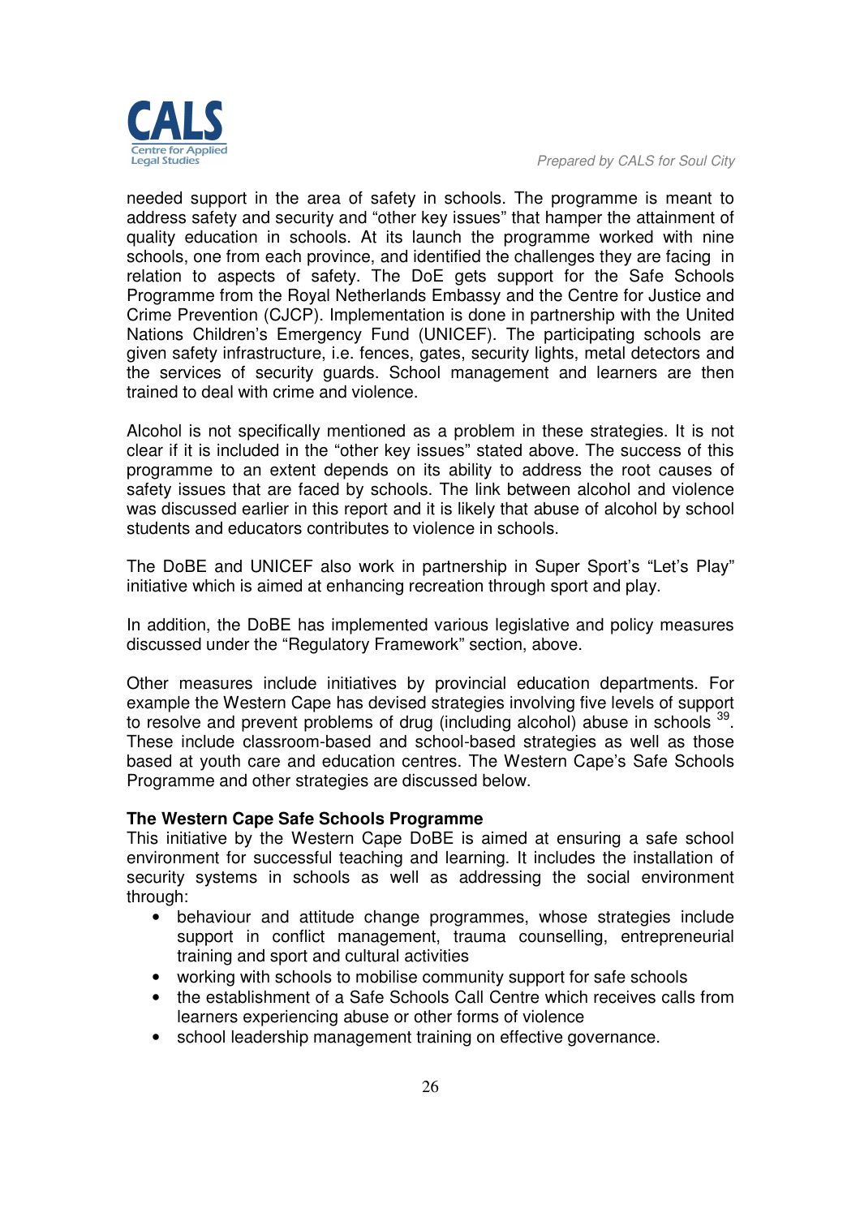needed support in the area of safety in schools. The programme is meant to address safety and security and "other key issues" that hamper the attainment of quality education in schools. At its launch the programme worked with nine schools, one from each province, and identified the challenges they are facing in relation to aspects of safety. The DoE gets support for the Safe Schools Programme from the Royal Netherlands Embassy and the Centre for Justice and Crime Prevention (CJCP). Implementation is done in partnership with the United Nations Children's Emergency Fund (UNICEF). The participating schools are given safety infrastructure, i.e. fences, gates, security lights, metal detectors and the services of security guards. School management and learners are then trained to deal with crime and violence.

Alcohol is not specifically mentioned as a problem in these strategies. It is not clear if it is included in the "other key issues" stated above. The success of this programme to an extent depends on its ability to address the root causes of safety issues that are faced by schools. The link between alcohol and violence was discussed earlier in this report and it is likely that abuse of alcohol by school students and educators contributes to violence in schools.

The DoBE and UNICEF also work in partnership in Super Sport's "Let's Play" initiative which is aimed at enhancing recreation through sport and play.

In addition, the DoBE has implemented various legislative and policy measures discussed under the "Regulatory Framework" section, above.

Other measures include initiatives by provincial education departments. For example the Western Cape has devised strategies involving five levels of support to resolve and prevent problems of drug (including alcohol) abuse in schools [39]. These include classroom-based and school-based strategies as well as those based at youth care and education centres. The Western Cape's Safe Schools Programme and other strategies are discussed below.

**The Western Cape Safe Schools Programme**

This initiative by the Western Cape DoBE is aimed at ensuring a safe school environment for successful teaching and learning. It includes the installation of security systems in schools as well as addressing the social environment through:

- behaviour and attitude change programmes, whose strategies include support in conflict management, trauma counselling, entrepreneurial training and sport and cultural activities
- working with schools to mobilise community support for safe schools
- the establishment of a Safe Schools Call Centre which receives calls from learners experiencing abuse or other forms of violence
- school leadership management training on effective governance.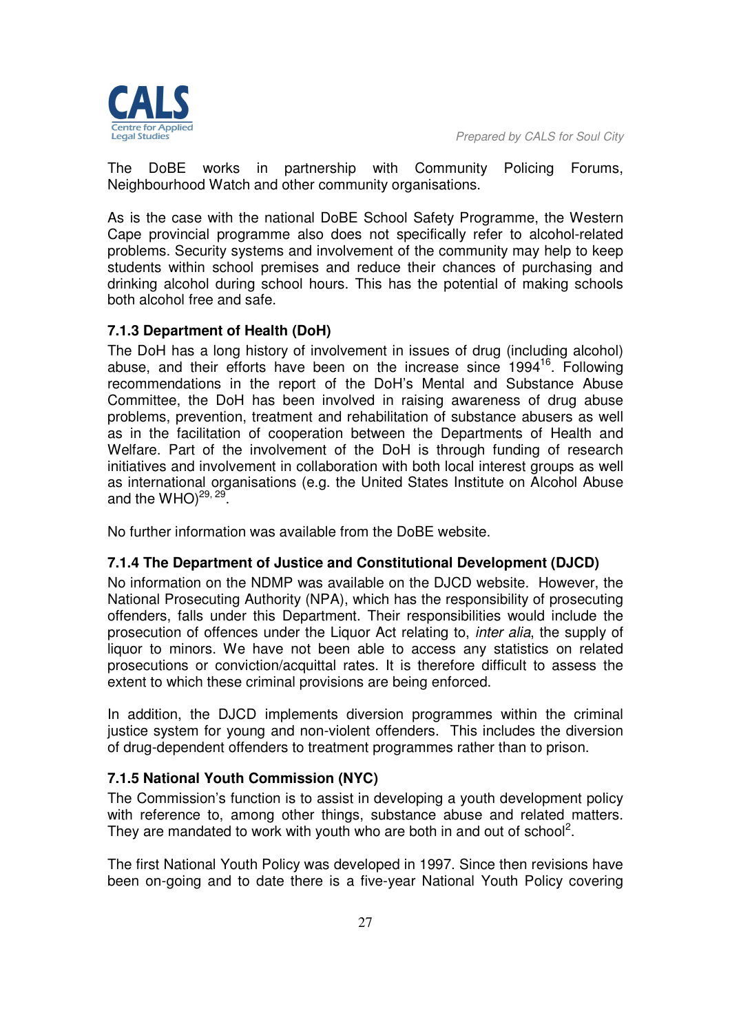The DoBE works in partnership with Community Policing Forums, Neighbourhood Watch and other community organisations.

As is the case with the national DoBE School Safety Programme, the Western Cape provincial programme also does not specifically refer to alcohol-related problems. Security systems and involvement of the community may help to keep students within school premises and reduce their chances of purchasing and drinking alcohol during school hours. This has the potential of making schools both alcohol free and safe.

### 7.1.3 Department of Health (DoH)

The DoH has a long history of involvement in issues of drug (including alcohol) abuse, and their efforts have been on the increase since 1994[16]. Following recommendations in the report of the DoH's Mental and Substance Abuse Committee, the DoH has been involved in raising awareness of drug abuse problems, prevention, treatment and rehabilitation of substance abusers as well as in the facilitation of cooperation between the Departments of Health and Welfare. Part of the involvement of the DoH is through funding of research initiatives and involvement in collaboration with both local interest groups as well as international organisations (e.g. the United States Institute on Alcohol Abuse and the WHO)[29, 29].

No further information was available from the DoBE website.

### 7.1.4 The Department of Justice and Constitutional Development (DJCD)

No information on the NDMP was available on the DJCD website. However, the National Prosecuting Authority (NPA), which has the responsibility of prosecuting offenders, falls under this Department. Their responsibilities would include the prosecution of offences under the Liquor Act relating to, *inter alia*, the supply of liquor to minors. We have not been able to access any statistics on related prosecutions or conviction/acquittal rates. It is therefore difficult to assess the extent to which these criminal provisions are being enforced.

In addition, the DJCD implements diversion programmes within the criminal justice system for young and non-violent offenders. This includes the diversion of drug-dependent offenders to treatment programmes rather than to prison.

### 7.1.5 National Youth Commission (NYC)

The Commission's function is to assist in developing a youth development policy with reference to, among other things, substance abuse and related matters. They are mandated to work with youth who are both in and out of school[2].

The first National Youth Policy was developed in 1997. Since then revisions have been on-going and to date there is a five-year National Youth Policy covering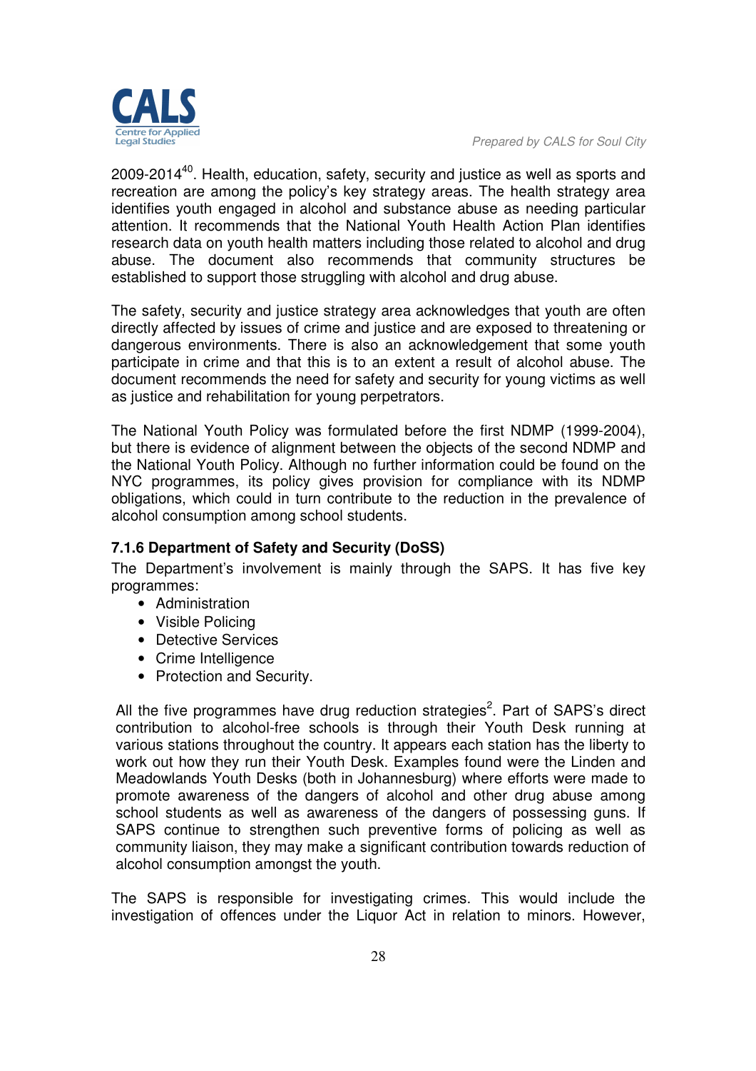2009-2014[40]. Health, education, safety, security and justice as well as sports and recreation are among the policy's key strategy areas. The health strategy area identifies youth engaged in alcohol and substance abuse as needing particular attention. It recommends that the National Youth Health Action Plan identifies research data on youth health matters including those related to alcohol and drug abuse. The document also recommends that community structures be established to support those struggling with alcohol and drug abuse.

The safety, security and justice strategy area acknowledges that youth are often directly affected by issues of crime and justice and are exposed to threatening or dangerous environments. There is also an acknowledgement that some youth participate in crime and that this is to an extent a result of alcohol abuse. The document recommends the need for safety and security for young victims as well as justice and rehabilitation for young perpetrators.

The National Youth Policy was formulated before the first NDMP (1999-2004), but there is evidence of alignment between the objects of the second NDMP and the National Youth Policy. Although no further information could be found on the NYC programmes, its policy gives provision for compliance with its NDMP obligations, which could in turn contribute to the reduction in the prevalence of alcohol consumption among school students.

### 7.1.6 Department of Safety and Security (DoSS)

The Department's involvement is mainly through the SAPS. It has five key programmes:

- Administration
- Visible Policing
- Detective Services
- Crime Intelligence
- Protection and Security.

All the five programmes have drug reduction strategies[2]. Part of SAPS's direct contribution to alcohol-free schools is through their Youth Desk running at various stations throughout the country. It appears each station has the liberty to work out how they run their Youth Desk. Examples found were the Linden and Meadowlands Youth Desks (both in Johannesburg) where efforts were made to promote awareness of the dangers of alcohol and other drug abuse among school students as well as awareness of the dangers of possessing guns. If SAPS continue to strengthen such preventive forms of policing as well as community liaison, they may make a significant contribution towards reduction of alcohol consumption amongst the youth.

The SAPS is responsible for investigating crimes. This would include the investigation of offences under the Liquor Act in relation to minors. However,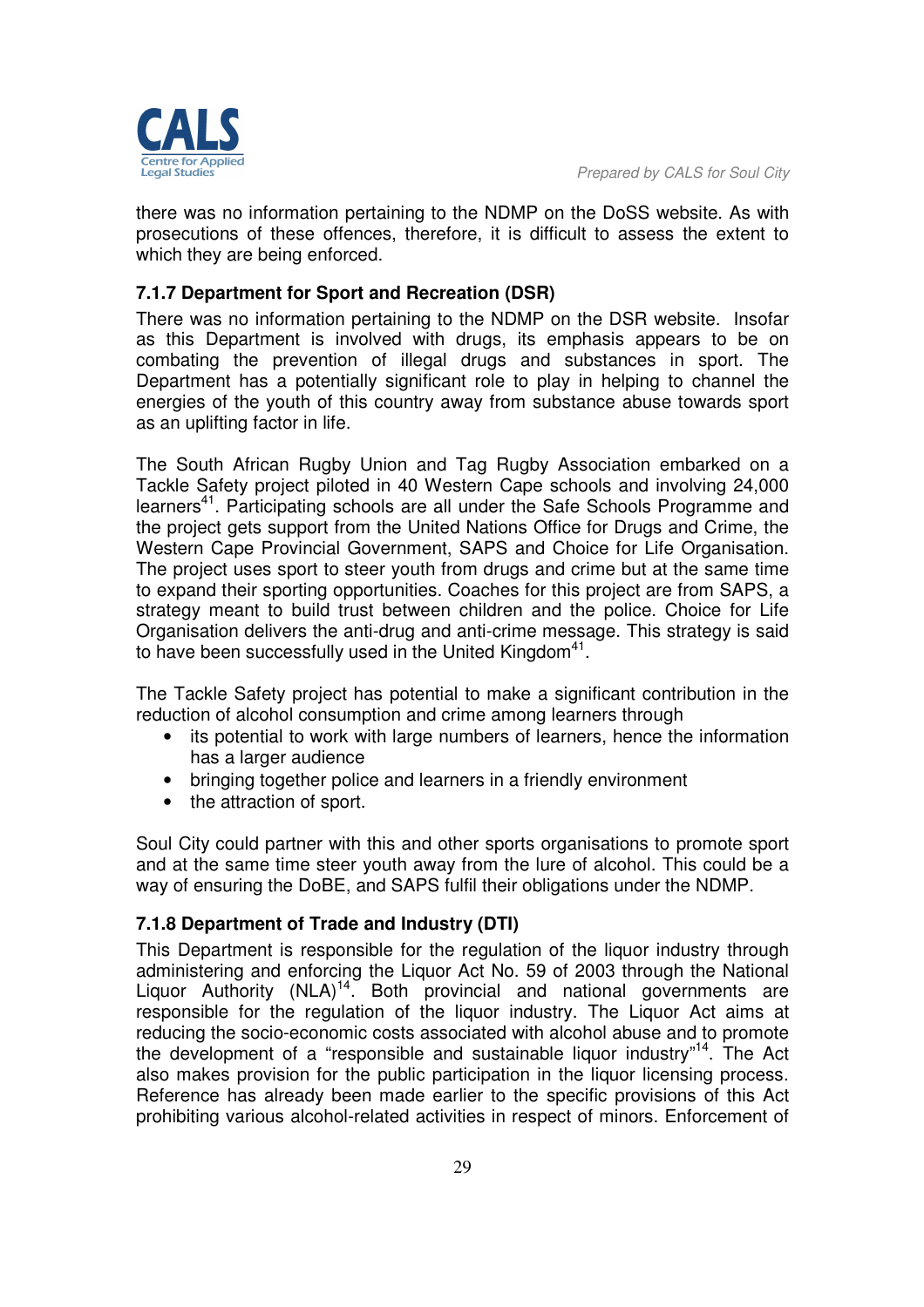there was no information pertaining to the NDMP on the DoSS website. As with prosecutions of these offences, therefore, it is difficult to assess the extent to which they are being enforced.

### 7.1.7 Department for Sport and Recreation (DSR)

There was no information pertaining to the NDMP on the DSR website. Insofar as this Department is involved with drugs, its emphasis appears to be on combating the prevention of illegal drugs and substances in sport. The Department has a potentially significant role to play in helping to channel the energies of the youth of this country away from substance abuse towards sport as an uplifting factor in life.

The South African Rugby Union and Tag Rugby Association embarked on a Tackle Safety project piloted in 40 Western Cape schools and involving 24,000 learners[41]. Participating schools are all under the Safe Schools Programme and the project gets support from the United Nations Office for Drugs and Crime, the Western Cape Provincial Government, SAPS and Choice for Life Organisation. The project uses sport to steer youth from drugs and crime but at the same time to expand their sporting opportunities. Coaches for this project are from SAPS, a strategy meant to build trust between children and the police. Choice for Life Organisation delivers the anti-drug and anti-crime message. This strategy is said to have been successfully used in the United Kingdom[41].

The Tackle Safety project has potential to make a significant contribution in the reduction of alcohol consumption and crime among learners through

- its potential to work with large numbers of learners, hence the information has a larger audience
- bringing together police and learners in a friendly environment
- the attraction of sport.

Soul City could partner with this and other sports organisations to promote sport and at the same time steer youth away from the lure of alcohol. This could be a way of ensuring the DoBE, and SAPS fulfil their obligations under the NDMP.

### 7.1.8 Department of Trade and Industry (DTI)

This Department is responsible for the regulation of the liquor industry through administering and enforcing the Liquor Act No. 59 of 2003 through the National Liquor Authority (NLA)[14]. Both provincial and national governments are responsible for the regulation of the liquor industry. The Liquor Act aims at reducing the socio-economic costs associated with alcohol abuse and to promote the development of a "responsible and sustainable liquor industry"[14]. The Act also makes provision for the public participation in the liquor licensing process. Reference has already been made earlier to the specific provisions of this Act prohibiting various alcohol-related activities in respect of minors. Enforcement of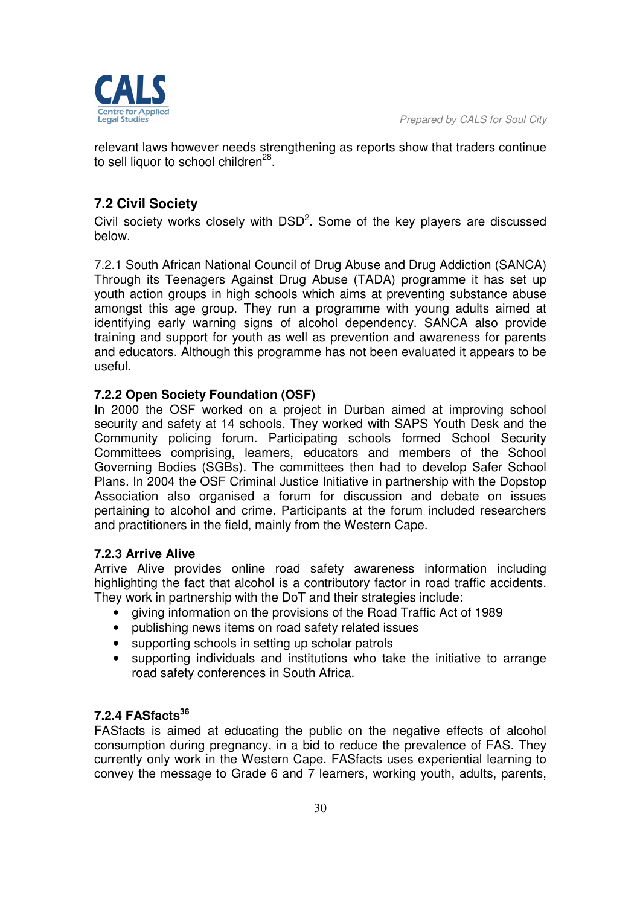relevant laws however needs strengthening as reports show that traders continue to sell liquor to school children[28].

## 7.2 Civil Society

Civil society works closely with DSD[2]. Some of the key players are discussed below.

7.2.1 South African National Council of Drug Abuse and Drug Addiction (SANCA) Through its Teenagers Against Drug Abuse (TADA) programme it has set up youth action groups in high schools which aims at preventing substance abuse amongst this age group. They run a programme with young adults aimed at identifying early warning signs of alcohol dependency. SANCA also provide training and support for youth as well as prevention and awareness for parents and educators. Although this programme has not been evaluated it appears to be useful.

### 7.2.2 Open Society Foundation (OSF)

In 2000 the OSF worked on a project in Durban aimed at improving school security and safety at 14 schools. They worked with SAPS Youth Desk and the Community policing forum. Participating schools formed School Security Committees comprising, learners, educators and members of the School Governing Bodies (SGBs). The committees then had to develop Safer School Plans. In 2004 the OSF Criminal Justice Initiative in partnership with the Dopstop Association also organised a forum for discussion and debate on issues pertaining to alcohol and crime. Participants at the forum included researchers and practitioners in the field, mainly from the Western Cape.

### 7.2.3 Arrive Alive

Arrive Alive provides online road safety awareness information including highlighting the fact that alcohol is a contributory factor in road traffic accidents. They work in partnership with the DoT and their strategies include:

- giving information on the provisions of the Road Traffic Act of 1989
- publishing news items on road safety related issues
- supporting schools in setting up scholar patrols
- supporting individuals and institutions who take the initiative to arrange road safety conferences in South Africa.

### 7.2.4 FASfacts[36]

FASfacts is aimed at educating the public on the negative effects of alcohol consumption during pregnancy, in a bid to reduce the prevalence of FAS. They currently only work in the Western Cape. FASfacts uses experiential learning to convey the message to Grade 6 and 7 learners, working youth, adults, parents,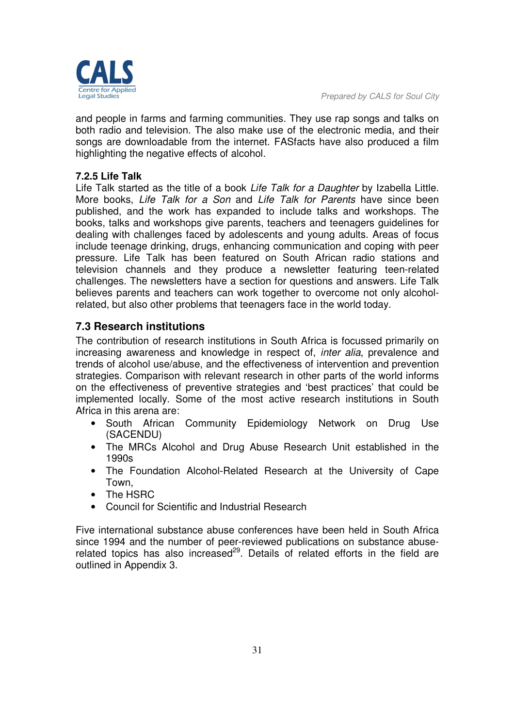and people in farms and farming communities. They use rap songs and talks on both radio and television. The also make use of the electronic media, and their songs are downloadable from the internet. FASfacts have also produced a film highlighting the negative effects of alcohol.

### 7.2.5 Life Talk

Life Talk started as the title of a book *Life Talk for a Daughter* by Izabella Little. More books, *Life Talk for a Son* and *Life Talk for Parents* have since been published, and the work has expanded to include talks and workshops. The books, talks and workshops give parents, teachers and teenagers guidelines for dealing with challenges faced by adolescents and young adults. Areas of focus include teenage drinking, drugs, enhancing communication and coping with peer pressure. Life Talk has been featured on South African radio stations and television channels and they produce a newsletter featuring teen-related challenges. The newsletters have a section for questions and answers. Life Talk believes parents and teachers can work together to overcome not only alcohol-related, but also other problems that teenagers face in the world today.

## 7.3 Research institutions

The contribution of research institutions in South Africa is focussed primarily on increasing awareness and knowledge in respect of, *inter alia*, prevalence and trends of alcohol use/abuse, and the effectiveness of intervention and prevention strategies. Comparison with relevant research in other parts of the world informs on the effectiveness of preventive strategies and 'best practices' that could be implemented locally. Some of the most active research institutions in South Africa in this arena are:

- South African Community Epidemiology Network on Drug Use (SACENDU)
- The MRCs Alcohol and Drug Abuse Research Unit established in the 1990s
- The Foundation Alcohol-Related Research at the University of Cape Town,
- The HSRC
- Council for Scientific and Industrial Research

Five international substance abuse conferences have been held in South Africa since 1994 and the number of peer-reviewed publications on substance abuse-related topics has also increased[29]. Details of related efforts in the field are outlined in Appendix 3.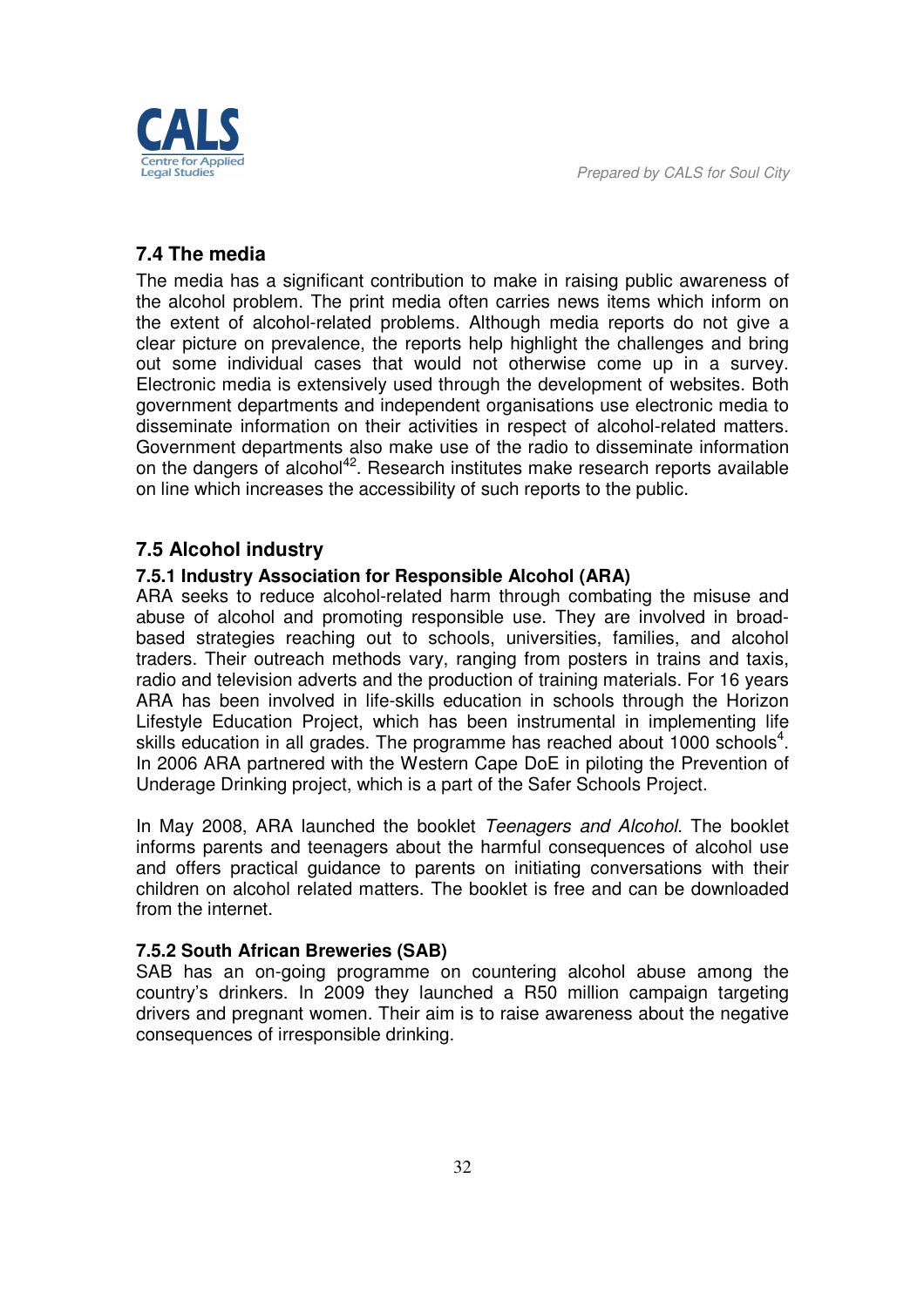## 7.4 The media

The media has a significant contribution to make in raising public awareness of the alcohol problem. The print media often carries news items which inform on the extent of alcohol-related problems. Although media reports do not give a clear picture on prevalence, the reports help highlight the challenges and bring out some individual cases that would not otherwise come up in a survey. Electronic media is extensively used through the development of websites. Both government departments and independent organisations use electronic media to disseminate information on their activities in respect of alcohol-related matters. Government departments also make use of the radio to disseminate information on the dangers of alcohol[42]. Research institutes make research reports available on line which increases the accessibility of such reports to the public.

## 7.5 Alcohol industry

### 7.5.1 Industry Association for Responsible Alcohol (ARA)

ARA seeks to reduce alcohol-related harm through combating the misuse and abuse of alcohol and promoting responsible use. They are involved in broad-based strategies reaching out to schools, universities, families, and alcohol traders. Their outreach methods vary, ranging from posters in trains and taxis, radio and television adverts and the production of training materials. For 16 years ARA has been involved in life-skills education in schools through the Horizon Lifestyle Education Project, which has been instrumental in implementing life skills education in all grades. The programme has reached about 1000 schools[4]. In 2006 ARA partnered with the Western Cape DoE in piloting the Prevention of Underage Drinking project, which is a part of the Safer Schools Project.

In May 2008, ARA launched the booklet *Teenagers and Alcohol*. The booklet informs parents and teenagers about the harmful consequences of alcohol use and offers practical guidance to parents on initiating conversations with their children on alcohol related matters. The booklet is free and can be downloaded from the internet.

### 7.5.2 South African Breweries (SAB)

SAB has an on-going programme on countering alcohol abuse among the country's drinkers. In 2009 they launched a R50 million campaign targeting drivers and pregnant women. Their aim is to raise awareness about the negative consequences of irresponsible drinking.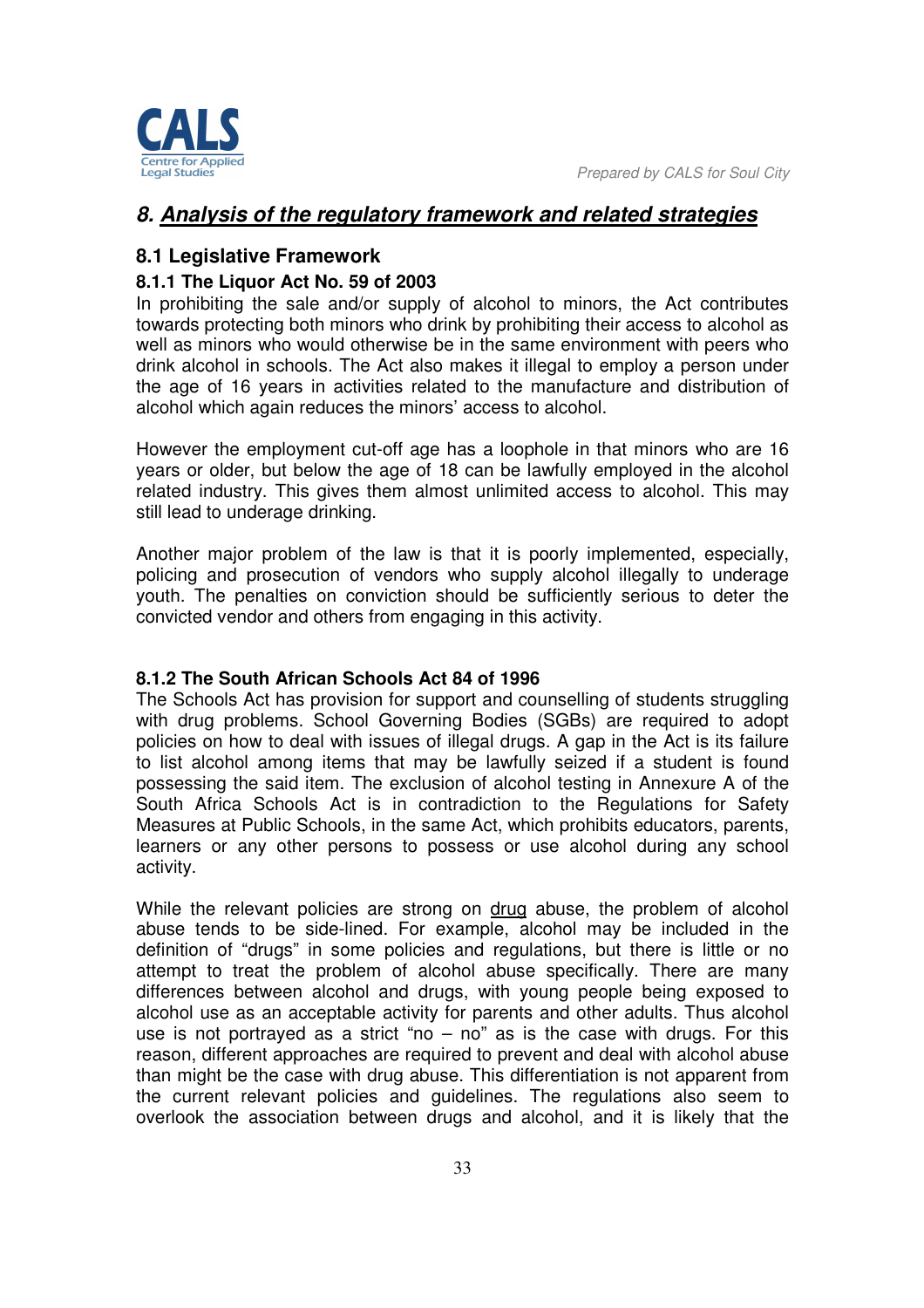# 8. Analysis of the regulatory framework and related strategies

## 8.1 Legislative Framework

### 8.1.1 The Liquor Act No. 59 of 2003

In prohibiting the sale and/or supply of alcohol to minors, the Act contributes towards protecting both minors who drink by prohibiting their access to alcohol as well as minors who would otherwise be in the same environment with peers who drink alcohol in schools. The Act also makes it illegal to employ a person under the age of 16 years in activities related to the manufacture and distribution of alcohol which again reduces the minors' access to alcohol.

However the employment cut-off age has a loophole in that minors who are 16 years or older, but below the age of 18 can be lawfully employed in the alcohol related industry. This gives them almost unlimited access to alcohol. This may still lead to underage drinking.

Another major problem of the law is that it is poorly implemented, especially, policing and prosecution of vendors who supply alcohol illegally to underage youth. The penalties on conviction should be sufficiently serious to deter the convicted vendor and others from engaging in this activity.

### 8.1.2 The South African Schools Act 84 of 1996

The Schools Act has provision for support and counselling of students struggling with drug problems. School Governing Bodies (SGBs) are required to adopt policies on how to deal with issues of illegal drugs. A gap in the Act is its failure to list alcohol among items that may be lawfully seized if a student is found possessing the said item. The exclusion of alcohol testing in Annexure A of the South Africa Schools Act is in contradiction to the Regulations for Safety Measures at Public Schools, in the same Act, which prohibits educators, parents, learners or any other persons to possess or use alcohol during any school activity.

While the relevant policies are strong on drug abuse, the problem of alcohol abuse tends to be side-lined. For example, alcohol may be included in the definition of "drugs" in some policies and regulations, but there is little or no attempt to treat the problem of alcohol abuse specifically. There are many differences between alcohol and drugs, with young people being exposed to alcohol use as an acceptable activity for parents and other adults. Thus alcohol use is not portrayed as a strict "no – no" as is the case with drugs. For this reason, different approaches are required to prevent and deal with alcohol abuse than might be the case with drug abuse. This differentiation is not apparent from the current relevant policies and guidelines. The regulations also seem to overlook the association between drugs and alcohol, and it is likely that the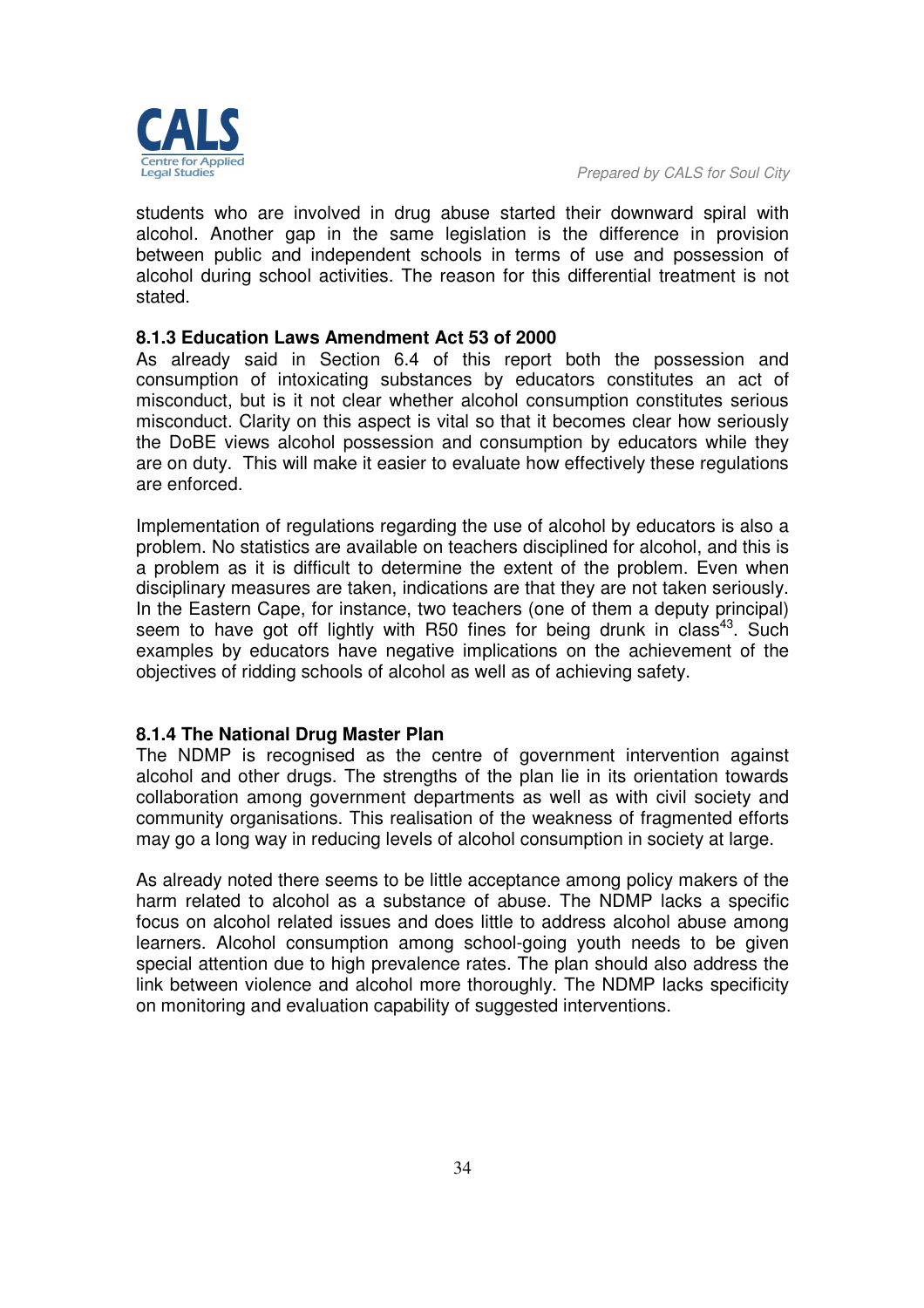students who are involved in drug abuse started their downward spiral with alcohol. Another gap in the same legislation is the difference in provision between public and independent schools in terms of use and possession of alcohol during school activities. The reason for this differential treatment is not stated.

### 8.1.3 Education Laws Amendment Act 53 of 2000

As already said in Section 6.4 of this report both the possession and consumption of intoxicating substances by educators constitutes an act of misconduct, but is it not clear whether alcohol consumption constitutes serious misconduct. Clarity on this aspect is vital so that it becomes clear how seriously the DoBE views alcohol possession and consumption by educators while they are on duty. This will make it easier to evaluate how effectively these regulations are enforced.

Implementation of regulations regarding the use of alcohol by educators is also a problem. No statistics are available on teachers disciplined for alcohol, and this is a problem as it is difficult to determine the extent of the problem. Even when disciplinary measures are taken, indications are that they are not taken seriously. In the Eastern Cape, for instance, two teachers (one of them a deputy principal) seem to have got off lightly with R50 fines for being drunk in class[43]. Such examples by educators have negative implications on the achievement of the objectives of ridding schools of alcohol as well as of achieving safety.

### 8.1.4 The National Drug Master Plan

The NDMP is recognised as the centre of government intervention against alcohol and other drugs. The strengths of the plan lie in its orientation towards collaboration among government departments as well as with civil society and community organisations. This realisation of the weakness of fragmented efforts may go a long way in reducing levels of alcohol consumption in society at large.

As already noted there seems to be little acceptance among policy makers of the harm related to alcohol as a substance of abuse. The NDMP lacks a specific focus on alcohol related issues and does little to address alcohol abuse among learners. Alcohol consumption among school-going youth needs to be given special attention due to high prevalence rates. The plan should also address the link between violence and alcohol more thoroughly. The NDMP lacks specificity on monitoring and evaluation capability of suggested interventions.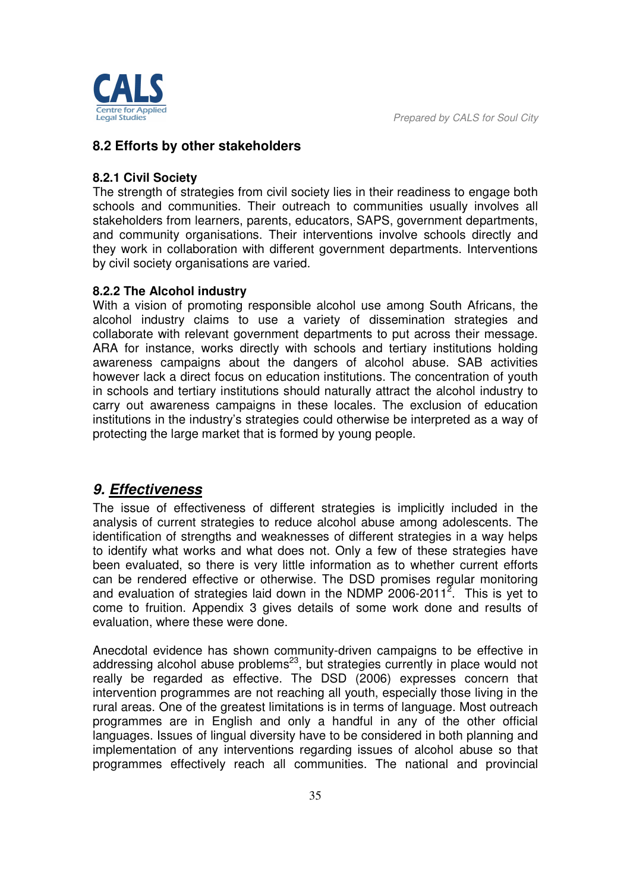## 8.2 Efforts by other stakeholders

### 8.2.1 Civil Society

The strength of strategies from civil society lies in their readiness to engage both schools and communities. Their outreach to communities usually involves all stakeholders from learners, parents, educators, SAPS, government departments, and community organisations. Their interventions involve schools directly and they work in collaboration with different government departments. Interventions by civil society organisations are varied.

### 8.2.2 The Alcohol industry

With a vision of promoting responsible alcohol use among South Africans, the alcohol industry claims to use a variety of dissemination strategies and collaborate with relevant government departments to put across their message. ARA for instance, works directly with schools and tertiary institutions holding awareness campaigns about the dangers of alcohol abuse. SAB activities however lack a direct focus on education institutions. The concentration of youth in schools and tertiary institutions should naturally attract the alcohol industry to carry out awareness campaigns in these locales. The exclusion of education institutions in the industry's strategies could otherwise be interpreted as a way of protecting the large market that is formed by young people.

# 9. *Effectiveness*

The issue of effectiveness of different strategies is implicitly included in the analysis of current strategies to reduce alcohol abuse among adolescents. The identification of strengths and weaknesses of different strategies in a way helps to identify what works and what does not. Only a few of these strategies have been evaluated, so there is very little information as to whether current efforts can be rendered effective or otherwise. The DSD promises regular monitoring and evaluation of strategies laid down in the NDMP 2006-2011[2]. This is yet to come to fruition. Appendix 3 gives details of some work done and results of evaluation, where these were done.

Anecdotal evidence has shown community-driven campaigns to be effective in addressing alcohol abuse problems[23], but strategies currently in place would not really be regarded as effective. The DSD (2006) expresses concern that intervention programmes are not reaching all youth, especially those living in the rural areas. One of the greatest limitations is in terms of language. Most outreach programmes are in English and only a handful in any of the other official languages. Issues of lingual diversity have to be considered in both planning and implementation of any interventions regarding issues of alcohol abuse so that programmes effectively reach all communities. The national and provincial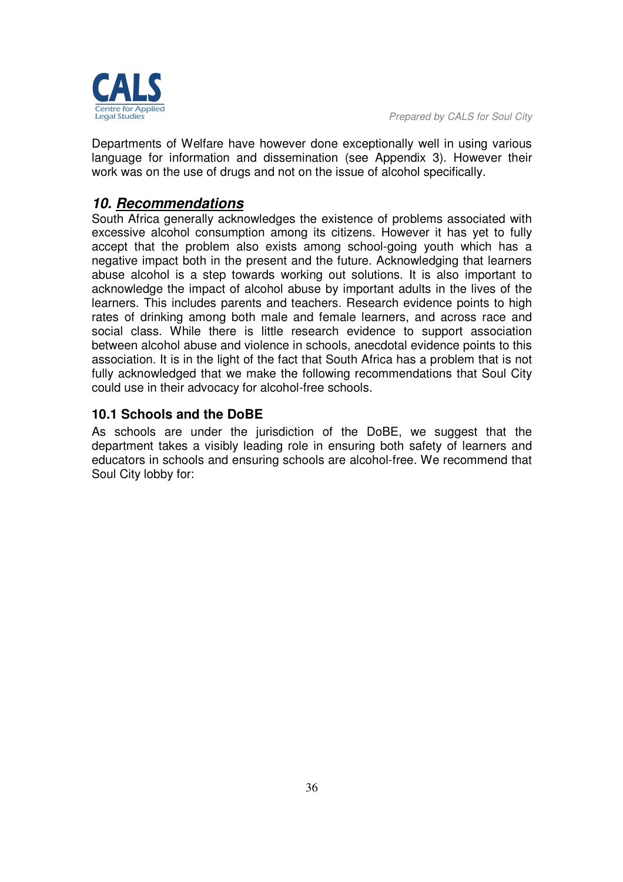Departments of Welfare have however done exceptionally well in using various language for information and dissemination (see Appendix 3). However their work was on the use of drugs and not on the issue of alcohol specifically.

## *10. Recommendations*

South Africa generally acknowledges the existence of problems associated with excessive alcohol consumption among its citizens. However it has yet to fully accept that the problem also exists among school-going youth which has a negative impact both in the present and the future. Acknowledging that learners abuse alcohol is a step towards working out solutions. It is also important to acknowledge the impact of alcohol abuse by important adults in the lives of the learners. This includes parents and teachers. Research evidence points to high rates of drinking among both male and female learners, and across race and social class. While there is little research evidence to support association between alcohol abuse and violence in schools, anecdotal evidence points to this association. It is in the light of the fact that South Africa has a problem that is not fully acknowledged that we make the following recommendations that Soul City could use in their advocacy for alcohol-free schools.

### 10.1 Schools and the DoBE

As schools are under the jurisdiction of the DoBE, we suggest that the department takes a visibly leading role in ensuring both safety of learners and educators in schools and ensuring schools are alcohol-free. We recommend that Soul City lobby for: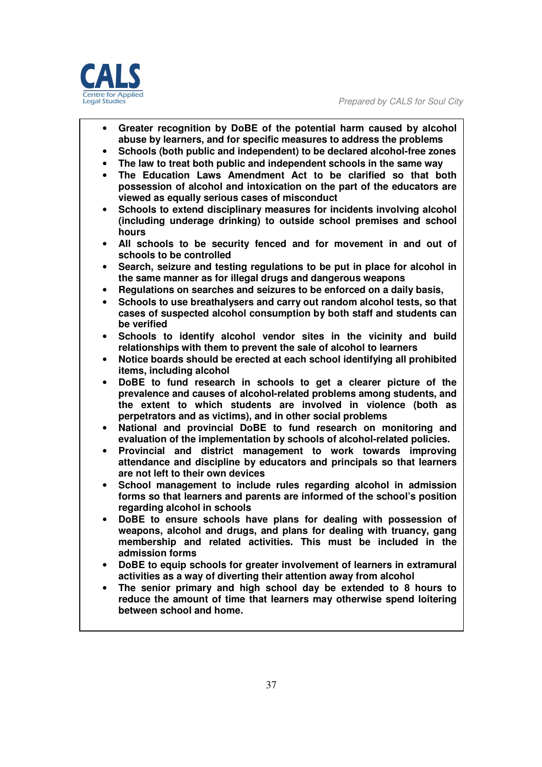- **Greater recognition by DoBE of the potential harm caused by alcohol abuse by learners, and for specific measures to address the problems**
- **Schools (both public and independent) to be declared alcohol-free zones**
- **The law to treat both public and independent schools in the same way**
- **The Education Laws Amendment Act to be clarified so that both possession of alcohol and intoxication on the part of the educators are viewed as equally serious cases of misconduct**
- **Schools to extend disciplinary measures for incidents involving alcohol (including underage drinking) to outside school premises and school hours**
- **All schools to be security fenced and for movement in and out of schools to be controlled**
- **Search, seizure and testing regulations to be put in place for alcohol in the same manner as for illegal drugs and dangerous weapons**
- **Regulations on searches and seizures to be enforced on a daily basis,**
- **Schools to use breathalysers and carry out random alcohol tests, so that cases of suspected alcohol consumption by both staff and students can be verified**
- **Schools to identify alcohol vendor sites in the vicinity and build relationships with them to prevent the sale of alcohol to learners**
- **Notice boards should be erected at each school identifying all prohibited items, including alcohol**
- **DoBE to fund research in schools to get a clearer picture of the prevalence and causes of alcohol-related problems among students, and the extent to which students are involved in violence (both as perpetrators and as victims), and in other social problems**
- **National and provincial DoBE to fund research on monitoring and evaluation of the implementation by schools of alcohol-related policies.**
- **Provincial and district management to work towards improving attendance and discipline by educators and principals so that learners are not left to their own devices**
- **School management to include rules regarding alcohol in admission forms so that learners and parents are informed of the school's position regarding alcohol in schools**
- **DoBE to ensure schools have plans for dealing with possession of weapons, alcohol and drugs, and plans for dealing with truancy, gang membership and related activities. This must be included in the admission forms**
- **DoBE to equip schools for greater involvement of learners in extramural activities as a way of diverting their attention away from alcohol**
- **The senior primary and high school day be extended to 8 hours to reduce the amount of time that learners may otherwise spend loitering between school and home.**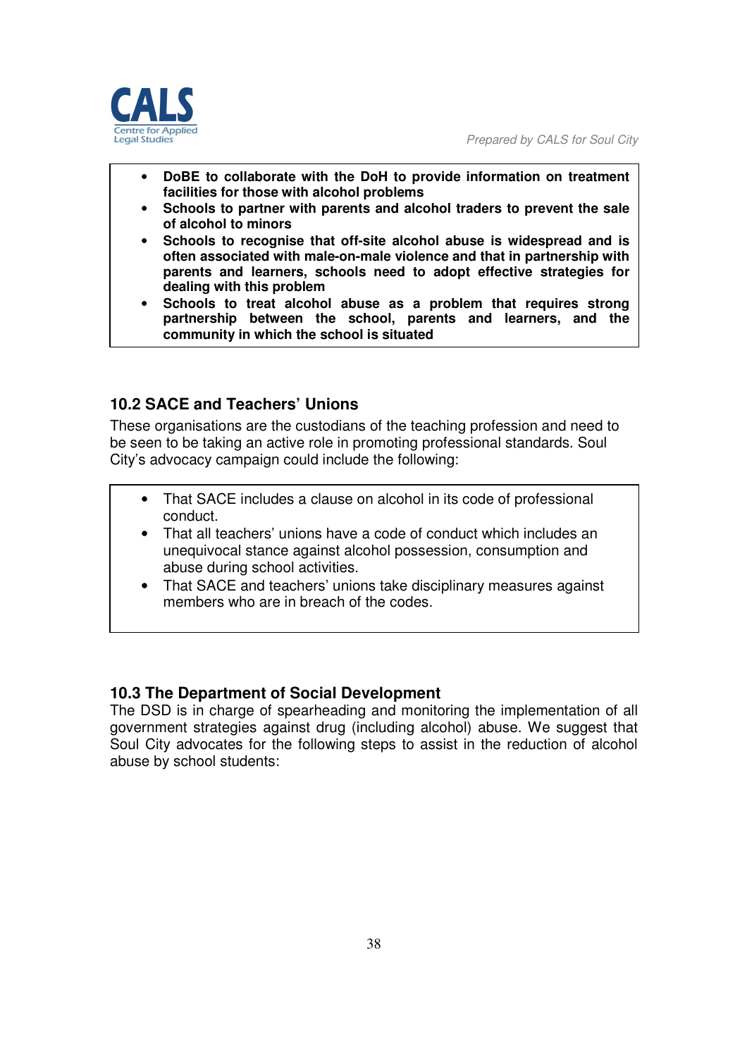- **DoBE to collaborate with the DoH to provide information on treatment facilities for those with alcohol problems**
- **Schools to partner with parents and alcohol traders to prevent the sale of alcohol to minors**
- **Schools to recognise that off-site alcohol abuse is widespread and is often associated with male-on-male violence and that in partnership with parents and learners, schools need to adopt effective strategies for dealing with this problem**
- **Schools to treat alcohol abuse as a problem that requires strong partnership between the school, parents and learners, and the community in which the school is situated**

## 10.2 SACE and Teachers' Unions

These organisations are the custodians of the teaching profession and need to be seen to be taking an active role in promoting professional standards. Soul City's advocacy campaign could include the following:

- That SACE includes a clause on alcohol in its code of professional conduct.
- That all teachers' unions have a code of conduct which includes an unequivocal stance against alcohol possession, consumption and abuse during school activities.
- That SACE and teachers' unions take disciplinary measures against members who are in breach of the codes.

## 10.3 The Department of Social Development

The DSD is in charge of spearheading and monitoring the implementation of all government strategies against drug (including alcohol) abuse. We suggest that Soul City advocates for the following steps to assist in the reduction of alcohol abuse by school students: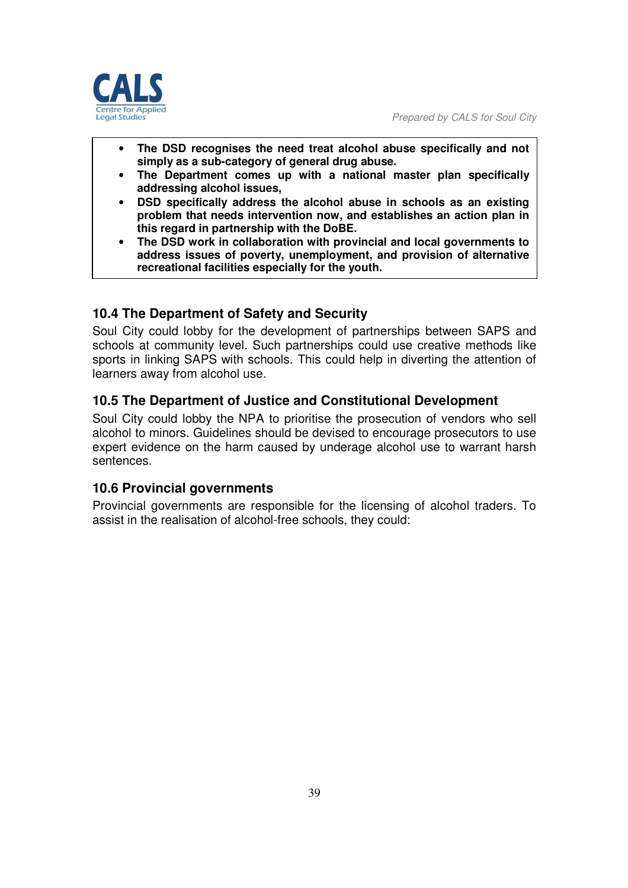- **The DSD recognises the need treat alcohol abuse specifically and not simply as a sub-category of general drug abuse.**
- **The Department comes up with a national master plan specifically addressing alcohol issues,**
- **DSD specifically address the alcohol abuse in schools as an existing problem that needs intervention now, and establishes an action plan in this regard in partnership with the DoBE.**
- **The DSD work in collaboration with provincial and local governments to address issues of poverty, unemployment, and provision of alternative recreational facilities especially for the youth.**

## 10.4 The Department of Safety and Security

Soul City could lobby for the development of partnerships between SAPS and schools at community level. Such partnerships could use creative methods like sports in linking SAPS with schools. This could help in diverting the attention of learners away from alcohol use.

## 10.5 The Department of Justice and Constitutional Development

Soul City could lobby the NPA to prioritise the prosecution of vendors who sell alcohol to minors. Guidelines should be devised to encourage prosecutors to use expert evidence on the harm caused by underage alcohol use to warrant harsh sentences.

## 10.6 Provincial governments

Provincial governments are responsible for the licensing of alcohol traders. To assist in the realisation of alcohol-free schools, they could: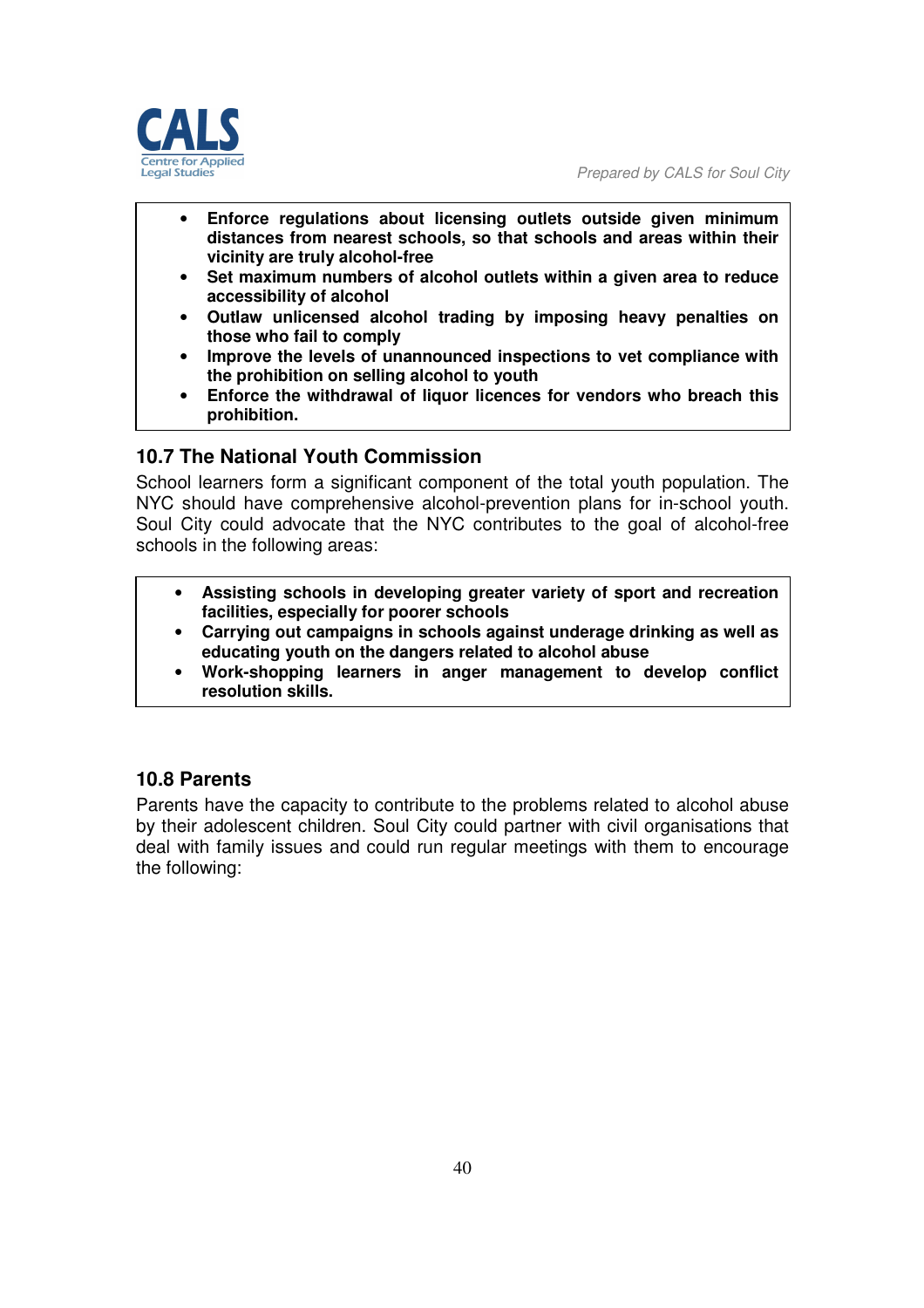- **Enforce regulations about licensing outlets outside given minimum distances from nearest schools, so that schools and areas within their vicinity are truly alcohol-free**
- **Set maximum numbers of alcohol outlets within a given area to reduce accessibility of alcohol**
- **Outlaw unlicensed alcohol trading by imposing heavy penalties on those who fail to comply**
- **Improve the levels of unannounced inspections to vet compliance with the prohibition on selling alcohol to youth**
- **Enforce the withdrawal of liquor licences for vendors who breach this prohibition.**

### 10.7 The National Youth Commission

School learners form a significant component of the total youth population. The NYC should have comprehensive alcohol-prevention plans for in-school youth. Soul City could advocate that the NYC contributes to the goal of alcohol-free schools in the following areas:

- **Assisting schools in developing greater variety of sport and recreation facilities, especially for poorer schools**
- **Carrying out campaigns in schools against underage drinking as well as educating youth on the dangers related to alcohol abuse**
- **Work-shopping learners in anger management to develop conflict resolution skills.**

### 10.8 Parents

Parents have the capacity to contribute to the problems related to alcohol abuse by their adolescent children. Soul City could partner with civil organisations that deal with family issues and could run regular meetings with them to encourage the following: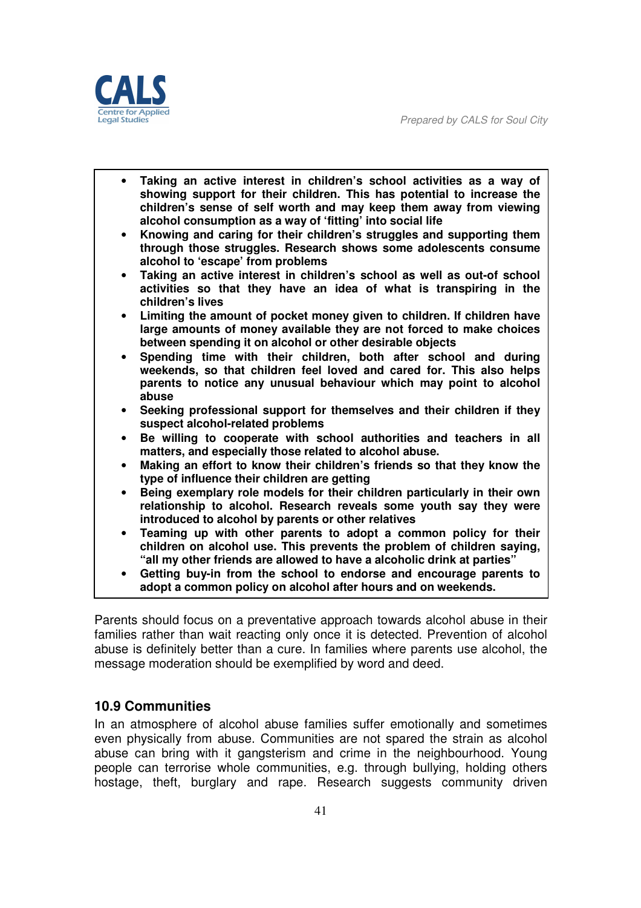- **Taking an active interest in children's school activities as a way of showing support for their children. This has potential to increase the children's sense of self worth and may keep them away from viewing alcohol consumption as a way of 'fitting' into social life**
- **Knowing and caring for their children's struggles and supporting them through those struggles. Research shows some adolescents consume alcohol to 'escape' from problems**
- **Taking an active interest in children's school as well as out-of school activities so that they have an idea of what is transpiring in the children's lives**
- **Limiting the amount of pocket money given to children. If children have large amounts of money available they are not forced to make choices between spending it on alcohol or other desirable objects**
- **Spending time with their children, both after school and during weekends, so that children feel loved and cared for. This also helps parents to notice any unusual behaviour which may point to alcohol abuse**
- **Seeking professional support for themselves and their children if they suspect alcohol-related problems**
- **Be willing to cooperate with school authorities and teachers in all matters, and especially those related to alcohol abuse.**
- **Making an effort to know their children's friends so that they know the type of influence their children are getting**
- **Being exemplary role models for their children particularly in their own relationship to alcohol. Research reveals some youth say they were introduced to alcohol by parents or other relatives**
- **Teaming up with other parents to adopt a common policy for their children on alcohol use. This prevents the problem of children saying, "all my other friends are allowed to have a alcoholic drink at parties"**
- **Getting buy-in from the school to endorse and encourage parents to adopt a common policy on alcohol after hours and on weekends.**

Parents should focus on a preventative approach towards alcohol abuse in their families rather than wait reacting only once it is detected. Prevention of alcohol abuse is definitely better than a cure. In families where parents use alcohol, the message moderation should be exemplified by word and deed.

## 10.9 Communities

In an atmosphere of alcohol abuse families suffer emotionally and sometimes even physically from abuse. Communities are not spared the strain as alcohol abuse can bring with it gangsterism and crime in the neighbourhood. Young people can terrorise whole communities, e.g. through bullying, holding others hostage, theft, burglary and rape. Research suggests community driven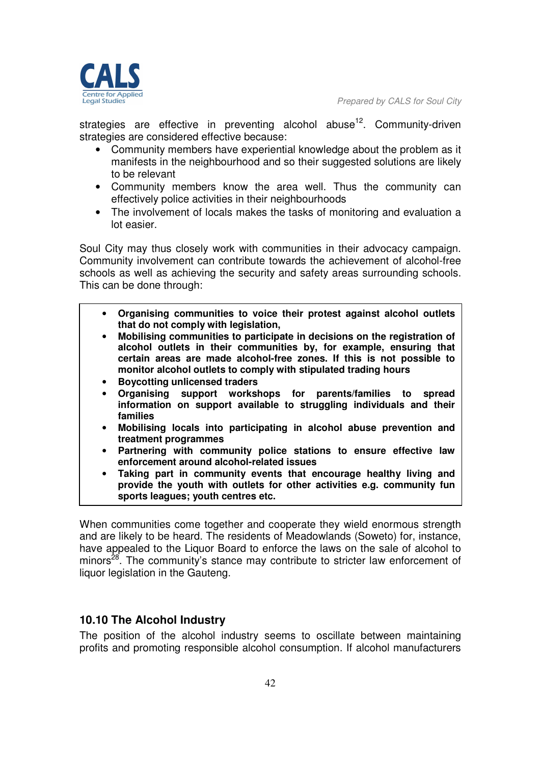strategies are effective in preventing alcohol abuse[12]. Community-driven strategies are considered effective because:

- Community members have experiential knowledge about the problem as it manifests in the neighbourhood and so their suggested solutions are likely to be relevant
- Community members know the area well. Thus the community can effectively police activities in their neighbourhoods
- The involvement of locals makes the tasks of monitoring and evaluation a lot easier.

Soul City may thus closely work with communities in their advocacy campaign. Community involvement can contribute towards the achievement of alcohol-free schools as well as achieving the security and safety areas surrounding schools. This can be done through:

- **Organising communities to voice their protest against alcohol outlets that do not comply with legislation,**
- **Mobilising communities to participate in decisions on the registration of alcohol outlets in their communities by, for example, ensuring that certain areas are made alcohol-free zones. If this is not possible to monitor alcohol outlets to comply with stipulated trading hours**
- **Boycotting unlicensed traders**
- **Organising support workshops for parents/families to spread information on support available to struggling individuals and their families**
- **Mobilising locals into participating in alcohol abuse prevention and treatment programmes**
- **Partnering with community police stations to ensure effective law enforcement around alcohol-related issues**
- **Taking part in community events that encourage healthy living and provide the youth with outlets for other activities e.g. community fun sports leagues; youth centres etc.**

When communities come together and cooperate they wield enormous strength and are likely to be heard. The residents of Meadowlands (Soweto) for, instance, have appealed to the Liquor Board to enforce the laws on the sale of alcohol to minors[28]. The community's stance may contribute to stricter law enforcement of liquor legislation in the Gauteng.

### 10.10 The Alcohol Industry

The position of the alcohol industry seems to oscillate between maintaining profits and promoting responsible alcohol consumption. If alcohol manufacturers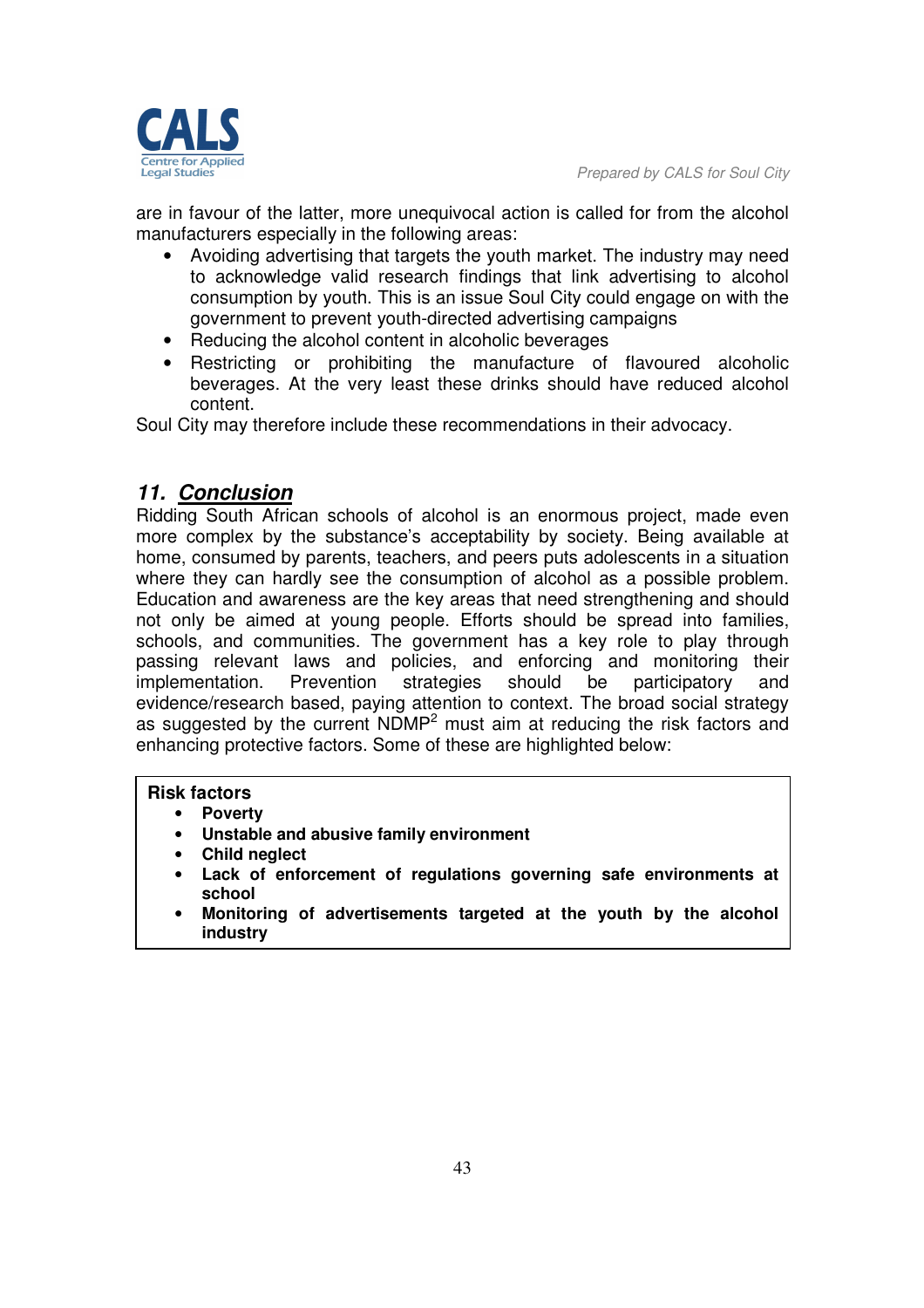are in favour of the latter, more unequivocal action is called for from the alcohol manufacturers especially in the following areas:

- Avoiding advertising that targets the youth market. The industry may need to acknowledge valid research findings that link advertising to alcohol consumption by youth. This is an issue Soul City could engage on with the government to prevent youth-directed advertising campaigns
- Reducing the alcohol content in alcoholic beverages
- Restricting or prohibiting the manufacture of flavoured alcoholic beverages. At the very least these drinks should have reduced alcohol content.

Soul City may therefore include these recommendations in their advocacy.

## ***11. Conclusion***

Ridding South African schools of alcohol is an enormous project, made even more complex by the substance's acceptability by society. Being available at home, consumed by parents, teachers, and peers puts adolescents in a situation where they can hardly see the consumption of alcohol as a possible problem. Education and awareness are the key areas that need strengthening and should not only be aimed at young people. Efforts should be spread into families, schools, and communities. The government has a key role to play through passing relevant laws and policies, and enforcing and monitoring their implementation. Prevention strategies should be participatory and evidence/research based, paying attention to context. The broad social strategy as suggested by the current NDMP[2] must aim at reducing the risk factors and enhancing protective factors. Some of these are highlighted below:

**Risk factors**

- **Poverty**
- **Unstable and abusive family environment**
- **Child neglect**
- **Lack of enforcement of regulations governing safe environments at school**
- **Monitoring of advertisements targeted at the youth by the alcohol industry**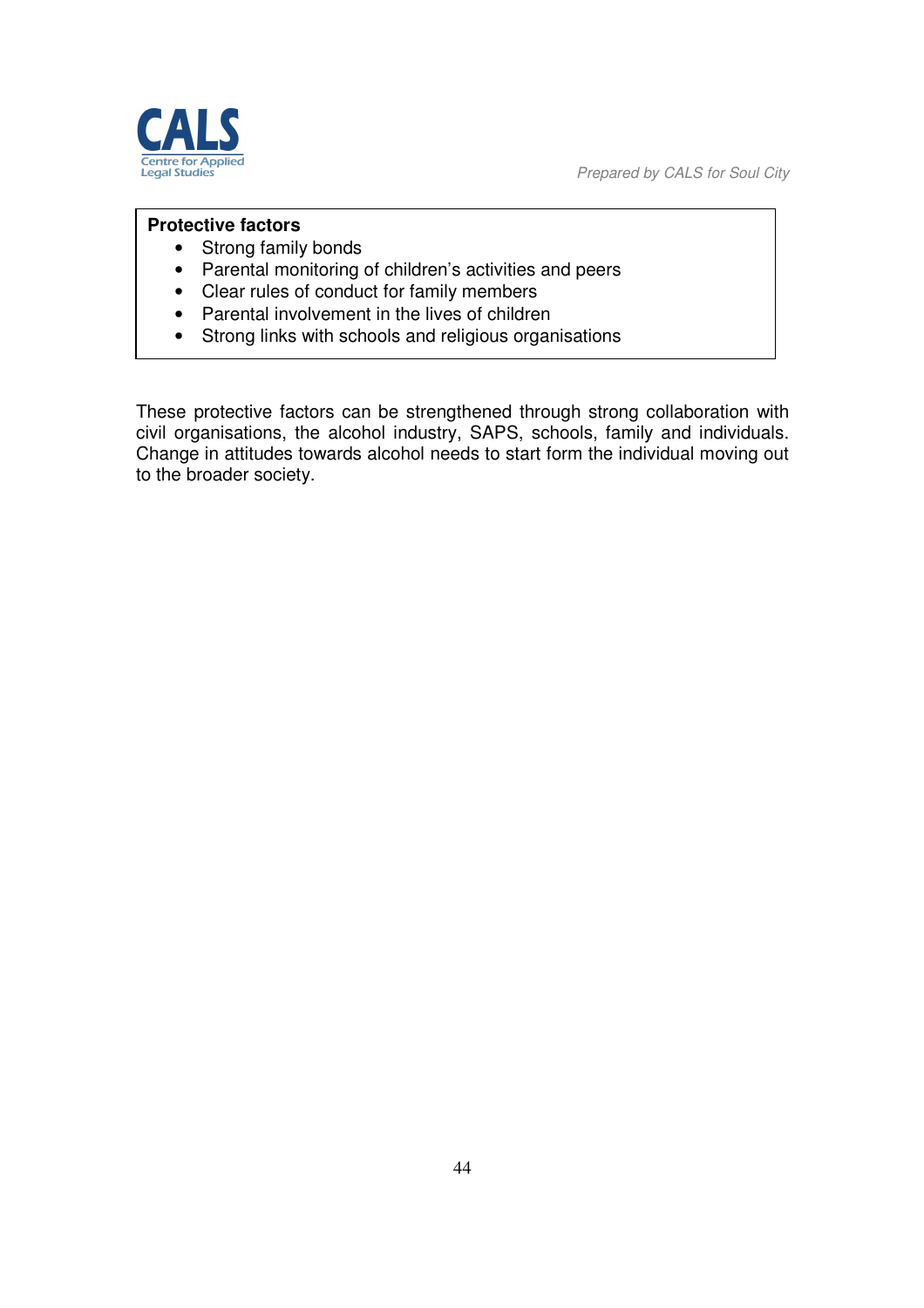**Protective factors**

- Strong family bonds
- Parental monitoring of children's activities and peers
- Clear rules of conduct for family members
- Parental involvement in the lives of children
- Strong links with schools and religious organisations

These protective factors can be strengthened through strong collaboration with civil organisations, the alcohol industry, SAPS, schools, family and individuals. Change in attitudes towards alcohol needs to start form the individual moving out to the broader society.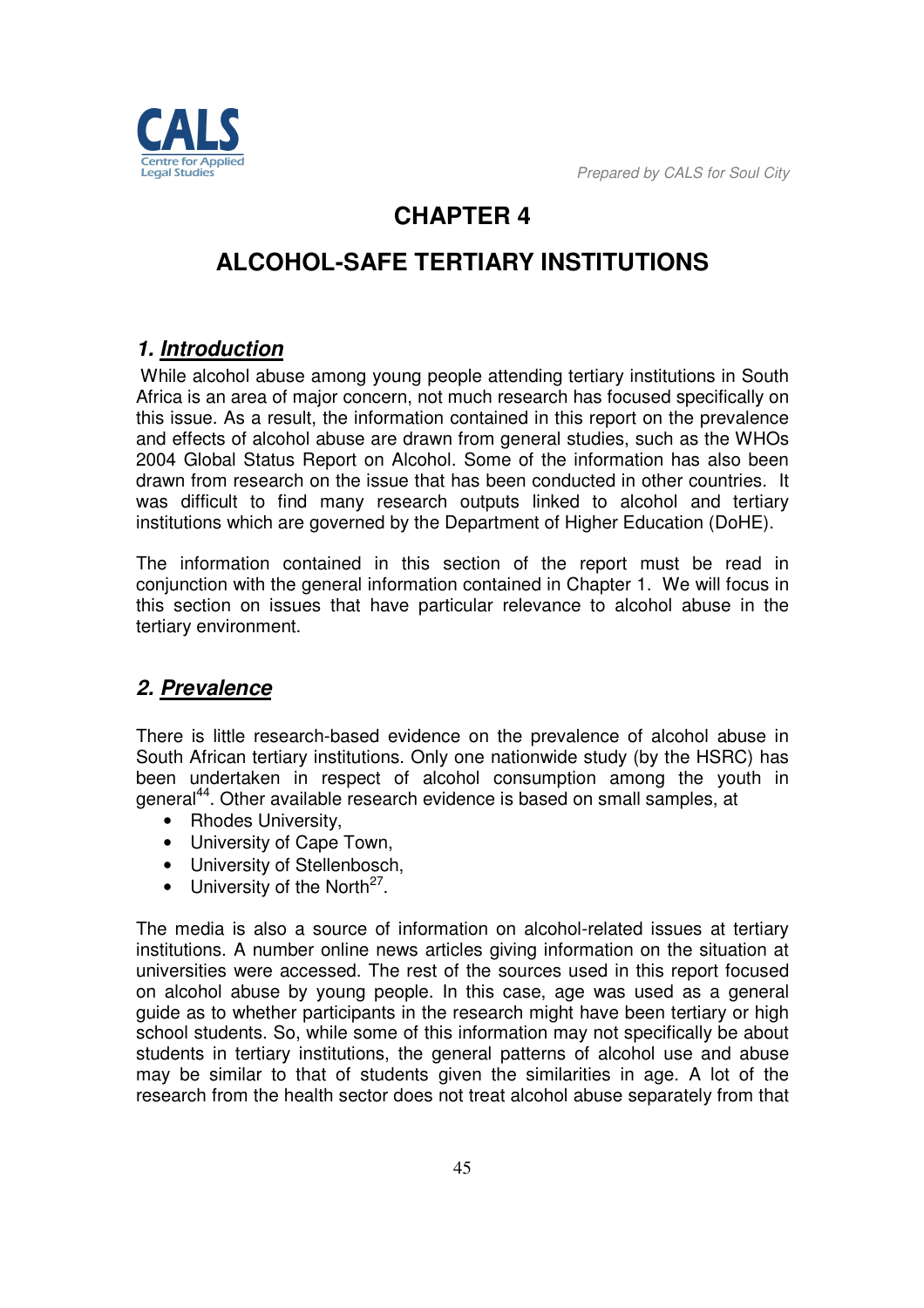# CHAPTER 4

# ALCOHOL-SAFE TERTIARY INSTITUTIONS

## 1. Introduction

While alcohol abuse among young people attending tertiary institutions in South Africa is an area of major concern, not much research has focused specifically on this issue. As a result, the information contained in this report on the prevalence and effects of alcohol abuse are drawn from general studies, such as the WHOs 2004 Global Status Report on Alcohol. Some of the information has also been drawn from research on the issue that has been conducted in other countries. It was difficult to find many research outputs linked to alcohol and tertiary institutions which are governed by the Department of Higher Education (DoHE).

The information contained in this section of the report must be read in conjunction with the general information contained in Chapter 1. We will focus in this section on issues that have particular relevance to alcohol abuse in the tertiary environment.

## 2. Prevalence

There is little research-based evidence on the prevalence of alcohol abuse in South African tertiary institutions. Only one nationwide study (by the HSRC) has been undertaken in respect of alcohol consumption among the youth in general[44]. Other available research evidence is based on small samples, at

- Rhodes University,
- University of Cape Town,
- University of Stellenbosch,
- University of the North[27].

The media is also a source of information on alcohol-related issues at tertiary institutions. A number online news articles giving information on the situation at universities were accessed. The rest of the sources used in this report focused on alcohol abuse by young people. In this case, age was used as a general guide as to whether participants in the research might have been tertiary or high school students. So, while some of this information may not specifically be about students in tertiary institutions, the general patterns of alcohol use and abuse may be similar to that of students given the similarities in age. A lot of the research from the health sector does not treat alcohol abuse separately from that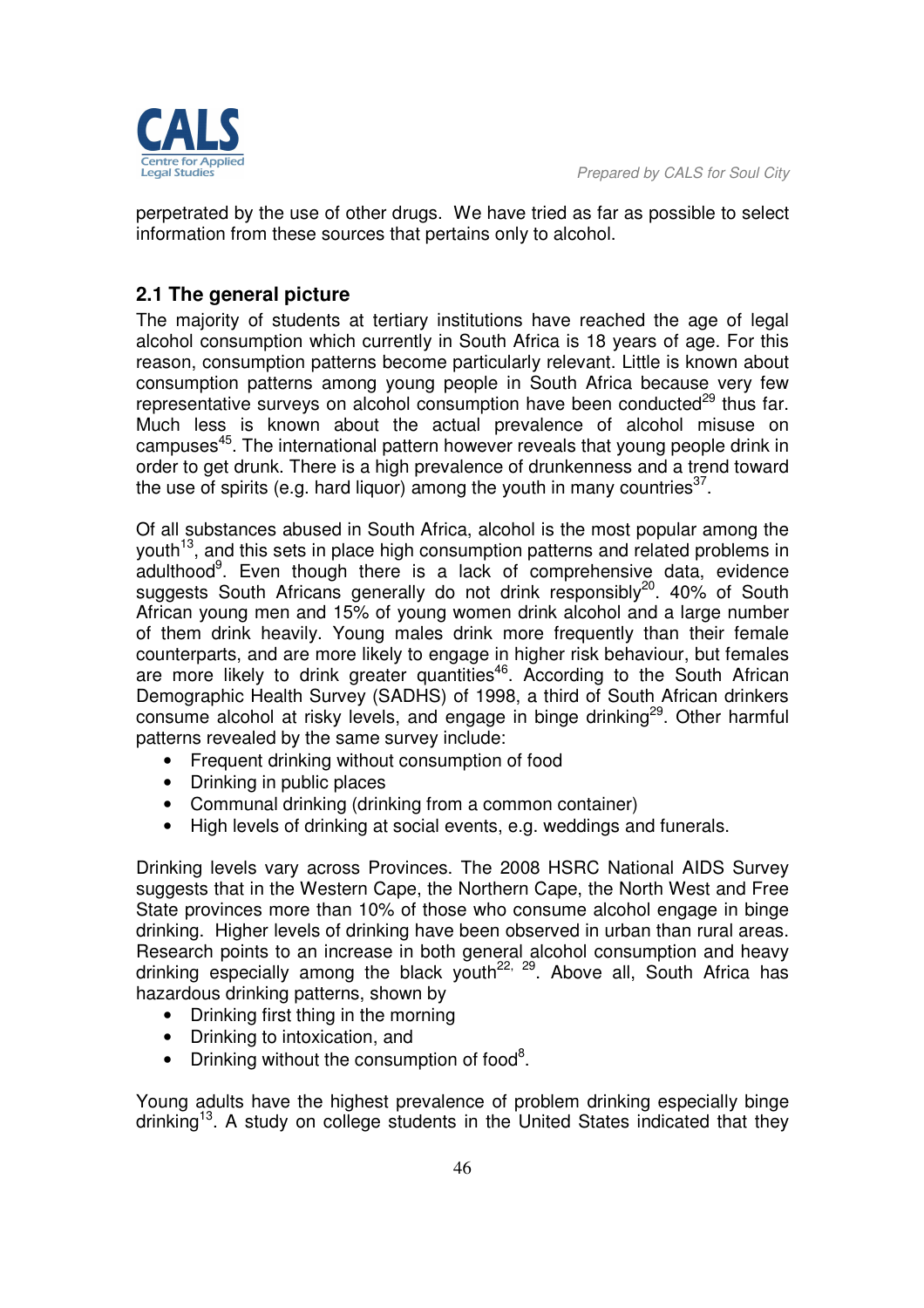perpetrated by the use of other drugs. We have tried as far as possible to select information from these sources that pertains only to alcohol.

## 2.1 The general picture

The majority of students at tertiary institutions have reached the age of legal alcohol consumption which currently in South Africa is 18 years of age. For this reason, consumption patterns become particularly relevant. Little is known about consumption patterns among young people in South Africa because very few representative surveys on alcohol consumption have been conducted[29] thus far. Much less is known about the actual prevalence of alcohol misuse on campuses[45]. The international pattern however reveals that young people drink in order to get drunk. There is a high prevalence of drunkenness and a trend toward the use of spirits (e.g. hard liquor) among the youth in many countries[37].

Of all substances abused in South Africa, alcohol is the most popular among the youth[13], and this sets in place high consumption patterns and related problems in adulthood[9]. Even though there is a lack of comprehensive data, evidence suggests South Africans generally do not drink responsibly[20]. 40% of South African young men and 15% of young women drink alcohol and a large number of them drink heavily. Young males drink more frequently than their female counterparts, and are more likely to engage in higher risk behaviour, but females are more likely to drink greater quantities[46]. According to the South African Demographic Health Survey (SADHS) of 1998, a third of South African drinkers consume alcohol at risky levels, and engage in binge drinking[29]. Other harmful patterns revealed by the same survey include:

- Frequent drinking without consumption of food
- Drinking in public places
- Communal drinking (drinking from a common container)
- High levels of drinking at social events, e.g. weddings and funerals.

Drinking levels vary across Provinces. The 2008 HSRC National AIDS Survey suggests that in the Western Cape, the Northern Cape, the North West and Free State provinces more than 10% of those who consume alcohol engage in binge drinking. Higher levels of drinking have been observed in urban than rural areas. Research points to an increase in both general alcohol consumption and heavy drinking especially among the black youth[22, 29]. Above all, South Africa has hazardous drinking patterns, shown by

- Drinking first thing in the morning
- Drinking to intoxication, and
- Drinking without the consumption of food[8].

Young adults have the highest prevalence of problem drinking especially binge drinking[13]. A study on college students in the United States indicated that they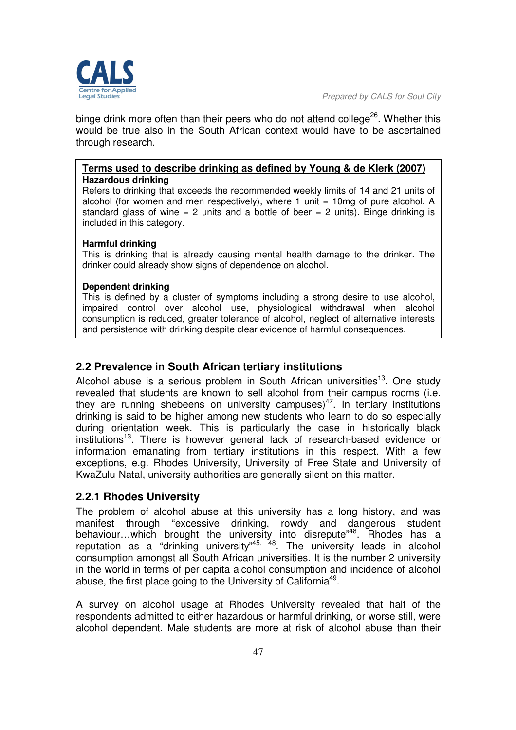binge drink more often than their peers who do not attend college[26]. Whether this would be true also in the South African context would have to be ascertained through research.

**Terms used to describe drinking as defined by Young & de Klerk (2007)**

**Hazardous drinking**
Refers to drinking that exceeds the recommended weekly limits of 14 and 21 units of alcohol (for women and men respectively), where 1 unit = 10mg of pure alcohol. A standard glass of wine = 2 units and a bottle of beer = 2 units). Binge drinking is included in this category.

**Harmful drinking**
This is drinking that is already causing mental health damage to the drinker. The drinker could already show signs of dependence on alcohol.

**Dependent drinking**
This is defined by a cluster of symptoms including a strong desire to use alcohol, impaired control over alcohol use, physiological withdrawal when alcohol consumption is reduced, greater tolerance of alcohol, neglect of alternative interests and persistence with drinking despite clear evidence of harmful consequences.

## 2.2 Prevalence in South African tertiary institutions

Alcohol abuse is a serious problem in South African universities[13]. One study revealed that students are known to sell alcohol from their campus rooms (i.e. they are running shebeens on university campuses)[47]. In tertiary institutions drinking is said to be higher among new students who learn to do so especially during orientation week. This is particularly the case in historically black institutions[13]. There is however general lack of research-based evidence or information emanating from tertiary institutions in this respect. With a few exceptions, e.g. Rhodes University, University of Free State and University of KwaZulu-Natal, university authorities are generally silent on this matter.

### 2.2.1 Rhodes University

The problem of alcohol abuse at this university has a long history, and was manifest through "excessive drinking, rowdy and dangerous student behaviour…which brought the university into disrepute"[48]. Rhodes has a reputation as a "drinking university"[45, 48]. The university leads in alcohol consumption amongst all South African universities. It is the number 2 university in the world in terms of per capita alcohol consumption and incidence of alcohol abuse, the first place going to the University of California[49].

A survey on alcohol usage at Rhodes University revealed that half of the respondents admitted to either hazardous or harmful drinking, or worse still, were alcohol dependent. Male students are more at risk of alcohol abuse than their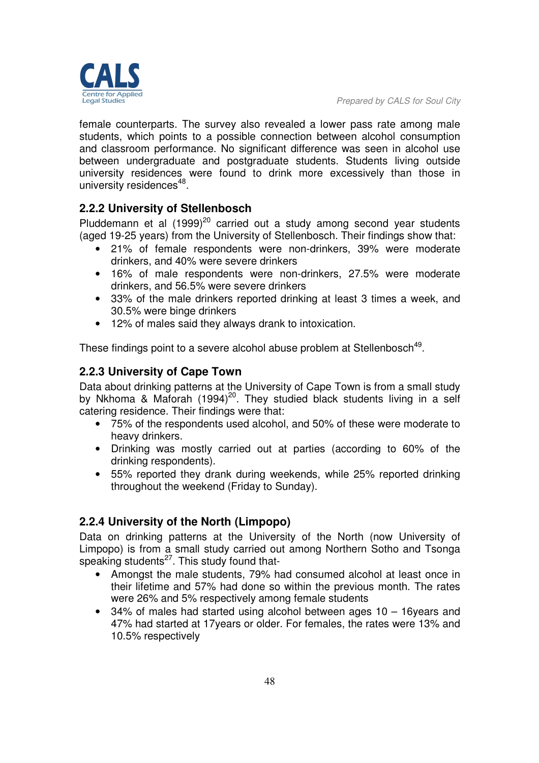female counterparts. The survey also revealed a lower pass rate among male students, which points to a possible connection between alcohol consumption and classroom performance. No significant difference was seen in alcohol use between undergraduate and postgraduate students. Students living outside university residences were found to drink more excessively than those in university residences[48].

### 2.2.2 University of Stellenbosch

Pluddemann et al (1999)[20] carried out a study among second year students (aged 19-25 years) from the University of Stellenbosch. Their findings show that:

- 21% of female respondents were non-drinkers, 39% were moderate drinkers, and 40% were severe drinkers
- 16% of male respondents were non-drinkers, 27.5% were moderate drinkers, and 56.5% were severe drinkers
- 33% of the male drinkers reported drinking at least 3 times a week, and 30.5% were binge drinkers
- 12% of males said they always drank to intoxication.

These findings point to a severe alcohol abuse problem at Stellenbosch[49].

### 2.2.3 University of Cape Town

Data about drinking patterns at the University of Cape Town is from a small study by Nkhoma & Maforah (1994)[20]. They studied black students living in a self catering residence. Their findings were that:

- 75% of the respondents used alcohol, and 50% of these were moderate to heavy drinkers.
- Drinking was mostly carried out at parties (according to 60% of the drinking respondents).
- 55% reported they drank during weekends, while 25% reported drinking throughout the weekend (Friday to Sunday).

### 2.2.4 University of the North (Limpopo)

Data on drinking patterns at the University of the North (now University of Limpopo) is from a small study carried out among Northern Sotho and Tsonga speaking students[27]. This study found that-

- Amongst the male students, 79% had consumed alcohol at least once in their lifetime and 57% had done so within the previous month. The rates were 26% and 5% respectively among female students
- 34% of males had started using alcohol between ages 10 – 16years and 47% had started at 17years or older. For females, the rates were 13% and 10.5% respectively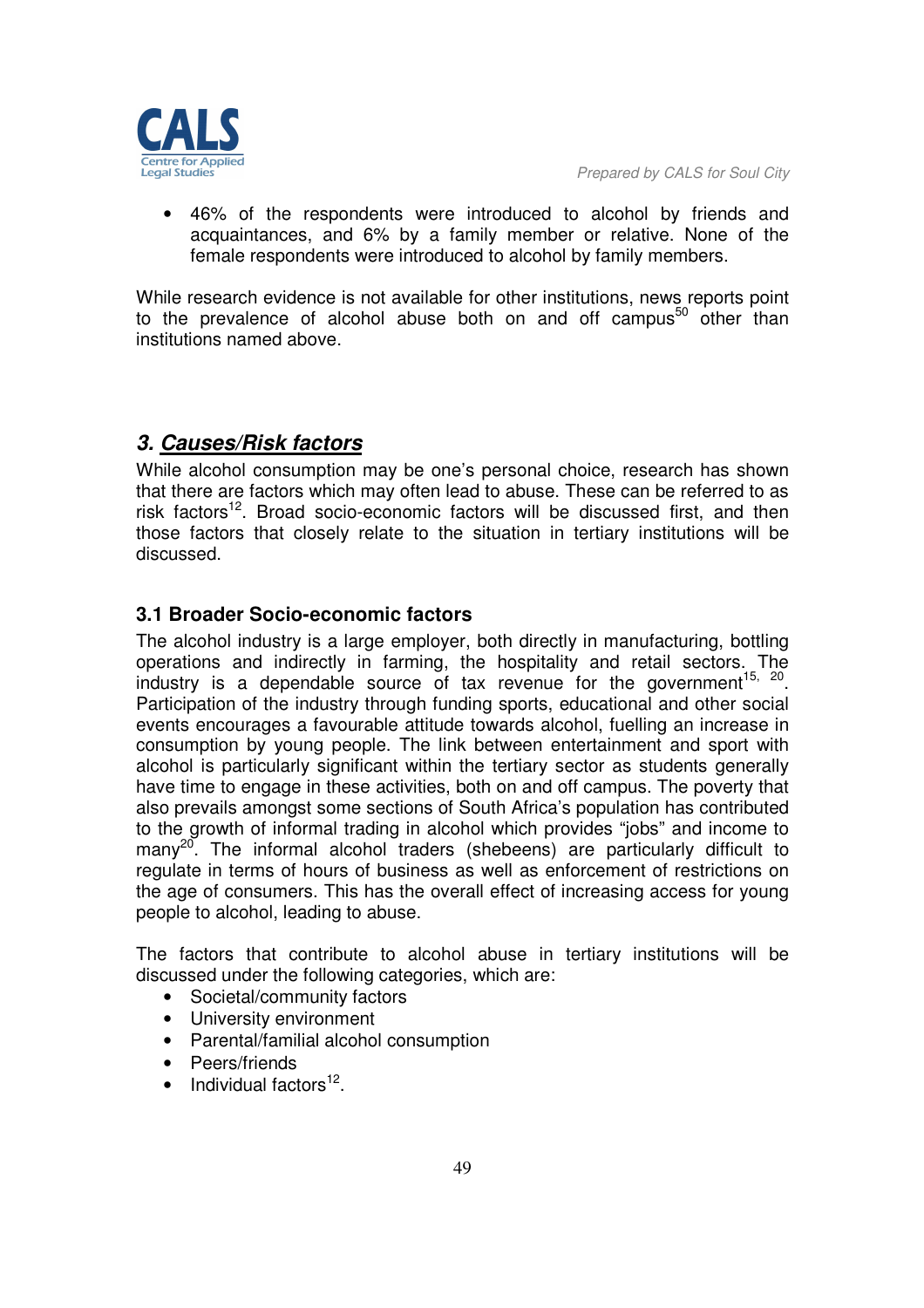- 46% of the respondents were introduced to alcohol by friends and acquaintances, and 6% by a family member or relative. None of the female respondents were introduced to alcohol by family members.

While research evidence is not available for other institutions, news reports point to the prevalence of alcohol abuse both on and off campus[50] other than institutions named above.

## 3. *Causes/Risk factors*

While alcohol consumption may be one's personal choice, research has shown that there are factors which may often lead to abuse. These can be referred to as risk factors[12]. Broad socio-economic factors will be discussed first, and then those factors that closely relate to the situation in tertiary institutions will be discussed.

### 3.1 Broader Socio-economic factors

The alcohol industry is a large employer, both directly in manufacturing, bottling operations and indirectly in farming, the hospitality and retail sectors. The industry is a dependable source of tax revenue for the government[15, 20]. Participation of the industry through funding sports, educational and other social events encourages a favourable attitude towards alcohol, fuelling an increase in consumption by young people. The link between entertainment and sport with alcohol is particularly significant within the tertiary sector as students generally have time to engage in these activities, both on and off campus. The poverty that also prevails amongst some sections of South Africa's population has contributed to the growth of informal trading in alcohol which provides "jobs" and income to many[20]. The informal alcohol traders (shebeens) are particularly difficult to regulate in terms of hours of business as well as enforcement of restrictions on the age of consumers. This has the overall effect of increasing access for young people to alcohol, leading to abuse.

The factors that contribute to alcohol abuse in tertiary institutions will be discussed under the following categories, which are:

- Societal/community factors
- University environment
- Parental/familial alcohol consumption
- Peers/friends
- Individual factors[12].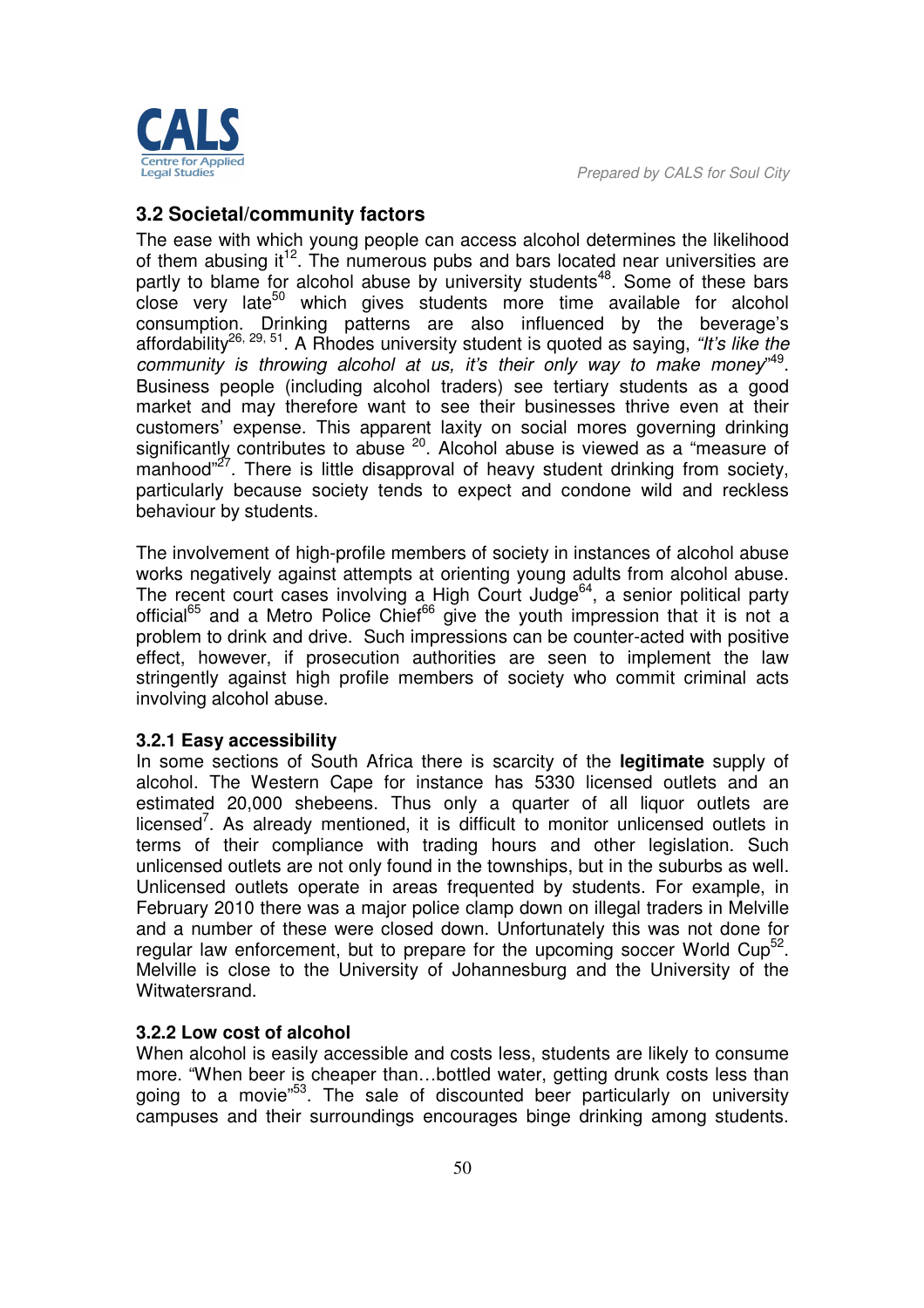### 3.2 Societal/community factors

The ease with which young people can access alcohol determines the likelihood of them abusing it[12]. The numerous pubs and bars located near universities are partly to blame for alcohol abuse by university students[48]. Some of these bars close very late[50] which gives students more time available for alcohol consumption. Drinking patterns are also influenced by the beverage's affordability[26, 29, 51]. A Rhodes university student is quoted as saying, *"It's like the community is throwing alcohol at us, it's their only way to make money"*[49]. Business people (including alcohol traders) see tertiary students as a good market and may therefore want to see their businesses thrive even at their customers' expense. This apparent laxity on social mores governing drinking significantly contributes to abuse [20]. Alcohol abuse is viewed as a "measure of manhood"[27]. There is little disapproval of heavy student drinking from society, particularly because society tends to expect and condone wild and reckless behaviour by students.

The involvement of high-profile members of society in instances of alcohol abuse works negatively against attempts at orienting young adults from alcohol abuse. The recent court cases involving a High Court Judge[64], a senior political party official[65] and a Metro Police Chief[66] give the youth impression that it is not a problem to drink and drive. Such impressions can be counter-acted with positive effect, however, if prosecution authorities are seen to implement the law stringently against high profile members of society who commit criminal acts involving alcohol abuse.

#### 3.2.1 Easy accessibility

In some sections of South Africa there is scarcity of the **legitimate** supply of alcohol. The Western Cape for instance has 5330 licensed outlets and an estimated 20,000 shebeens. Thus only a quarter of all liquor outlets are licensed[7]. As already mentioned, it is difficult to monitor unlicensed outlets in terms of their compliance with trading hours and other legislation. Such unlicensed outlets are not only found in the townships, but in the suburbs as well. Unlicensed outlets operate in areas frequented by students. For example, in February 2010 there was a major police clamp down on illegal traders in Melville and a number of these were closed down. Unfortunately this was not done for regular law enforcement, but to prepare for the upcoming soccer World Cup[52]. Melville is close to the University of Johannesburg and the University of the Witwatersrand.

#### 3.2.2 Low cost of alcohol

When alcohol is easily accessible and costs less, students are likely to consume more. "When beer is cheaper than…bottled water, getting drunk costs less than going to a movie"[53]. The sale of discounted beer particularly on university campuses and their surroundings encourages binge drinking among students.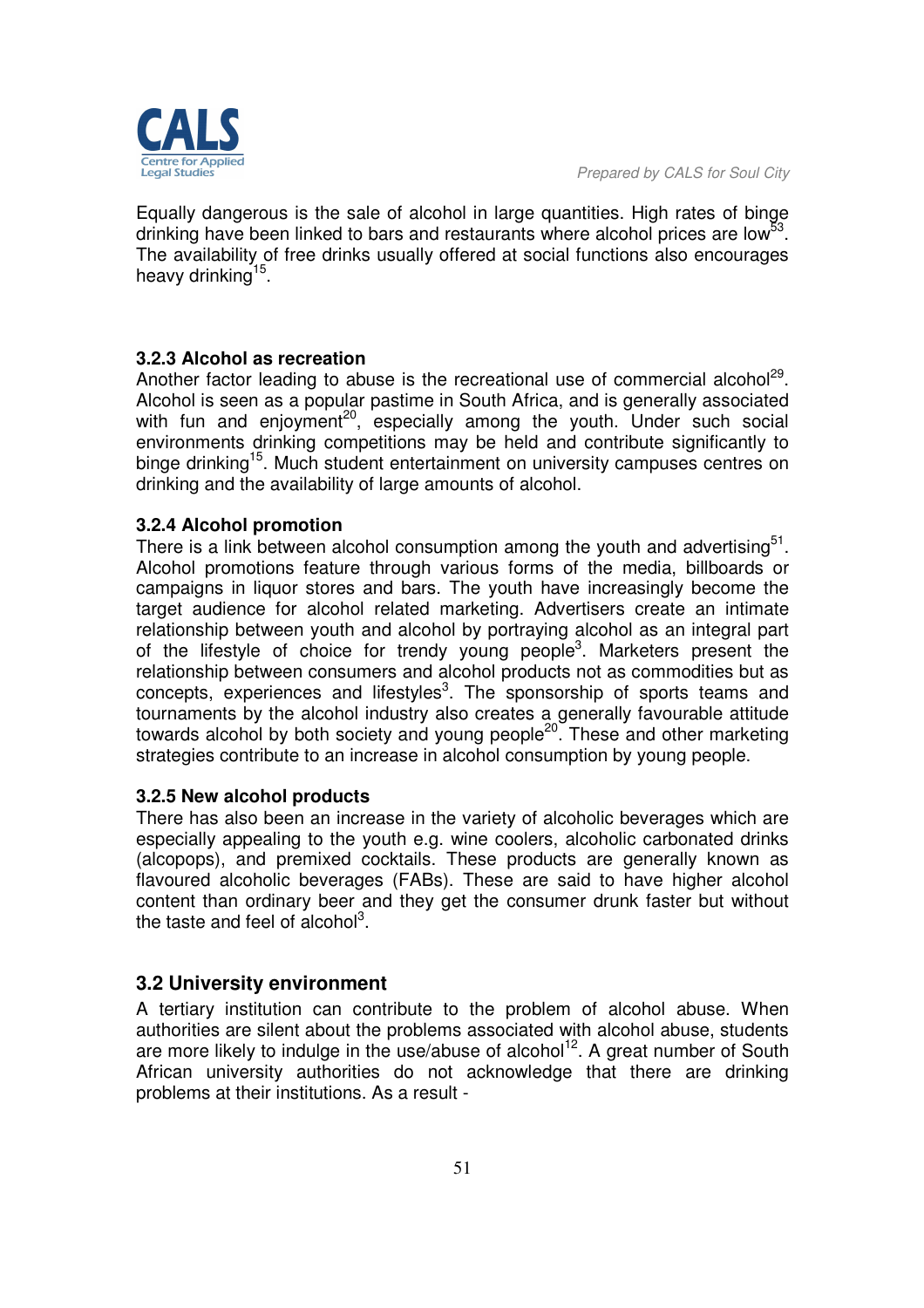Equally dangerous is the sale of alcohol in large quantities. High rates of binge drinking have been linked to bars and restaurants where alcohol prices are low[53]. The availability of free drinks usually offered at social functions also encourages heavy drinking[15].

### 3.2.3 Alcohol as recreation

Another factor leading to abuse is the recreational use of commercial alcohol[29]. Alcohol is seen as a popular pastime in South Africa, and is generally associated with fun and enjoyment[20], especially among the youth. Under such social environments drinking competitions may be held and contribute significantly to binge drinking[15]. Much student entertainment on university campuses centres on drinking and the availability of large amounts of alcohol.

### 3.2.4 Alcohol promotion

There is a link between alcohol consumption among the youth and advertising[51]. Alcohol promotions feature through various forms of the media, billboards or campaigns in liquor stores and bars. The youth have increasingly become the target audience for alcohol related marketing. Advertisers create an intimate relationship between youth and alcohol by portraying alcohol as an integral part of the lifestyle of choice for trendy young people[3]. Marketers present the relationship between consumers and alcohol products not as commodities but as concepts, experiences and lifestyles[3]. The sponsorship of sports teams and tournaments by the alcohol industry also creates a generally favourable attitude towards alcohol by both society and young people[20]. These and other marketing strategies contribute to an increase in alcohol consumption by young people.

### 3.2.5 New alcohol products

There has also been an increase in the variety of alcoholic beverages which are especially appealing to the youth e.g. wine coolers, alcoholic carbonated drinks (alcopops), and premixed cocktails. These products are generally known as flavoured alcoholic beverages (FABs). These are said to have higher alcohol content than ordinary beer and they get the consumer drunk faster but without the taste and feel of alcohol[3].

## 3.2 University environment

A tertiary institution can contribute to the problem of alcohol abuse. When authorities are silent about the problems associated with alcohol abuse, students are more likely to indulge in the use/abuse of alcohol[12]. A great number of South African university authorities do not acknowledge that there are drinking problems at their institutions. As a result -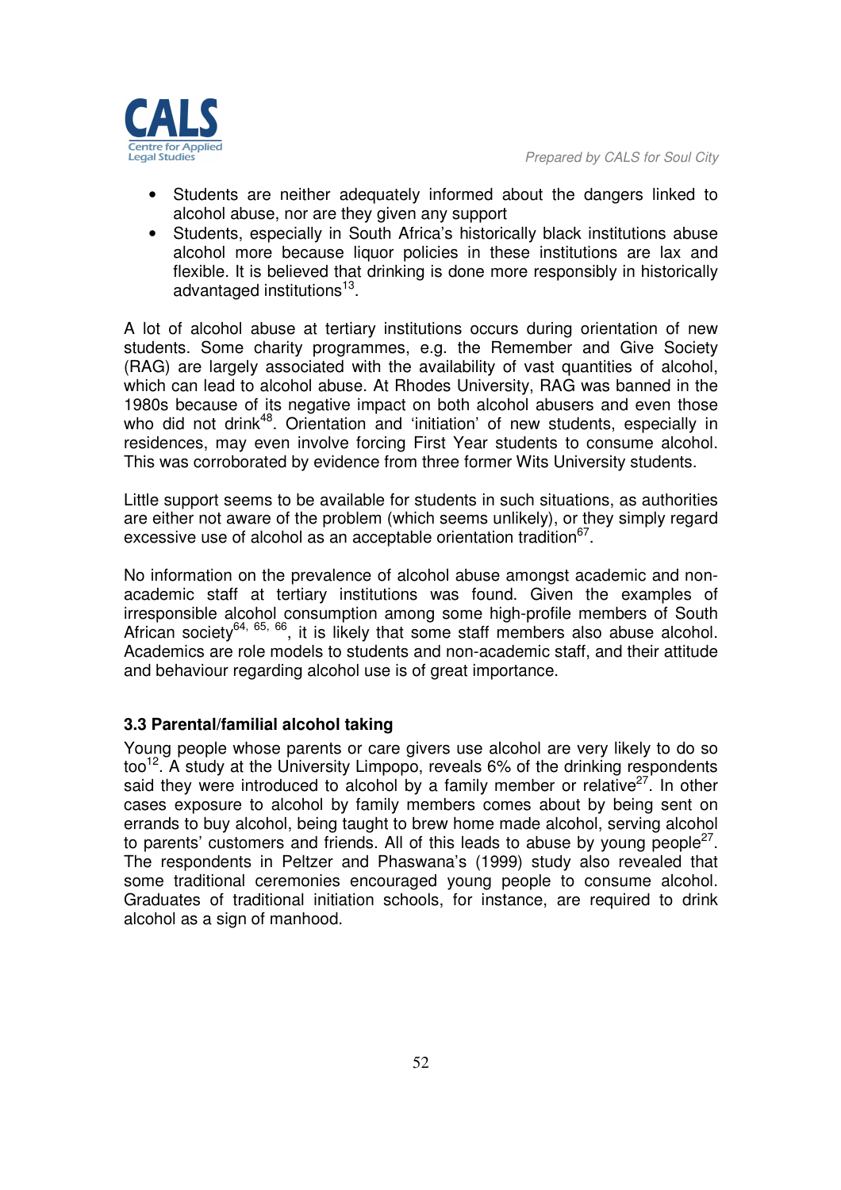- Students are neither adequately informed about the dangers linked to alcohol abuse, nor are they given any support
- Students, especially in South Africa's historically black institutions abuse alcohol more because liquor policies in these institutions are lax and flexible. It is believed that drinking is done more responsibly in historically advantaged institutions[13].

A lot of alcohol abuse at tertiary institutions occurs during orientation of new students. Some charity programmes, e.g. the Remember and Give Society (RAG) are largely associated with the availability of vast quantities of alcohol, which can lead to alcohol abuse. At Rhodes University, RAG was banned in the 1980s because of its negative impact on both alcohol abusers and even those who did not drink[48]. Orientation and 'initiation' of new students, especially in residences, may even involve forcing First Year students to consume alcohol. This was corroborated by evidence from three former Wits University students.

Little support seems to be available for students in such situations, as authorities are either not aware of the problem (which seems unlikely), or they simply regard excessive use of alcohol as an acceptable orientation tradition[67].

No information on the prevalence of alcohol abuse amongst academic and non-academic staff at tertiary institutions was found. Given the examples of irresponsible alcohol consumption among some high-profile members of South African society[64, 65, 66], it is likely that some staff members also abuse alcohol. Academics are role models to students and non-academic staff, and their attitude and behaviour regarding alcohol use is of great importance.

### 3.3 Parental/familial alcohol taking

Young people whose parents or care givers use alcohol are very likely to do so too[12]. A study at the University Limpopo, reveals 6% of the drinking respondents said they were introduced to alcohol by a family member or relative[27]. In other cases exposure to alcohol by family members comes about by being sent on errands to buy alcohol, being taught to brew home made alcohol, serving alcohol to parents' customers and friends. All of this leads to abuse by young people[27]. The respondents in Peltzer and Phaswana's (1999) study also revealed that some traditional ceremonies encouraged young people to consume alcohol. Graduates of traditional initiation schools, for instance, are required to drink alcohol as a sign of manhood.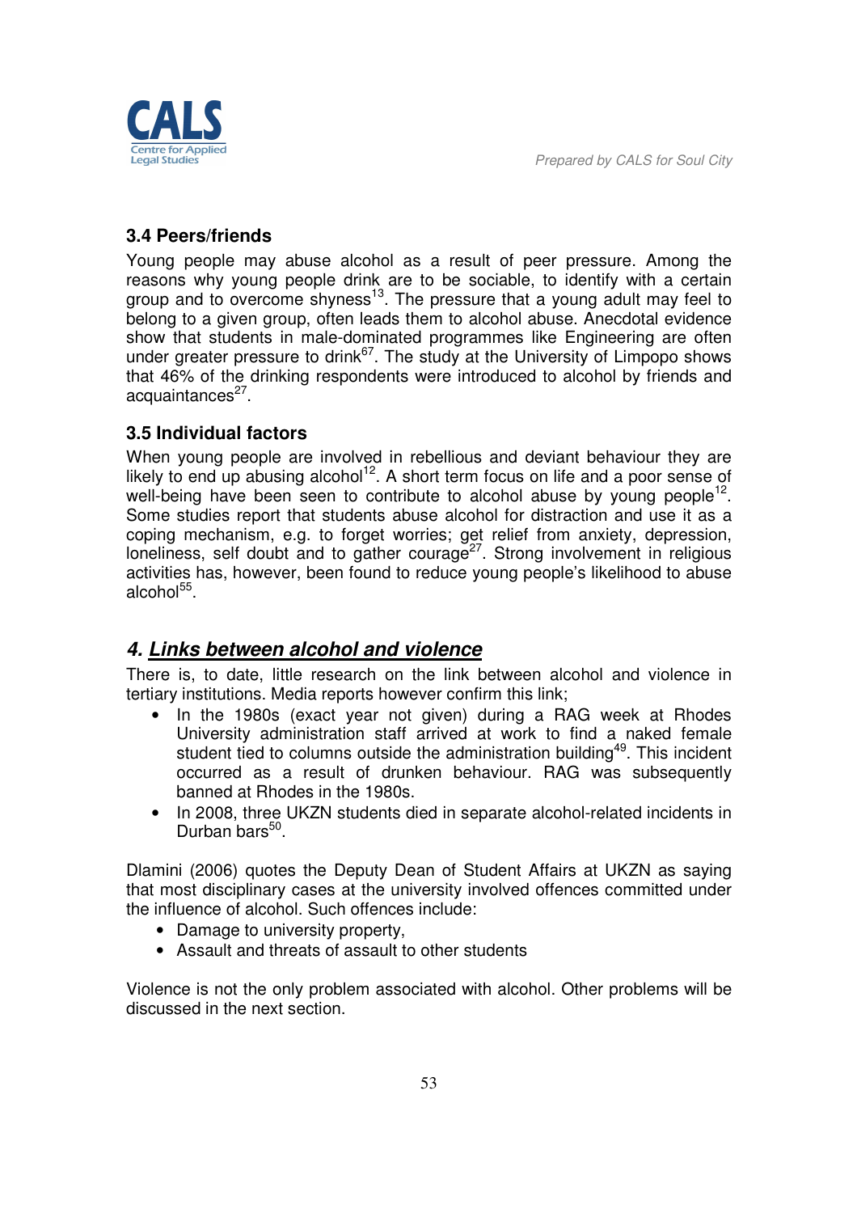### 3.4 Peers/friends

Young people may abuse alcohol as a result of peer pressure. Among the reasons why young people drink are to be sociable, to identify with a certain group and to overcome shyness[13]. The pressure that a young adult may feel to belong to a given group, often leads them to alcohol abuse. Anecdotal evidence show that students in male-dominated programmes like Engineering are often under greater pressure to drink[67]. The study at the University of Limpopo shows that 46% of the drinking respondents were introduced to alcohol by friends and acquaintances[27].

### 3.5 Individual factors

When young people are involved in rebellious and deviant behaviour they are likely to end up abusing alcohol[12]. A short term focus on life and a poor sense of well-being have been seen to contribute to alcohol abuse by young people[12]. Some studies report that students abuse alcohol for distraction and use it as a coping mechanism, e.g. to forget worries; get relief from anxiety, depression, loneliness, self doubt and to gather courage[27]. Strong involvement in religious activities has, however, been found to reduce young people's likelihood to abuse alcohol[55].

## *4. Links between alcohol and violence*

There is, to date, little research on the link between alcohol and violence in tertiary institutions. Media reports however confirm this link;

- In the 1980s (exact year not given) during a RAG week at Rhodes University administration staff arrived at work to find a naked female student tied to columns outside the administration building[49]. This incident occurred as a result of drunken behaviour. RAG was subsequently banned at Rhodes in the 1980s.
- In 2008, three UKZN students died in separate alcohol-related incidents in Durban bars[50].

Dlamini (2006) quotes the Deputy Dean of Student Affairs at UKZN as saying that most disciplinary cases at the university involved offences committed under the influence of alcohol. Such offences include:

- Damage to university property,
- Assault and threats of assault to other students

Violence is not the only problem associated with alcohol. Other problems will be discussed in the next section.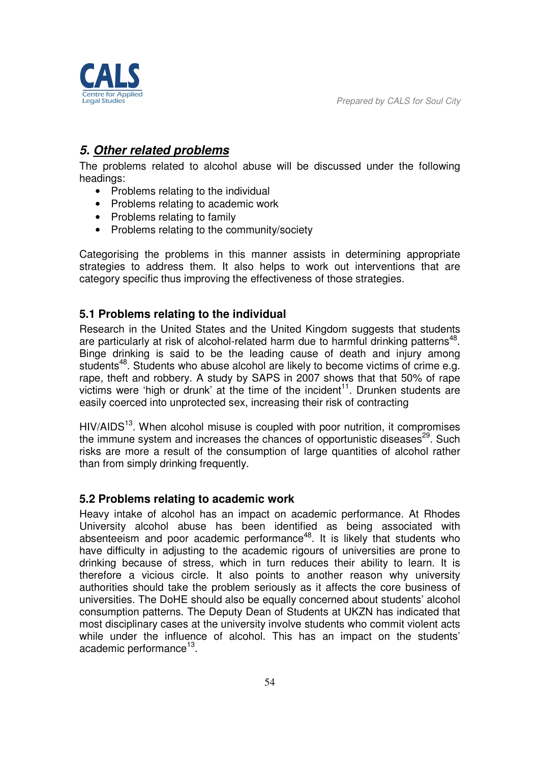## 5. Other related problems

The problems related to alcohol abuse will be discussed under the following headings:

- Problems relating to the individual
- Problems relating to academic work
- Problems relating to family
- Problems relating to the community/society

Categorising the problems in this manner assists in determining appropriate strategies to address them. It also helps to work out interventions that are category specific thus improving the effectiveness of those strategies.

### 5.1 Problems relating to the individual

Research in the United States and the United Kingdom suggests that students are particularly at risk of alcohol-related harm due to harmful drinking patterns[48]. Binge drinking is said to be the leading cause of death and injury among students[48]. Students who abuse alcohol are likely to become victims of crime e.g. rape, theft and robbery. A study by SAPS in 2007 shows that that 50% of rape victims were 'high or drunk' at the time of the incident[11]. Drunken students are easily coerced into unprotected sex, increasing their risk of contracting

HIV/AIDS[13]. When alcohol misuse is coupled with poor nutrition, it compromises the immune system and increases the chances of opportunistic diseases[29]. Such risks are more a result of the consumption of large quantities of alcohol rather than from simply drinking frequently.

### 5.2 Problems relating to academic work

Heavy intake of alcohol has an impact on academic performance. At Rhodes University alcohol abuse has been identified as being associated with absenteeism and poor academic performance[48]. It is likely that students who have difficulty in adjusting to the academic rigours of universities are prone to drinking because of stress, which in turn reduces their ability to learn. It is therefore a vicious circle. It also points to another reason why university authorities should take the problem seriously as it affects the core business of universities. The DoHE should also be equally concerned about students' alcohol consumption patterns. The Deputy Dean of Students at UKZN has indicated that most disciplinary cases at the university involve students who commit violent acts while under the influence of alcohol. This has an impact on the students' academic performance[13].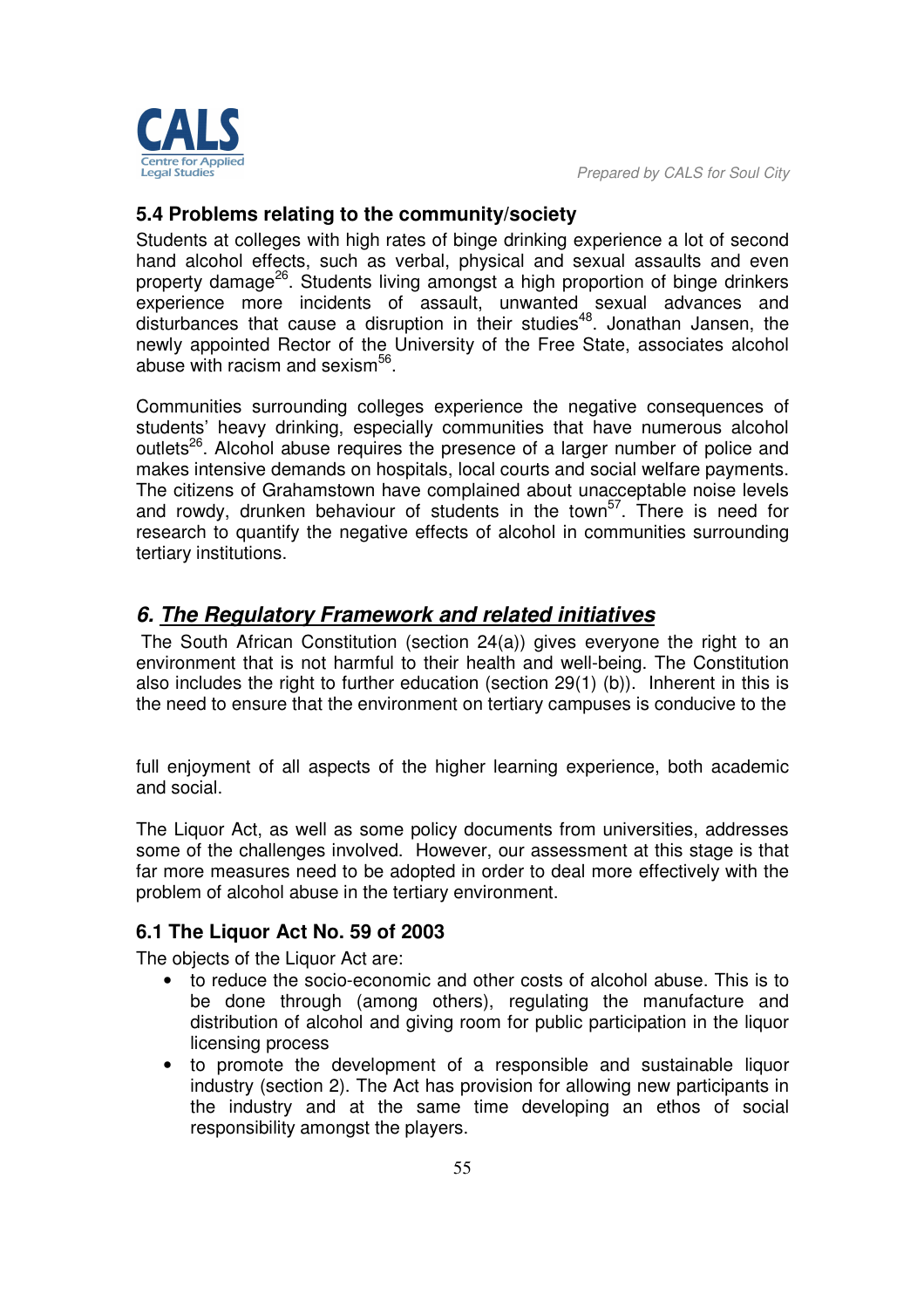### 5.4 Problems relating to the community/society

Students at colleges with high rates of binge drinking experience a lot of second hand alcohol effects, such as verbal, physical and sexual assaults and even property damage[26]. Students living amongst a high proportion of binge drinkers experience more incidents of assault, unwanted sexual advances and disturbances that cause a disruption in their studies[48]. Jonathan Jansen, the newly appointed Rector of the University of the Free State, associates alcohol abuse with racism and sexism[56].

Communities surrounding colleges experience the negative consequences of students' heavy drinking, especially communities that have numerous alcohol outlets[26]. Alcohol abuse requires the presence of a larger number of police and makes intensive demands on hospitals, local courts and social welfare payments. The citizens of Grahamstown have complained about unacceptable noise levels and rowdy, drunken behaviour of students in the town[57]. There is need for research to quantify the negative effects of alcohol in communities surrounding tertiary institutions.

## *6. The Regulatory Framework and related initiatives*

The South African Constitution (section 24(a)) gives everyone the right to an environment that is not harmful to their health and well-being. The Constitution also includes the right to further education (section 29(1) (b)). Inherent in this is the need to ensure that the environment on tertiary campuses is conducive to the full enjoyment of all aspects of the higher learning experience, both academic and social.

The Liquor Act, as well as some policy documents from universities, addresses some of the challenges involved. However, our assessment at this stage is that far more measures need to be adopted in order to deal more effectively with the problem of alcohol abuse in the tertiary environment.

### 6.1 The Liquor Act No. 59 of 2003

The objects of the Liquor Act are:

- to reduce the socio-economic and other costs of alcohol abuse. This is to be done through (among others), regulating the manufacture and distribution of alcohol and giving room for public participation in the liquor licensing process
- to promote the development of a responsible and sustainable liquor industry (section 2). The Act has provision for allowing new participants in the industry and at the same time developing an ethos of social responsibility amongst the players.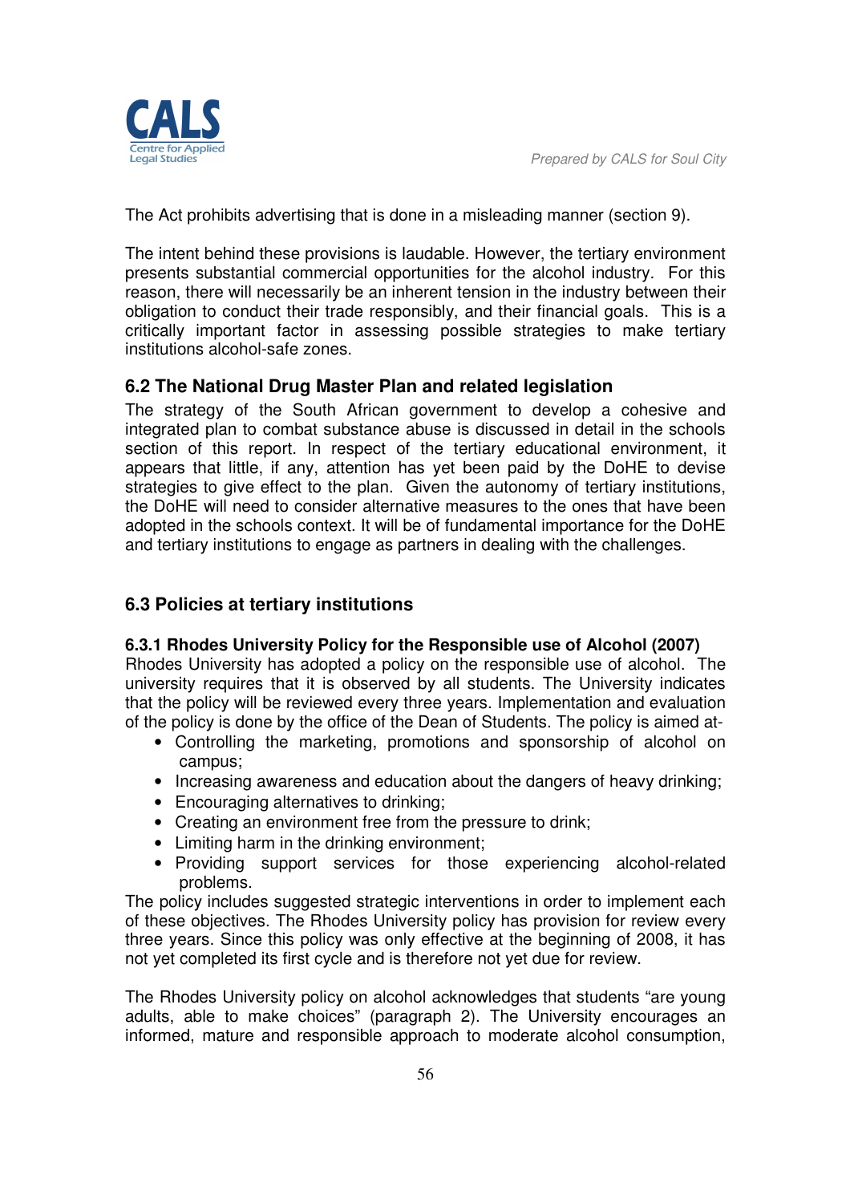The Act prohibits advertising that is done in a misleading manner (section 9).

The intent behind these provisions is laudable. However, the tertiary environment presents substantial commercial opportunities for the alcohol industry. For this reason, there will necessarily be an inherent tension in the industry between their obligation to conduct their trade responsibly, and their financial goals. This is a critically important factor in assessing possible strategies to make tertiary institutions alcohol-safe zones.

### 6.2 The National Drug Master Plan and related legislation

The strategy of the South African government to develop a cohesive and integrated plan to combat substance abuse is discussed in detail in the schools section of this report. In respect of the tertiary educational environment, it appears that little, if any, attention has yet been paid by the DoHE to devise strategies to give effect to the plan. Given the autonomy of tertiary institutions, the DoHE will need to consider alternative measures to the ones that have been adopted in the schools context. It will be of fundamental importance for the DoHE and tertiary institutions to engage as partners in dealing with the challenges.

### 6.3 Policies at tertiary institutions

#### 6.3.1 Rhodes University Policy for the Responsible use of Alcohol (2007)

Rhodes University has adopted a policy on the responsible use of alcohol. The university requires that it is observed by all students. The University indicates that the policy will be reviewed every three years. Implementation and evaluation of the policy is done by the office of the Dean of Students. The policy is aimed at-

- Controlling the marketing, promotions and sponsorship of alcohol on campus;
- Increasing awareness and education about the dangers of heavy drinking;
- Encouraging alternatives to drinking;
- Creating an environment free from the pressure to drink;
- Limiting harm in the drinking environment;
- Providing support services for those experiencing alcohol-related problems.

The policy includes suggested strategic interventions in order to implement each of these objectives. The Rhodes University policy has provision for review every three years. Since this policy was only effective at the beginning of 2008, it has not yet completed its first cycle and is therefore not yet due for review.

The Rhodes University policy on alcohol acknowledges that students "are young adults, able to make choices" (paragraph 2). The University encourages an informed, mature and responsible approach to moderate alcohol consumption,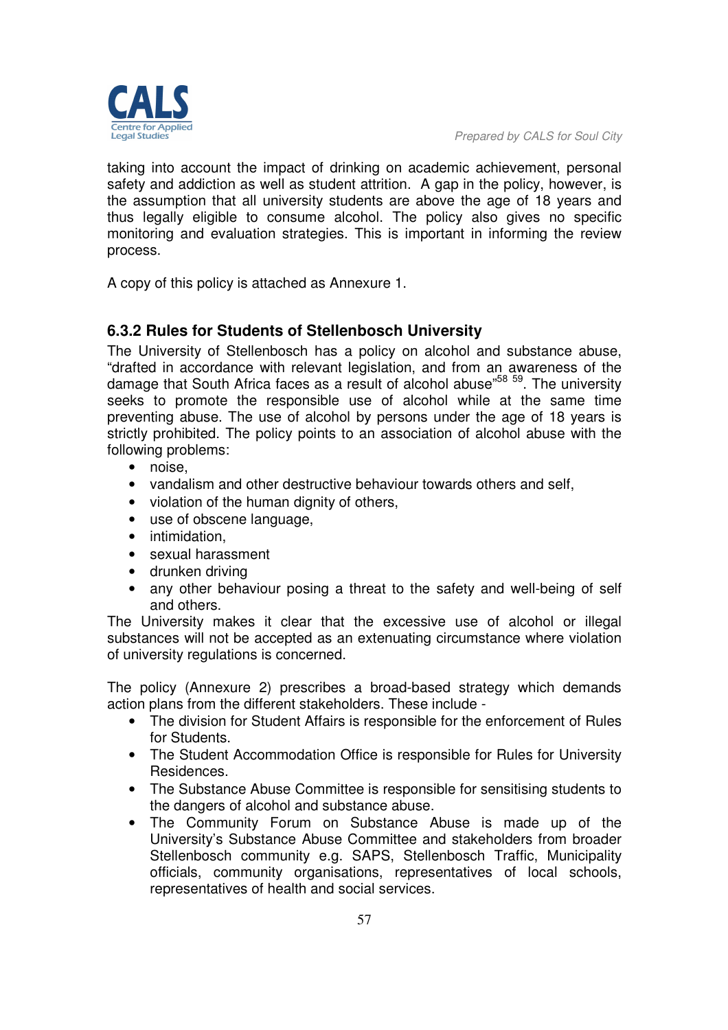taking into account the impact of drinking on academic achievement, personal safety and addiction as well as student attrition. A gap in the policy, however, is the assumption that all university students are above the age of 18 years and thus legally eligible to consume alcohol. The policy also gives no specific monitoring and evaluation strategies. This is important in informing the review process.

A copy of this policy is attached as Annexure 1.

### 6.3.2 Rules for Students of Stellenbosch University

The University of Stellenbosch has a policy on alcohol and substance abuse, "drafted in accordance with relevant legislation, and from an awareness of the damage that South Africa faces as a result of alcohol abuse"[58] [59]. The university seeks to promote the responsible use of alcohol while at the same time preventing abuse. The use of alcohol by persons under the age of 18 years is strictly prohibited. The policy points to an association of alcohol abuse with the following problems:

- noise,
- vandalism and other destructive behaviour towards others and self,
- violation of the human dignity of others,
- use of obscene language,
- intimidation,
- sexual harassment
- drunken driving
- any other behaviour posing a threat to the safety and well-being of self and others.

The University makes it clear that the excessive use of alcohol or illegal substances will not be accepted as an extenuating circumstance where violation of university regulations is concerned.

The policy (Annexure 2) prescribes a broad-based strategy which demands action plans from the different stakeholders. These include -

- The division for Student Affairs is responsible for the enforcement of Rules for Students.
- The Student Accommodation Office is responsible for Rules for University Residences.
- The Substance Abuse Committee is responsible for sensitising students to the dangers of alcohol and substance abuse.
- The Community Forum on Substance Abuse is made up of the University's Substance Abuse Committee and stakeholders from broader Stellenbosch community e.g. SAPS, Stellenbosch Traffic, Municipality officials, community organisations, representatives of local schools, representatives of health and social services.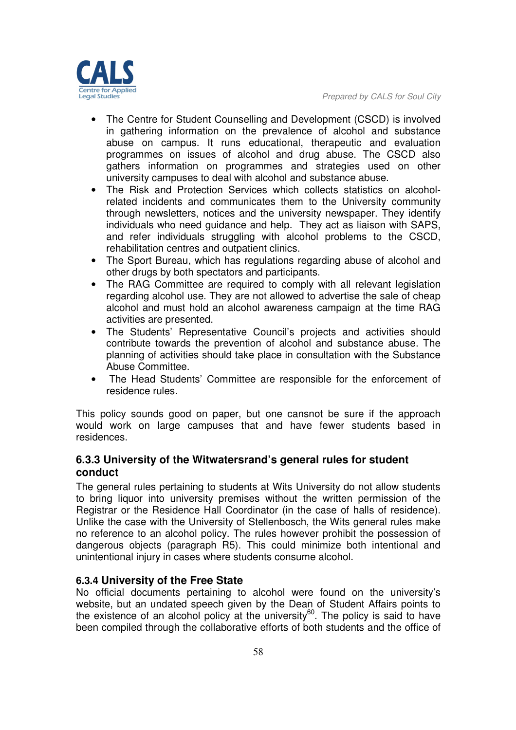- The Centre for Student Counselling and Development (CSCD) is involved in gathering information on the prevalence of alcohol and substance abuse on campus. It runs educational, therapeutic and evaluation programmes on issues of alcohol and drug abuse. The CSCD also gathers information on programmes and strategies used on other university campuses to deal with alcohol and substance abuse.
- The Risk and Protection Services which collects statistics on alcohol-related incidents and communicates them to the University community through newsletters, notices and the university newspaper. They identify individuals who need guidance and help. They act as liaison with SAPS, and refer individuals struggling with alcohol problems to the CSCD, rehabilitation centres and outpatient clinics.
- The Sport Bureau, which has regulations regarding abuse of alcohol and other drugs by both spectators and participants.
- The RAG Committee are required to comply with all relevant legislation regarding alcohol use. They are not allowed to advertise the sale of cheap alcohol and must hold an alcohol awareness campaign at the time RAG activities are presented.
- The Students' Representative Council's projects and activities should contribute towards the prevention of alcohol and substance abuse. The planning of activities should take place in consultation with the Substance Abuse Committee.
- The Head Students' Committee are responsible for the enforcement of residence rules.

This policy sounds good on paper, but one cansnot be sure if the approach would work on large campuses that and have fewer students based in residences.

### 6.3.3 University of the Witwatersrand's general rules for student conduct

The general rules pertaining to students at Wits University do not allow students to bring liquor into university premises without the written permission of the Registrar or the Residence Hall Coordinator (in the case of halls of residence). Unlike the case with the University of Stellenbosch, the Wits general rules make no reference to an alcohol policy. The rules however prohibit the possession of dangerous objects (paragraph R5). This could minimize both intentional and unintentional injury in cases where students consume alcohol.

### 6.3.4 University of the Free State

No official documents pertaining to alcohol were found on the university's website, but an undated speech given by the Dean of Student Affairs points to the existence of an alcohol policy at the university[60]. The policy is said to have been compiled through the collaborative efforts of both students and the office of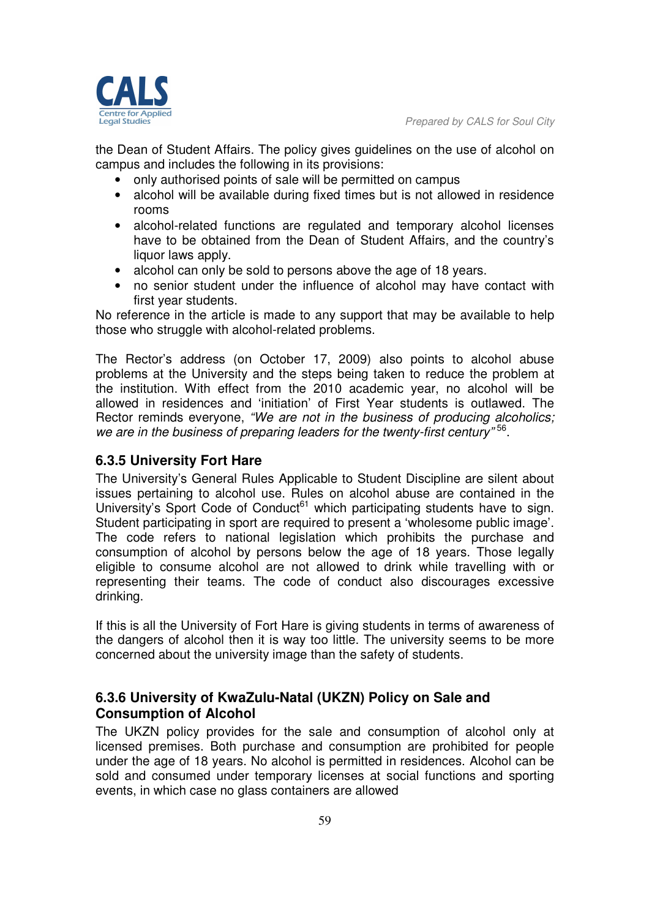the Dean of Student Affairs. The policy gives guidelines on the use of alcohol on campus and includes the following in its provisions:

- only authorised points of sale will be permitted on campus
- alcohol will be available during fixed times but is not allowed in residence rooms
- alcohol-related functions are regulated and temporary alcohol licenses have to be obtained from the Dean of Student Affairs, and the country's liquor laws apply.
- alcohol can only be sold to persons above the age of 18 years.
- no senior student under the influence of alcohol may have contact with first year students.

No reference in the article is made to any support that may be available to help those who struggle with alcohol-related problems.

The Rector's address (on October 17, 2009) also points to alcohol abuse problems at the University and the steps being taken to reduce the problem at the institution. With effect from the 2010 academic year, no alcohol will be allowed in residences and 'initiation' of First Year students is outlawed. The Rector reminds everyone, *"We are not in the business of producing alcoholics; we are in the business of preparing leaders for the twenty-first century"*[56].

### 6.3.5 University Fort Hare

The University's General Rules Applicable to Student Discipline are silent about issues pertaining to alcohol use. Rules on alcohol abuse are contained in the University's Sport Code of Conduct[61] which participating students have to sign. Student participating in sport are required to present a 'wholesome public image'. The code refers to national legislation which prohibits the purchase and consumption of alcohol by persons below the age of 18 years. Those legally eligible to consume alcohol are not allowed to drink while travelling with or representing their teams. The code of conduct also discourages excessive drinking.

If this is all the University of Fort Hare is giving students in terms of awareness of the dangers of alcohol then it is way too little. The university seems to be more concerned about the university image than the safety of students.

### 6.3.6 University of KwaZulu-Natal (UKZN) Policy on Sale and Consumption of Alcohol

The UKZN policy provides for the sale and consumption of alcohol only at licensed premises. Both purchase and consumption are prohibited for people under the age of 18 years. No alcohol is permitted in residences. Alcohol can be sold and consumed under temporary licenses at social functions and sporting events, in which case no glass containers are allowed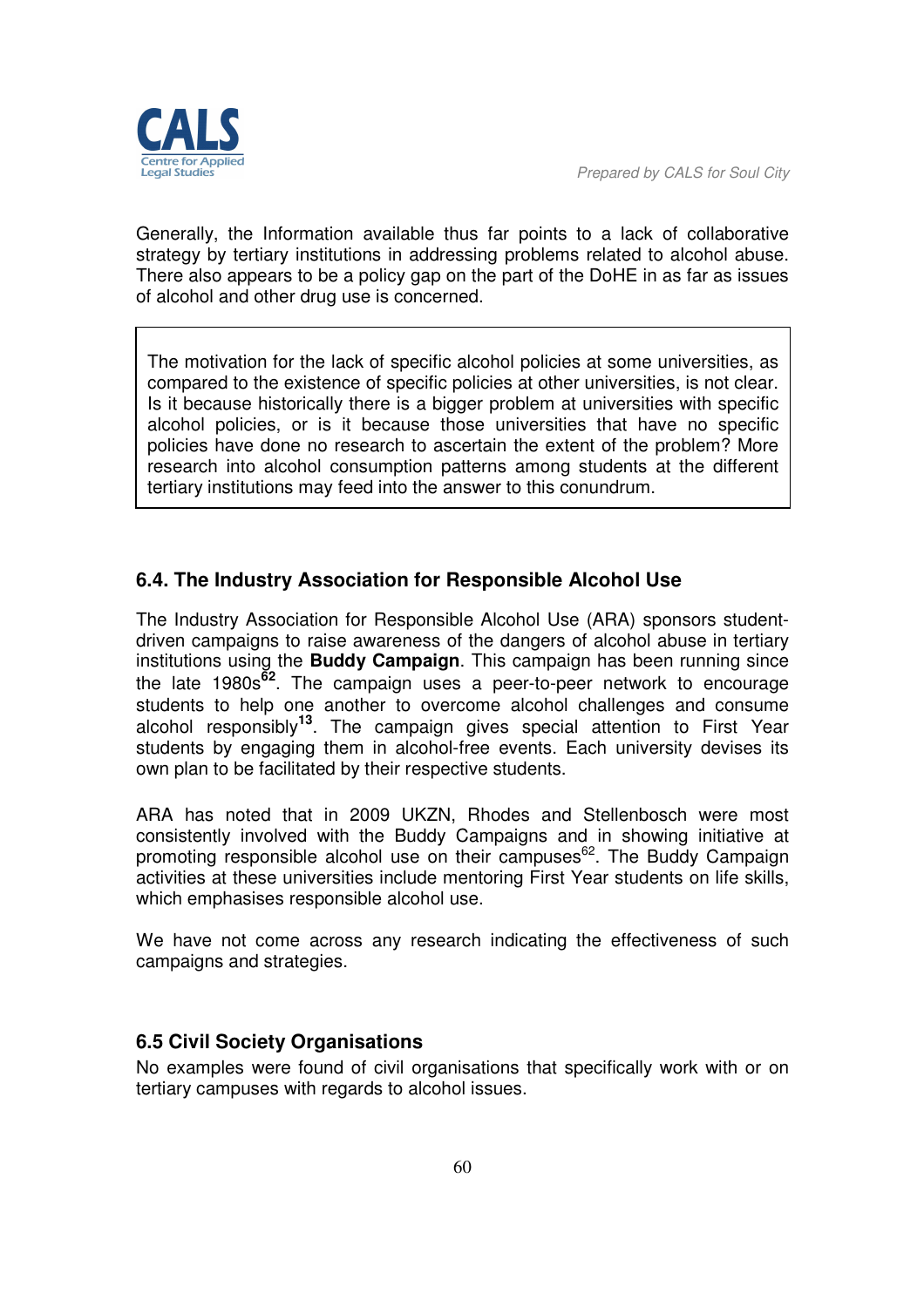Generally, the Information available thus far points to a lack of collaborative strategy by tertiary institutions in addressing problems related to alcohol abuse. There also appears to be a policy gap on the part of the DoHE in as far as issues of alcohol and other drug use is concerned.

> The motivation for the lack of specific alcohol policies at some universities, as compared to the existence of specific policies at other universities, is not clear. Is it because historically there is a bigger problem at universities with specific alcohol policies, or is it because those universities that have no specific policies have done no research to ascertain the extent of the problem? More research into alcohol consumption patterns among students at the different tertiary institutions may feed into the answer to this conundrum.

## 6.4. The Industry Association for Responsible Alcohol Use

The Industry Association for Responsible Alcohol Use (ARA) sponsors student-driven campaigns to raise awareness of the dangers of alcohol abuse in tertiary institutions using the **Buddy Campaign**. This campaign has been running since the late 1980s[62]. The campaign uses a peer-to-peer network to encourage students to help one another to overcome alcohol challenges and consume alcohol responsibly[13]. The campaign gives special attention to First Year students by engaging them in alcohol-free events. Each university devises its own plan to be facilitated by their respective students.

ARA has noted that in 2009 UKZN, Rhodes and Stellenbosch were most consistently involved with the Buddy Campaigns and in showing initiative at promoting responsible alcohol use on their campuses[62]. The Buddy Campaign activities at these universities include mentoring First Year students on life skills, which emphasises responsible alcohol use.

We have not come across any research indicating the effectiveness of such campaigns and strategies.

## 6.5 Civil Society Organisations

No examples were found of civil organisations that specifically work with or on tertiary campuses with regards to alcohol issues.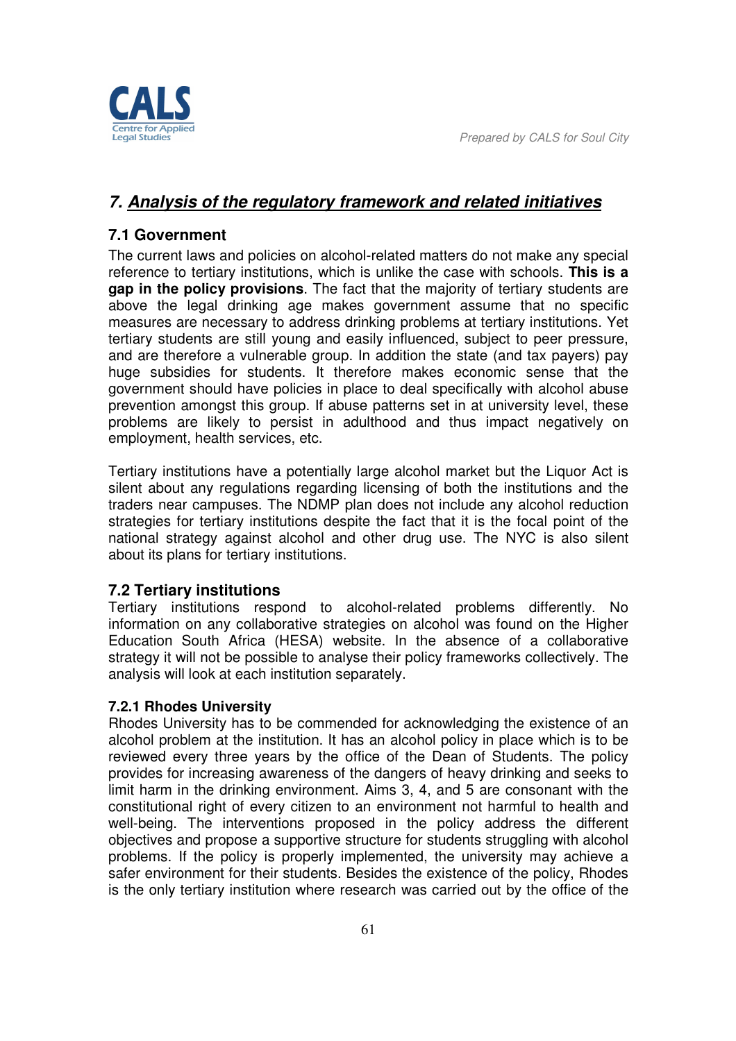## *7. Analysis of the regulatory framework and related initiatives*

### 7.1 Government

The current laws and policies on alcohol-related matters do not make any special reference to tertiary institutions, which is unlike the case with schools. **This is a gap in the policy provisions**. The fact that the majority of tertiary students are above the legal drinking age makes government assume that no specific measures are necessary to address drinking problems at tertiary institutions. Yet tertiary students are still young and easily influenced, subject to peer pressure, and are therefore a vulnerable group. In addition the state (and tax payers) pay huge subsidies for students. It therefore makes economic sense that the government should have policies in place to deal specifically with alcohol abuse prevention amongst this group. If abuse patterns set in at university level, these problems are likely to persist in adulthood and thus impact negatively on employment, health services, etc.

Tertiary institutions have a potentially large alcohol market but the Liquor Act is silent about any regulations regarding licensing of both the institutions and the traders near campuses. The NDMP plan does not include any alcohol reduction strategies for tertiary institutions despite the fact that it is the focal point of the national strategy against alcohol and other drug use. The NYC is also silent about its plans for tertiary institutions.

### 7.2 Tertiary institutions

Tertiary institutions respond to alcohol-related problems differently. No information on any collaborative strategies on alcohol was found on the Higher Education South Africa (HESA) website. In the absence of a collaborative strategy it will not be possible to analyse their policy frameworks collectively. The analysis will look at each institution separately.

#### 7.2.1 Rhodes University

Rhodes University has to be commended for acknowledging the existence of an alcohol problem at the institution. It has an alcohol policy in place which is to be reviewed every three years by the office of the Dean of Students. The policy provides for increasing awareness of the dangers of heavy drinking and seeks to limit harm in the drinking environment. Aims 3, 4, and 5 are consonant with the constitutional right of every citizen to an environment not harmful to health and well-being. The interventions proposed in the policy address the different objectives and propose a supportive structure for students struggling with alcohol problems. If the policy is properly implemented, the university may achieve a safer environment for their students. Besides the existence of the policy, Rhodes is the only tertiary institution where research was carried out by the office of the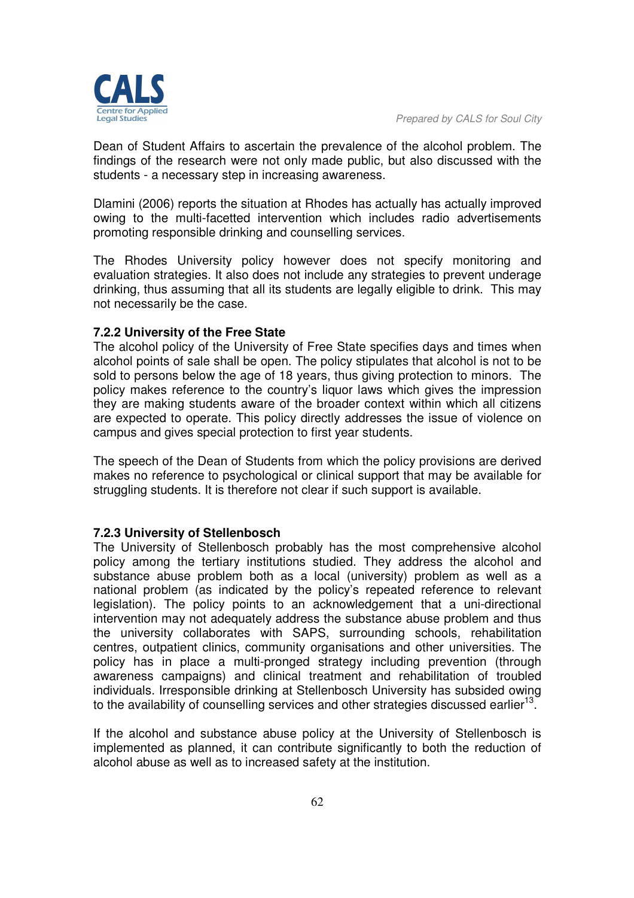Dean of Student Affairs to ascertain the prevalence of the alcohol problem. The findings of the research were not only made public, but also discussed with the students - a necessary step in increasing awareness.

Dlamini (2006) reports the situation at Rhodes has actually has actually improved owing to the multi-facetted intervention which includes radio advertisements promoting responsible drinking and counselling services.

The Rhodes University policy however does not specify monitoring and evaluation strategies. It also does not include any strategies to prevent underage drinking, thus assuming that all its students are legally eligible to drink. This may not necessarily be the case.

### 7.2.2 University of the Free State

The alcohol policy of the University of Free State specifies days and times when alcohol points of sale shall be open. The policy stipulates that alcohol is not to be sold to persons below the age of 18 years, thus giving protection to minors. The policy makes reference to the country's liquor laws which gives the impression they are making students aware of the broader context within which all citizens are expected to operate. This policy directly addresses the issue of violence on campus and gives special protection to first year students.

The speech of the Dean of Students from which the policy provisions are derived makes no reference to psychological or clinical support that may be available for struggling students. It is therefore not clear if such support is available.

### 7.2.3 University of Stellenbosch

The University of Stellenbosch probably has the most comprehensive alcohol policy among the tertiary institutions studied. They address the alcohol and substance abuse problem both as a local (university) problem as well as a national problem (as indicated by the policy's repeated reference to relevant legislation). The policy points to an acknowledgement that a uni-directional intervention may not adequately address the substance abuse problem and thus the university collaborates with SAPS, surrounding schools, rehabilitation centres, outpatient clinics, community organisations and other universities. The policy has in place a multi-pronged strategy including prevention (through awareness campaigns) and clinical treatment and rehabilitation of troubled individuals. Irresponsible drinking at Stellenbosch University has subsided owing to the availability of counselling services and other strategies discussed earlier[13].

If the alcohol and substance abuse policy at the University of Stellenbosch is implemented as planned, it can contribute significantly to both the reduction of alcohol abuse as well as to increased safety at the institution.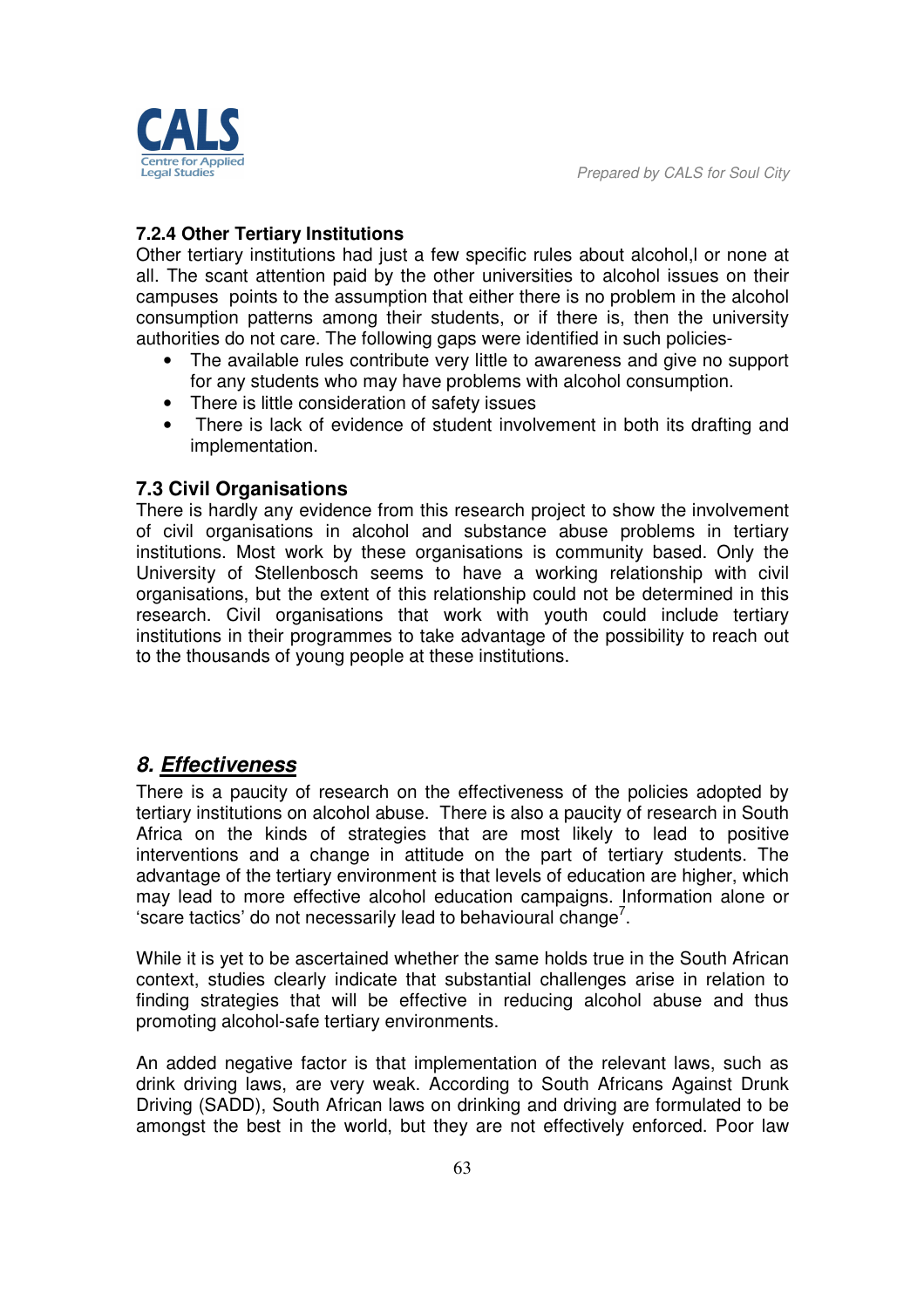### 7.2.4 Other Tertiary Institutions

Other tertiary institutions had just a few specific rules about alcohol,l or none at all. The scant attention paid by the other universities to alcohol issues on their campuses points to the assumption that either there is no problem in the alcohol consumption patterns among their students, or if there is, then the university authorities do not care. The following gaps were identified in such policies-

- The available rules contribute very little to awareness and give no support for any students who may have problems with alcohol consumption.
- There is little consideration of safety issues
- There is lack of evidence of student involvement in both its drafting and implementation.

### 7.3 Civil Organisations

There is hardly any evidence from this research project to show the involvement of civil organisations in alcohol and substance abuse problems in tertiary institutions. Most work by these organisations is community based. Only the University of Stellenbosch seems to have a working relationship with civil organisations, but the extent of this relationship could not be determined in this research. Civil organisations that work with youth could include tertiary institutions in their programmes to take advantage of the possibility to reach out to the thousands of young people at these institutions.

## *8. Effectiveness*

There is a paucity of research on the effectiveness of the policies adopted by tertiary institutions on alcohol abuse. There is also a paucity of research in South Africa on the kinds of strategies that are most likely to lead to positive interventions and a change in attitude on the part of tertiary students. The advantage of the tertiary environment is that levels of education are higher, which may lead to more effective alcohol education campaigns. Information alone or 'scare tactics' do not necessarily lead to behavioural change[7].

While it is yet to be ascertained whether the same holds true in the South African context, studies clearly indicate that substantial challenges arise in relation to finding strategies that will be effective in reducing alcohol abuse and thus promoting alcohol-safe tertiary environments.

An added negative factor is that implementation of the relevant laws, such as drink driving laws, are very weak. According to South Africans Against Drunk Driving (SADD), South African laws on drinking and driving are formulated to be amongst the best in the world, but they are not effectively enforced. Poor law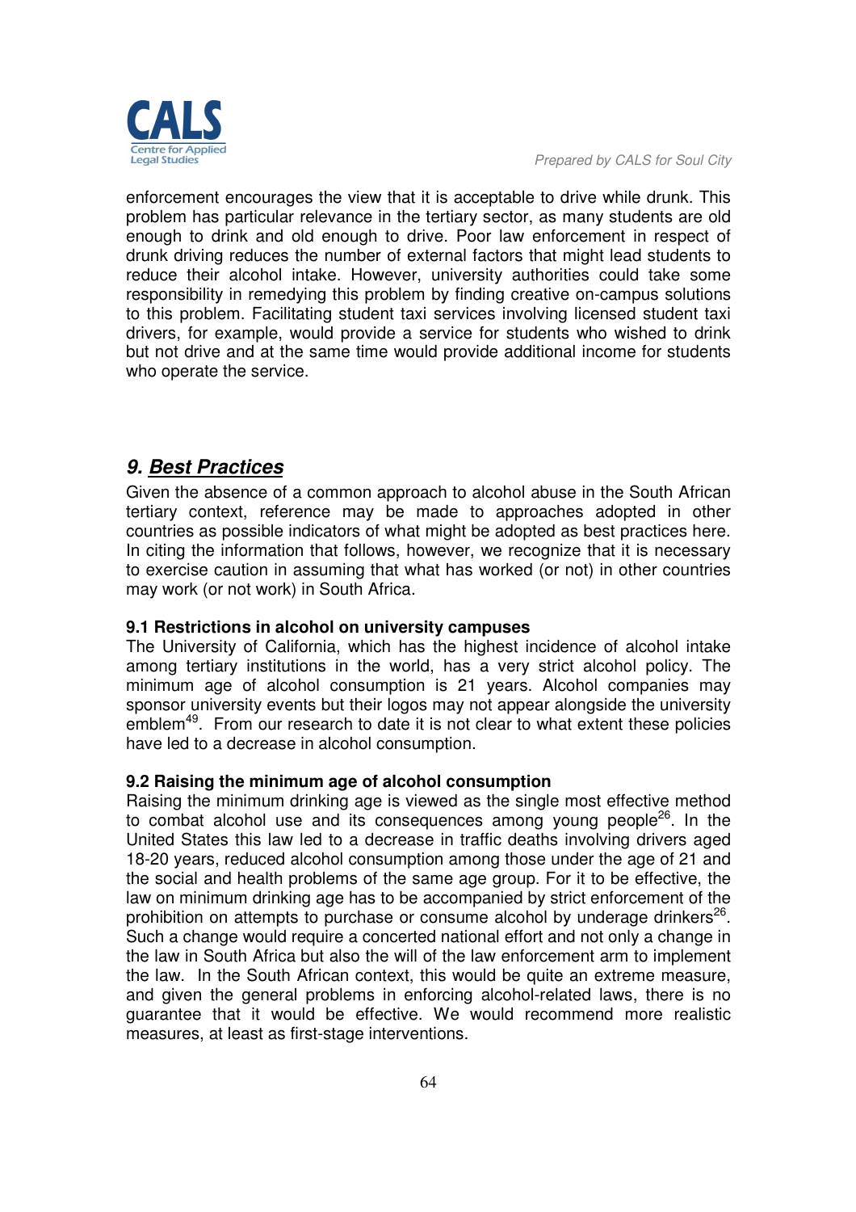enforcement encourages the view that it is acceptable to drive while drunk. This problem has particular relevance in the tertiary sector, as many students are old enough to drink and old enough to drive. Poor law enforcement in respect of drunk driving reduces the number of external factors that might lead students to reduce their alcohol intake. However, university authorities could take some responsibility in remedying this problem by finding creative on-campus solutions to this problem. Facilitating student taxi services involving licensed student taxi drivers, for example, would provide a service for students who wished to drink but not drive and at the same time would provide additional income for students who operate the service.

## *9. <u>Best Practices</u>*

Given the absence of a common approach to alcohol abuse in the South African tertiary context, reference may be made to approaches adopted in other countries as possible indicators of what might be adopted as best practices here. In citing the information that follows, however, we recognize that it is necessary to exercise caution in assuming that what has worked (or not) in other countries may work (or not work) in South Africa.

### 9.1 Restrictions in alcohol on university campuses

The University of California, which has the highest incidence of alcohol intake among tertiary institutions in the world, has a very strict alcohol policy. The minimum age of alcohol consumption is 21 years. Alcohol companies may sponsor university events but their logos may not appear alongside the university emblem[49]. From our research to date it is not clear to what extent these policies have led to a decrease in alcohol consumption.

### 9.2 Raising the minimum age of alcohol consumption

Raising the minimum drinking age is viewed as the single most effective method to combat alcohol use and its consequences among young people[26]. In the United States this law led to a decrease in traffic deaths involving drivers aged 18-20 years, reduced alcohol consumption among those under the age of 21 and the social and health problems of the same age group. For it to be effective, the law on minimum drinking age has to be accompanied by strict enforcement of the prohibition on attempts to purchase or consume alcohol by underage drinkers[26]. Such a change would require a concerted national effort and not only a change in the law in South Africa but also the will of the law enforcement arm to implement the law. In the South African context, this would be quite an extreme measure, and given the general problems in enforcing alcohol-related laws, there is no guarantee that it would be effective. We would recommend more realistic measures, at least as first-stage interventions.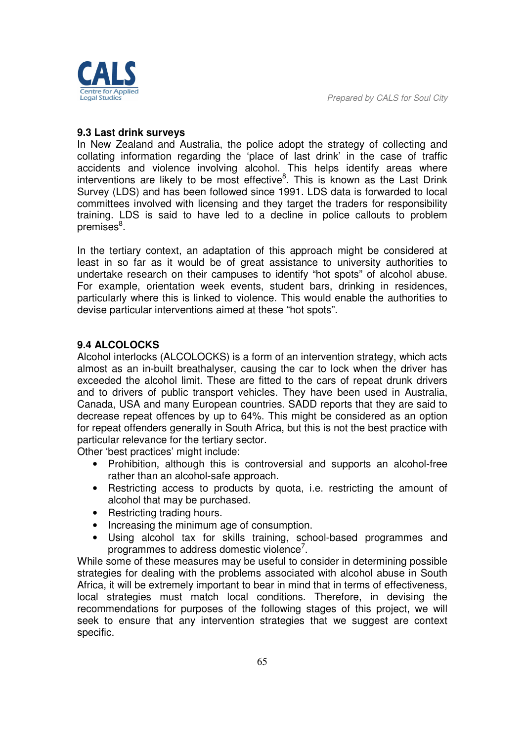### 9.3 Last drink surveys

In New Zealand and Australia, the police adopt the strategy of collecting and collating information regarding the 'place of last drink' in the case of traffic accidents and violence involving alcohol. This helps identify areas where interventions are likely to be most effective[8]. This is known as the Last Drink Survey (LDS) and has been followed since 1991. LDS data is forwarded to local committees involved with licensing and they target the traders for responsibility training. LDS is said to have led to a decline in police callouts to problem premises[8].

In the tertiary context, an adaptation of this approach might be considered at least in so far as it would be of great assistance to university authorities to undertake research on their campuses to identify "hot spots" of alcohol abuse. For example, orientation week events, student bars, drinking in residences, particularly where this is linked to violence. This would enable the authorities to devise particular interventions aimed at these "hot spots".

### 9.4 ALCOLOCKS

Alcohol interlocks (ALCOLOCKS) is a form of an intervention strategy, which acts almost as an in-built breathalyser, causing the car to lock when the driver has exceeded the alcohol limit. These are fitted to the cars of repeat drunk drivers and to drivers of public transport vehicles. They have been used in Australia, Canada, USA and many European countries. SADD reports that they are said to decrease repeat offences by up to 64%. This might be considered as an option for repeat offenders generally in South Africa, but this is not the best practice with particular relevance for the tertiary sector.

Other 'best practices' might include:

- Prohibition, although this is controversial and supports an alcohol-free rather than an alcohol-safe approach.
- Restricting access to products by quota, i.e. restricting the amount of alcohol that may be purchased.
- Restricting trading hours.
- Increasing the minimum age of consumption.
- Using alcohol tax for skills training, school-based programmes and programmes to address domestic violence[7].

While some of these measures may be useful to consider in determining possible strategies for dealing with the problems associated with alcohol abuse in South Africa, it will be extremely important to bear in mind that in terms of effectiveness, local strategies must match local conditions. Therefore, in devising the recommendations for purposes of the following stages of this project, we will seek to ensure that any intervention strategies that we suggest are context specific.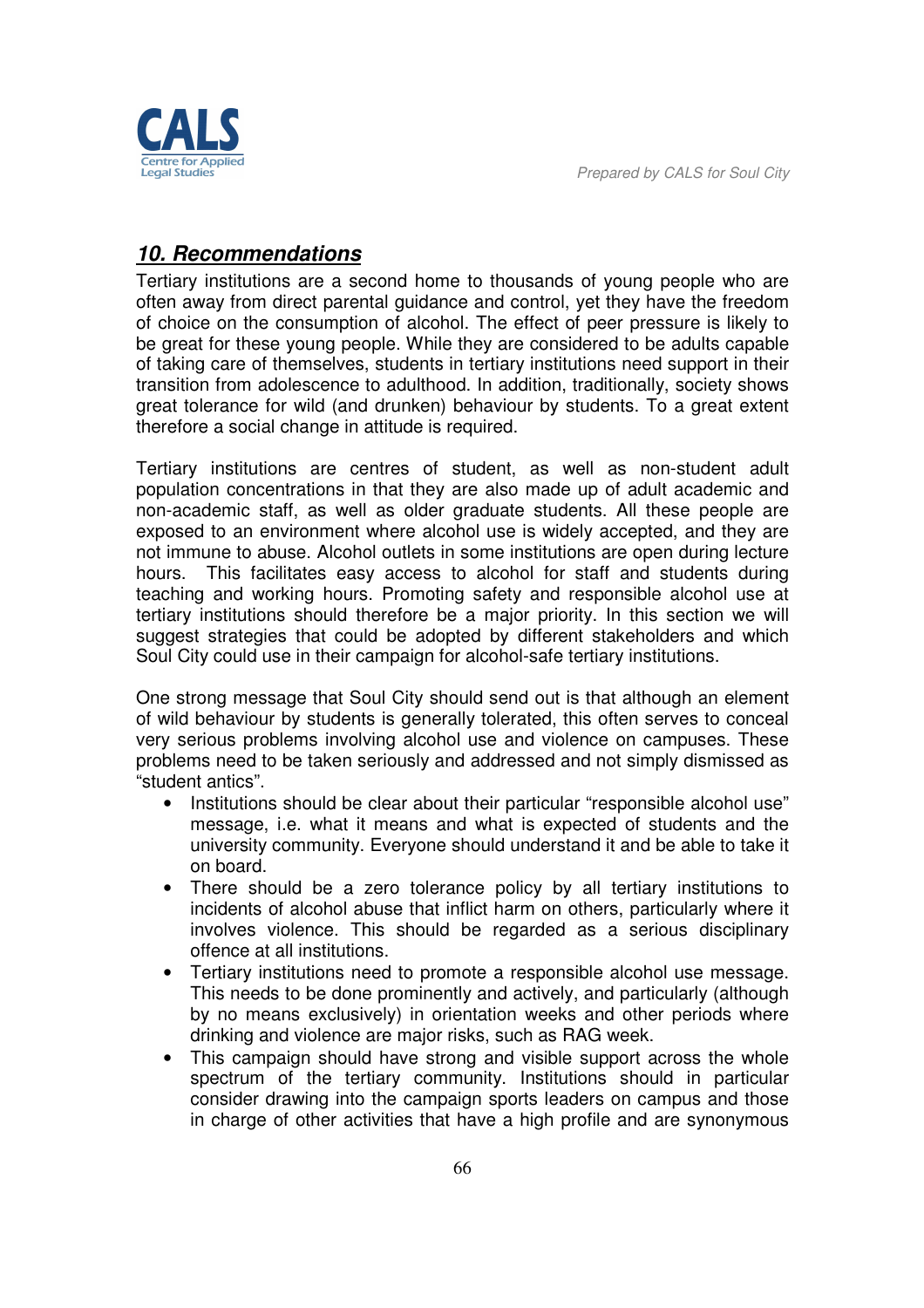## *10. Recommendations*

Tertiary institutions are a second home to thousands of young people who are often away from direct parental guidance and control, yet they have the freedom of choice on the consumption of alcohol. The effect of peer pressure is likely to be great for these young people. While they are considered to be adults capable of taking care of themselves, students in tertiary institutions need support in their transition from adolescence to adulthood. In addition, traditionally, society shows great tolerance for wild (and drunken) behaviour by students. To a great extent therefore a social change in attitude is required.

Tertiary institutions are centres of student, as well as non-student adult population concentrations in that they are also made up of adult academic and non-academic staff, as well as older graduate students. All these people are exposed to an environment where alcohol use is widely accepted, and they are not immune to abuse. Alcohol outlets in some institutions are open during lecture hours. This facilitates easy access to alcohol for staff and students during teaching and working hours. Promoting safety and responsible alcohol use at tertiary institutions should therefore be a major priority. In this section we will suggest strategies that could be adopted by different stakeholders and which Soul City could use in their campaign for alcohol-safe tertiary institutions.

One strong message that Soul City should send out is that although an element of wild behaviour by students is generally tolerated, this often serves to conceal very serious problems involving alcohol use and violence on campuses. These problems need to be taken seriously and addressed and not simply dismissed as "student antics".

- Institutions should be clear about their particular "responsible alcohol use" message, i.e. what it means and what is expected of students and the university community. Everyone should understand it and be able to take it on board.
- There should be a zero tolerance policy by all tertiary institutions to incidents of alcohol abuse that inflict harm on others, particularly where it involves violence. This should be regarded as a serious disciplinary offence at all institutions.
- Tertiary institutions need to promote a responsible alcohol use message. This needs to be done prominently and actively, and particularly (although by no means exclusively) in orientation weeks and other periods where drinking and violence are major risks, such as RAG week.
- This campaign should have strong and visible support across the whole spectrum of the tertiary community. Institutions should in particular consider drawing into the campaign sports leaders on campus and those in charge of other activities that have a high profile and are synonymous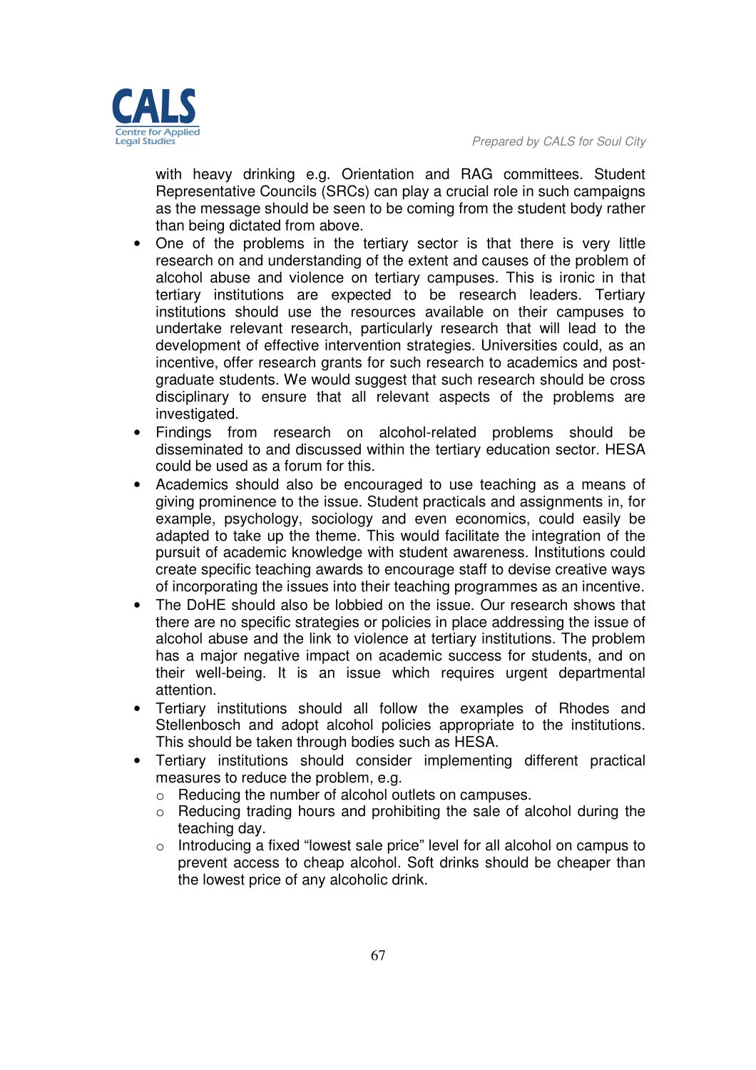with heavy drinking e.g. Orientation and RAG committees. Student Representative Councils (SRCs) can play a crucial role in such campaigns as the message should be seen to be coming from the student body rather than being dictated from above.

- One of the problems in the tertiary sector is that there is very little research on and understanding of the extent and causes of the problem of alcohol abuse and violence on tertiary campuses. This is ironic in that tertiary institutions are expected to be research leaders. Tertiary institutions should use the resources available on their campuses to undertake relevant research, particularly research that will lead to the development of effective intervention strategies. Universities could, as an incentive, offer research grants for such research to academics and post-graduate students. We would suggest that such research should be cross disciplinary to ensure that all relevant aspects of the problems are investigated.
- Findings from research on alcohol-related problems should be disseminated to and discussed within the tertiary education sector. HESA could be used as a forum for this.
- Academics should also be encouraged to use teaching as a means of giving prominence to the issue. Student practicals and assignments in, for example, psychology, sociology and even economics, could easily be adapted to take up the theme. This would facilitate the integration of the pursuit of academic knowledge with student awareness. Institutions could create specific teaching awards to encourage staff to devise creative ways of incorporating the issues into their teaching programmes as an incentive.
- The DoHE should also be lobbied on the issue. Our research shows that there are no specific strategies or policies in place addressing the issue of alcohol abuse and the link to violence at tertiary institutions. The problem has a major negative impact on academic success for students, and on their well-being. It is an issue which requires urgent departmental attention.
- Tertiary institutions should all follow the examples of Rhodes and Stellenbosch and adopt alcohol policies appropriate to the institutions. This should be taken through bodies such as HESA.
- Tertiary institutions should consider implementing different practical measures to reduce the problem, e.g.
  - Reducing the number of alcohol outlets on campuses.
  - Reducing trading hours and prohibiting the sale of alcohol during the teaching day.
  - Introducing a fixed "lowest sale price" level for all alcohol on campus to prevent access to cheap alcohol. Soft drinks should be cheaper than the lowest price of any alcoholic drink.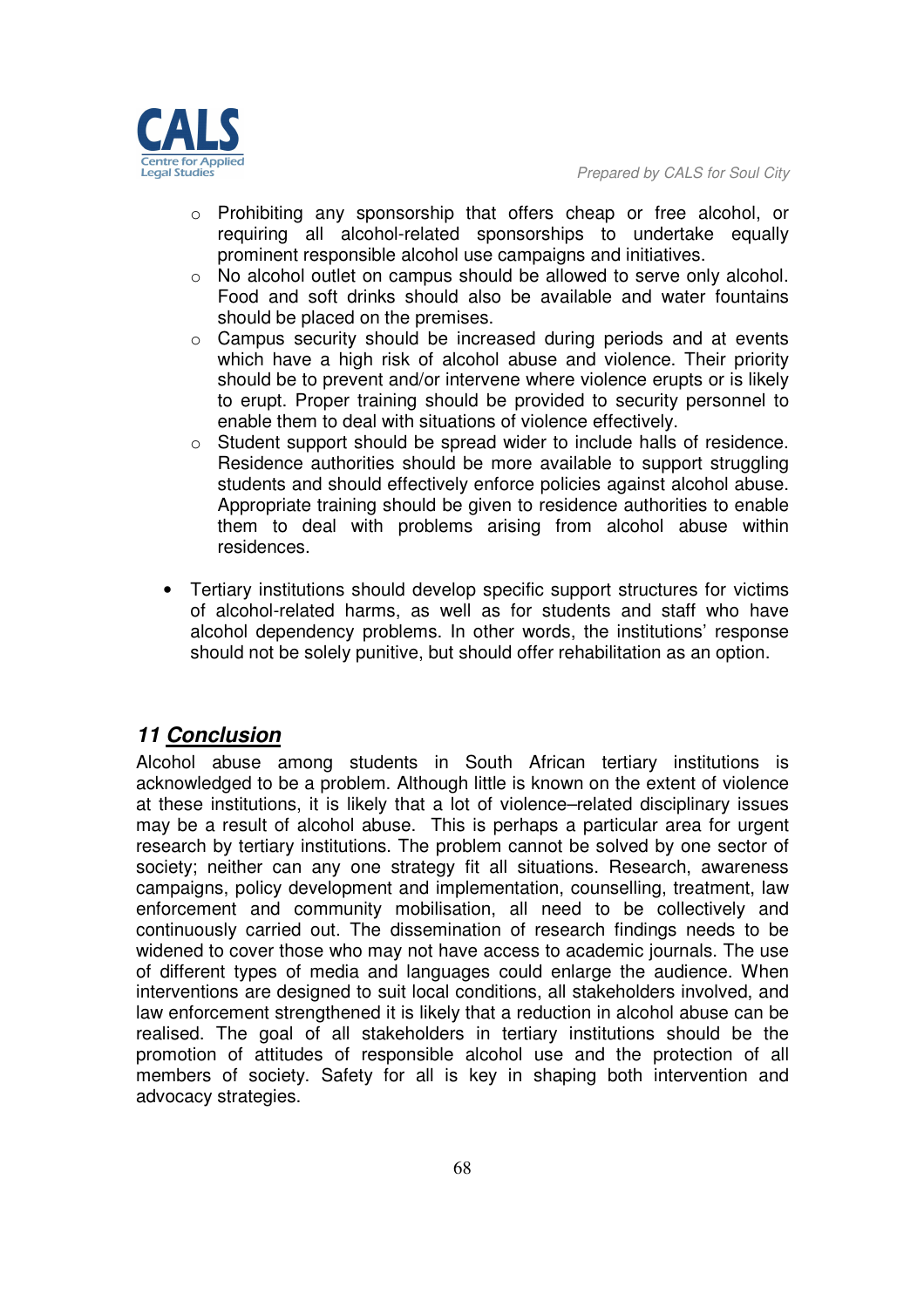- Prohibiting any sponsorship that offers cheap or free alcohol, or requiring all alcohol-related sponsorships to undertake equally prominent responsible alcohol use campaigns and initiatives.
    - No alcohol outlet on campus should be allowed to serve only alcohol. Food and soft drinks should also be available and water fountains should be placed on the premises.
    - Campus security should be increased during periods and at events which have a high risk of alcohol abuse and violence. Their priority should be to prevent and/or intervene where violence erupts or is likely to erupt. Proper training should be provided to security personnel to enable them to deal with situations of violence effectively.
    - Student support should be spread wider to include halls of residence. Residence authorities should be more available to support struggling students and should effectively enforce policies against alcohol abuse. Appropriate training should be given to residence authorities to enable them to deal with problems arising from alcohol abuse within residences.

- Tertiary institutions should develop specific support structures for victims of alcohol-related harms, as well as for students and staff who have alcohol dependency problems. In other words, the institutions' response should not be solely punitive, but should offer rehabilitation as an option.

## ***11 Conclusion***

Alcohol abuse among students in South African tertiary institutions is acknowledged to be a problem. Although little is known on the extent of violence at these institutions, it is likely that a lot of violence–related disciplinary issues may be a result of alcohol abuse. This is perhaps a particular area for urgent research by tertiary institutions. The problem cannot be solved by one sector of society; neither can any one strategy fit all situations. Research, awareness campaigns, policy development and implementation, counselling, treatment, law enforcement and community mobilisation, all need to be collectively and continuously carried out. The dissemination of research findings needs to be widened to cover those who may not have access to academic journals. The use of different types of media and languages could enlarge the audience. When interventions are designed to suit local conditions, all stakeholders involved, and law enforcement strengthened it is likely that a reduction in alcohol abuse can be realised. The goal of all stakeholders in tertiary institutions should be the promotion of attitudes of responsible alcohol use and the protection of all members of society. Safety for all is key in shaping both intervention and advocacy strategies.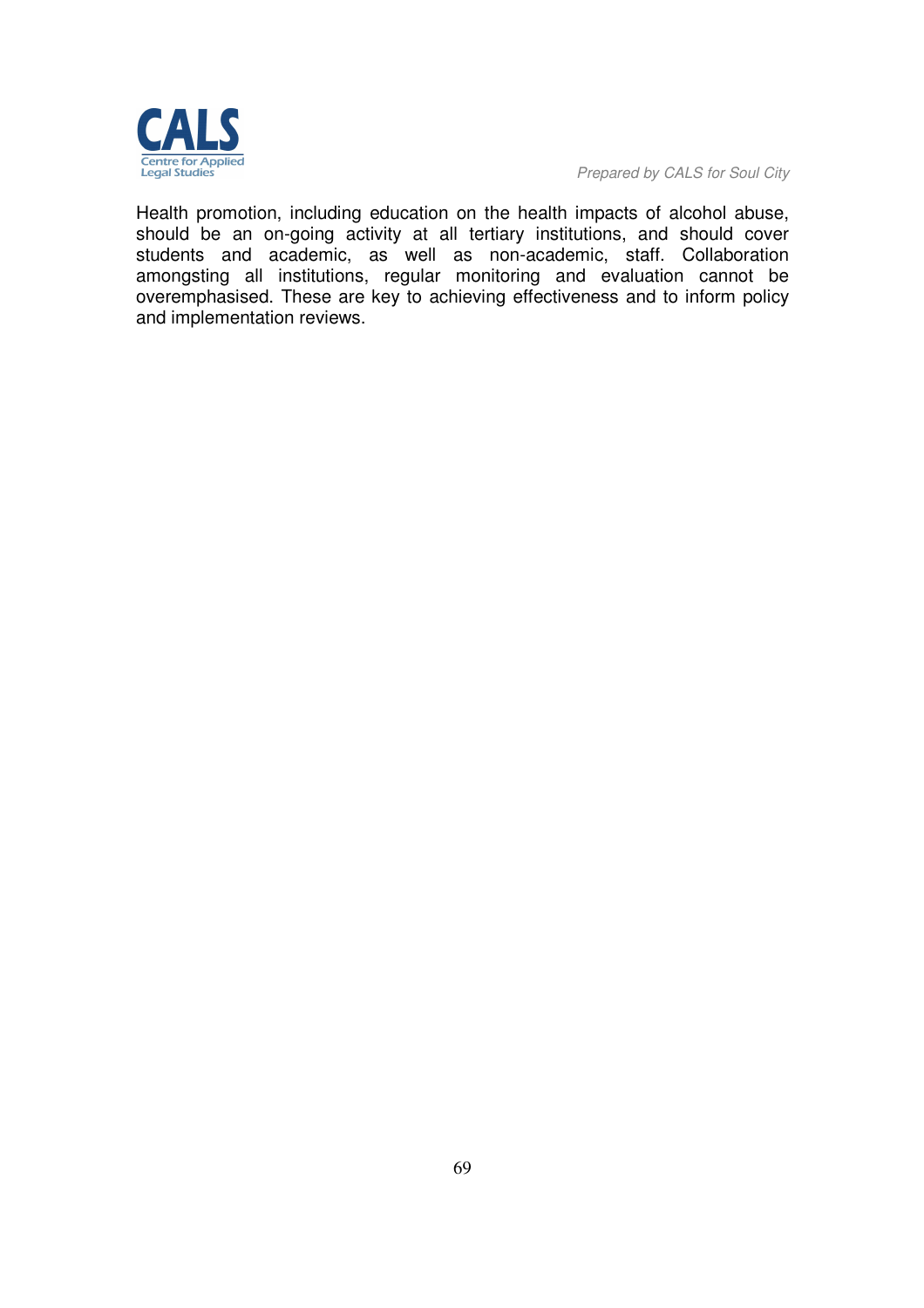Health promotion, including education on the health impacts of alcohol abuse, should be an on-going activity at all tertiary institutions, and should cover students and academic, as well as non-academic, staff. Collaboration amongsting all institutions, regular monitoring and evaluation cannot be overemphasised. These are key to achieving effectiveness and to inform policy and implementation reviews.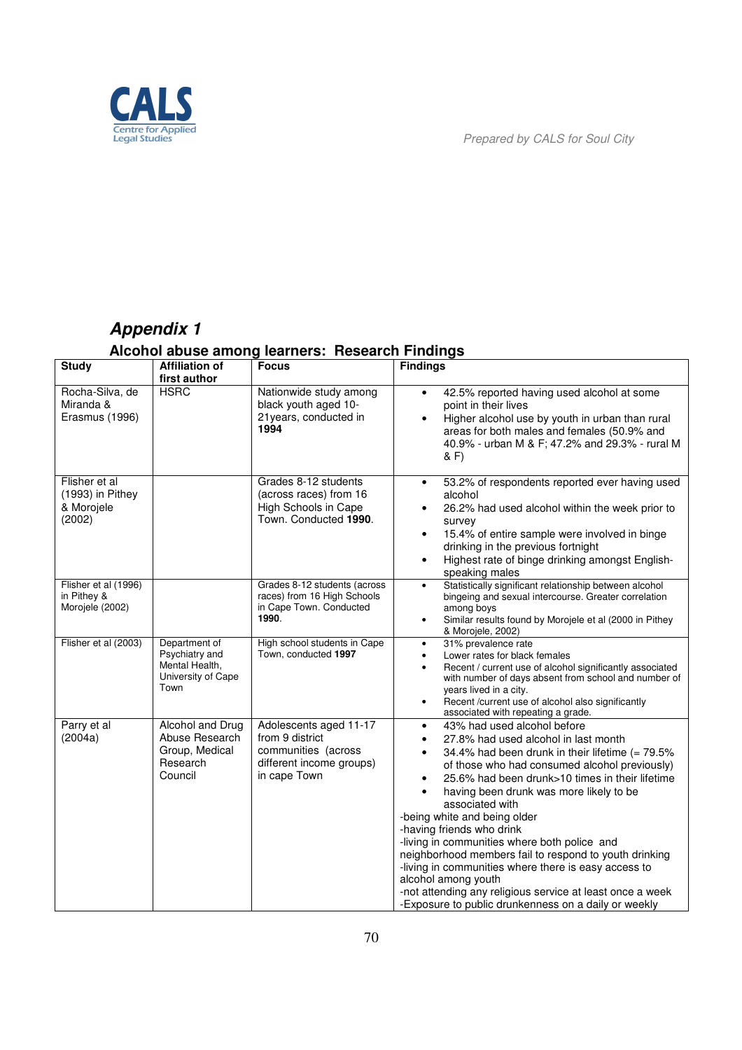## *Appendix 1*

### Alcohol abuse among learners: Research Findings

| Study | Affiliation of first author | Focus | Findings |
|---|---|---|---|
| Rocha-Silva, de Miranda & Erasmus (1996) | HSRC | Nationwide study among black youth aged 10-21years, conducted in **1994** | • 42.5% reported having used alcohol at some point in their lives<br>• Higher alcohol use by youth in urban than rural areas for both males and females (50.9% and 40.9% - urban M & F; 47.2% and 29.3% - rural M & F) |
| Flisher et al (1993) in Pithey & Morojele (2002) | | Grades 8-12 students (across races) from 16 High Schools in Cape Town. Conducted **1990**. | • 53.2% of respondents reported ever having used alcohol<br>• 26.2% had used alcohol within the week prior to survey<br>• 15.4% of entire sample were involved in binge drinking in the previous fortnight<br>• Highest rate of binge drinking amongst English-speaking males |
| Flisher et al (1996) in Pithey & Morojele (2002) | | Grades 8-12 students (across races) from 16 High Schools in Cape Town. Conducted **1990**. | • Statistically significant relationship between alcohol bingeing and sexual intercourse. Greater correlation among boys<br>• Similar results found by Morojele et al (2000 in Pithey & Morojele, 2002) |
| Flisher et al (2003) | Department of Psychiatry and Mental Health, University of Cape Town | High school students in Cape Town, conducted **1997** | • 31% prevalence rate<br>• Lower rates for black females<br>• Recent / current use of alcohol significantly associated with number of days absent from school and number of years lived in a city.<br>• Recent /current use of alcohol also significantly associated with repeating a grade. |
| Parry et al (2004a) | Alcohol and Drug Abuse Research Group, Medical Research Council | Adolescents aged 11-17 from 9 district communities (across different income groups) in cape Town | • 43% had used alcohol before<br>• 27.8% had used alcohol in last month<br>• 34.4% had been drunk in their lifetime (= 79.5% of those who had consumed alcohol previously)<br>• 25.6% had been drunk>10 times in their lifetime<br>• having been drunk was more likely to be associated with<br>-being white and being older<br>-having friends who drink<br>-living in communities where both police and neighborhood members fail to respond to youth drinking<br>-living in communities where there is easy access to alcohol among youth<br>-not attending any religious service at least once a week<br>-Exposure to public drunkenness on a daily or weekly |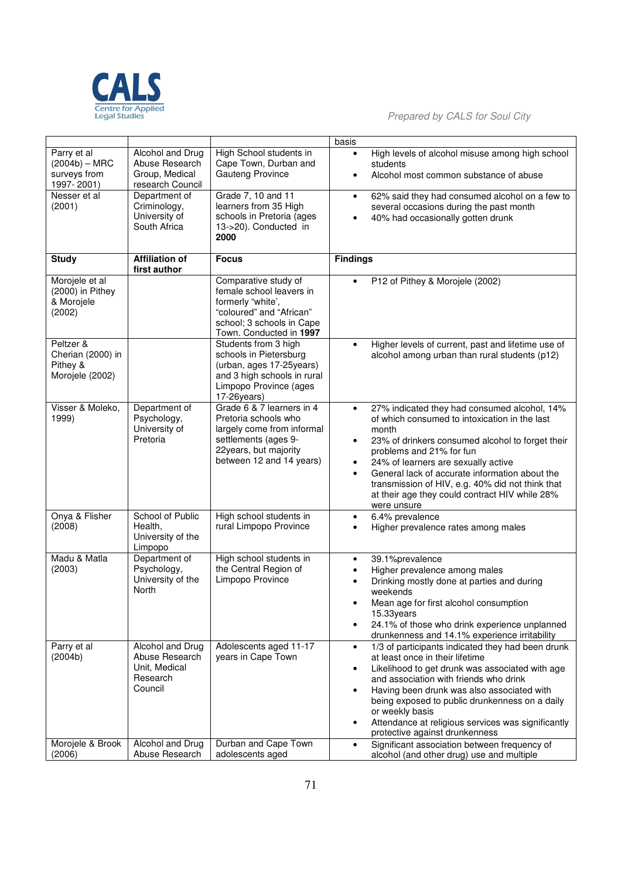| | | | basis |
|---|---|---|---|
| Parry et al (2004b) – MRC surveys from 1997- 2001) | Alcohol and Drug Abuse Research Group, Medical research Council | High School students in Cape Town, Durban and Gauteng Province | • High levels of alcohol misuse among high school students<br>• Alcohol most common substance of abuse |
| Nesser et al (2001) | Department of Criminology, University of South Africa | Grade 7, 10 and 11 learners from 35 High schools in Pretoria (ages 13->20). Conducted in **2000** | • 62% said they had consumed alcohol on a few to several occasions during the past month<br>• 40% had occasionally gotten drunk |
| **Study** | **Affiliation of first author** | **Focus** | **Findings** |
| Morojele et al (2000) in Pithey & Morojele (2002) | | Comparative study of female school leavers in formerly "white', "coloured" and "African" school; 3 schools in Cape Town. Conducted in **1997** | • P12 of Pithey & Morojele (2002) |
| Peltzer & Cherian (2000) in Pithey & Morojele (2002) | | Students from 3 high schools in Pietersburg (urban, ages 17-25years) and 3 high schools in rural Limpopo Province (ages 17-26years) | • Higher levels of current, past and lifetime use of alcohol among urban than rural students (p12) |
| Visser & Moleko, 1999) | Department of Psychology, University of Pretoria | Grade 6 & 7 learners in 4 Pretoria schools who largely come from informal settlements (ages 9-22years, but majority between 12 and 14 years) | • 27% indicated they had consumed alcohol, 14% of which consumed to intoxication in the last month<br>• 23% of drinkers consumed alcohol to forget their problems and 21% for fun<br>• 24% of learners are sexually active<br>• General lack of accurate information about the transmission of HIV, e.g. 40% did not think that at their age they could contract HIV while 28% were unsure |
| Onya & Flisher (2008) | School of Public Health, University of the Limpopo | High school students in rural Limpopo Province | • 6.4% prevalence<br>• Higher prevalence rates among males |
| Madu & Matla (2003) | Department of Psychology, University of the North | High school students in the Central Region of Limpopo Province | • 39.1%prevalence<br>• Higher prevalence among males<br>• Drinking mostly done at parties and during weekends<br>• Mean age for first alcohol consumption 15.33years<br>• 24.1% of those who drink experience unplanned drunkenness and 14.1% experience irritability |
| Parry et al (2004b) | Alcohol and Drug Abuse Research Unit, Medical Research Council | Adolescents aged 11-17 years in Cape Town | • 1/3 of participants indicated they had been drunk at least once in their lifetime<br>• Likelihood to get drunk was associated with age and association with friends who drink<br>• Having been drunk was also associated with being exposed to public drunkenness on a daily or weekly basis<br>• Attendance at religious services was significantly protective against drunkenness |
| Morojele & Brook (2006) | Alcohol and Drug Abuse Research | Durban and Cape Town adolescents aged | • Significant association between frequency of alcohol (and other drug) use and multiple |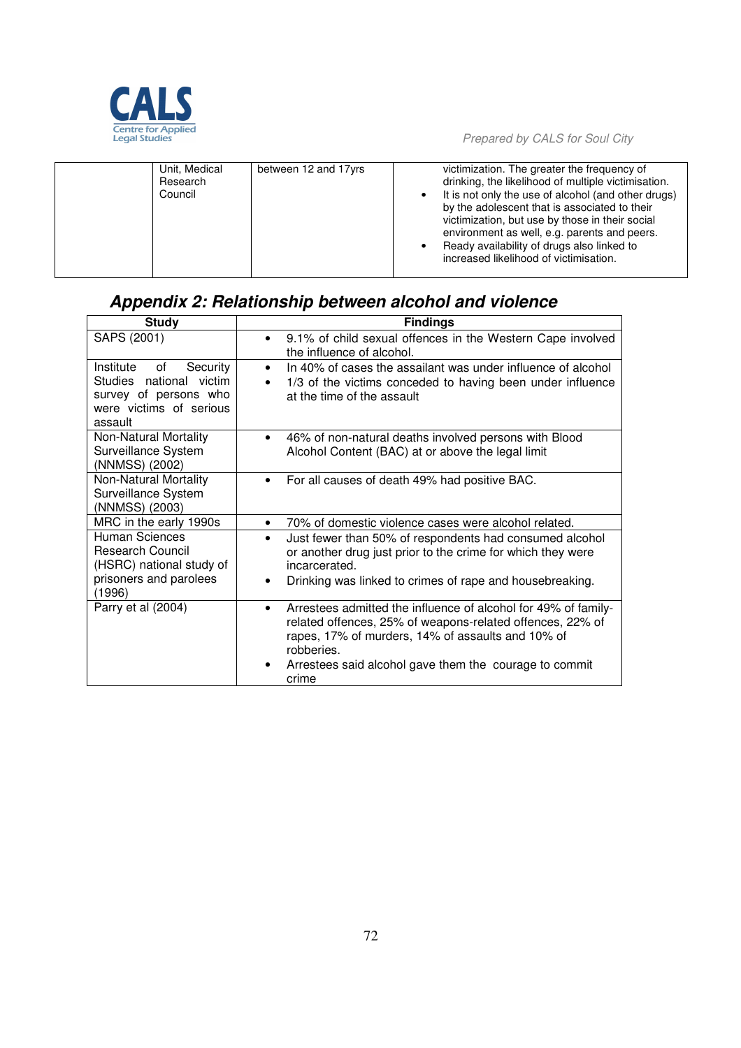|  | Unit, Medical Research Council | between 12 and 17yrs | victimization. The greater the frequency of drinking, the likelihood of multiple victimisation.<br>• It is not only the use of alcohol (and other drugs) by the adolescent that is associated to their victimization, but use by those in their social environment as well, e.g. parents and peers.<br>• Ready availability of drugs also linked to increased likelihood of victimisation. |
|---|---|---|---|

## *Appendix 2: Relationship between alcohol and violence*

| Study | Findings |
|---|---|
| SAPS (2001) | • 9.1% of child sexual offences in the Western Cape involved the influence of alcohol. |
| Institute of Security Studies national victim survey of persons who were victims of serious assault | • In 40% of cases the assailant was under influence of alcohol<br>• 1/3 of the victims conceded to having been under influence at the time of the assault |
| Non-Natural Mortality Surveillance System (NNMSS) (2002) | • 46% of non-natural deaths involved persons with Blood Alcohol Content (BAC) at or above the legal limit |
| Non-Natural Mortality Surveillance System (NNMSS) (2003) | • For all causes of death 49% had positive BAC. |
| MRC in the early 1990s | • 70% of domestic violence cases were alcohol related. |
| Human Sciences Research Council (HSRC) national study of prisoners and parolees (1996) | • Just fewer than 50% of respondents had consumed alcohol or another drug just prior to the crime for which they were incarcerated.<br>• Drinking was linked to crimes of rape and housebreaking. |
| Parry et al (2004) | • Arrestees admitted the influence of alcohol for 49% of family-related offences, 25% of weapons-related offences, 22% of rapes, 17% of murders, 14% of assaults and 10% of robberies.<br>• Arrestees said alcohol gave them the courage to commit crime |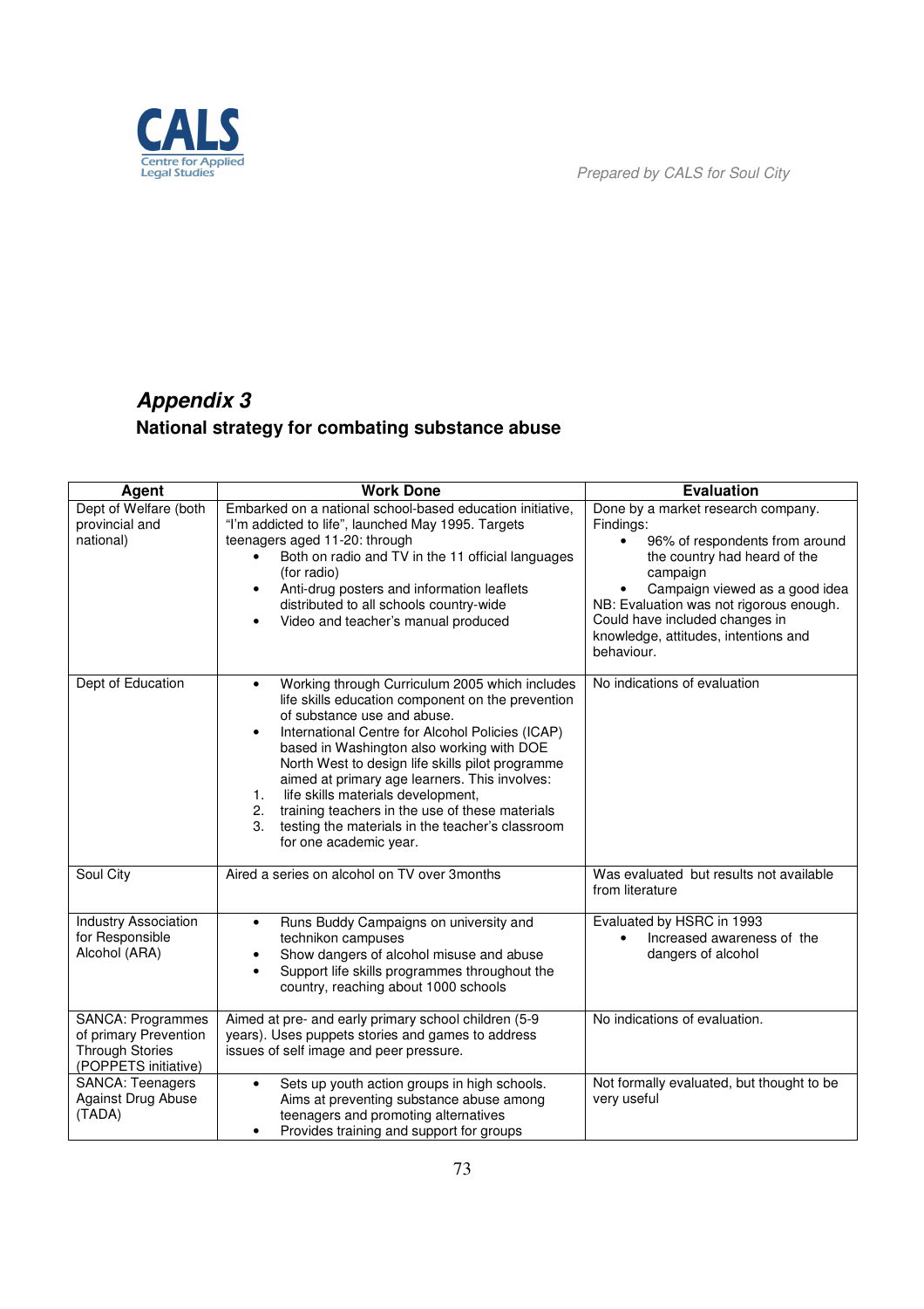# *Appendix 3*

## National strategy for combating substance abuse

| Agent | Work Done | Evaluation |
|---|---|---|
| Dept of Welfare (both provincial and national) | Embarked on a national school-based education initiative, "I'm addicted to life", launched May 1995. Targets teenagers aged 11-20: through<br>• Both on radio and TV in the 11 official languages (for radio)<br>• Anti-drug posters and information leaflets distributed to all schools country-wide<br>• Video and teacher's manual produced | Done by a market research company. Findings:<br>• 96% of respondents from around the country had heard of the campaign<br>• Campaign viewed as a good idea<br>NB: Evaluation was not rigorous enough. Could have included changes in knowledge, attitudes, intentions and behaviour. |
| Dept of Education | • Working through Curriculum 2005 which includes life skills education component on the prevention of substance use and abuse.<br>• International Centre for Alcohol Policies (ICAP) based in Washington also working with DOE North West to design life skills pilot programme aimed at primary age learners. This involves:<br>1. life skills materials development,<br>2. training teachers in the use of these materials<br>3. testing the materials in the teacher's classroom for one academic year. | No indications of evaluation |
| Soul City | Aired a series on alcohol on TV over 3months | Was evaluated but results not available from literature |
| Industry Association for Responsible Alcohol (ARA) | • Runs Buddy Campaigns on university and technikon campuses<br>• Show dangers of alcohol misuse and abuse<br>• Support life skills programmes throughout the country, reaching about 1000 schools | Evaluated by HSRC in 1993<br>• Increased awareness of the dangers of alcohol |
| SANCA: Programmes of primary Prevention Through Stories (POPPETS initiative) | Aimed at pre- and early primary school children (5-9 years). Uses puppets stories and games to address issues of self image and peer pressure. | No indications of evaluation. |
| SANCA: Teenagers Against Drug Abuse (TADA) | • Sets up youth action groups in high schools. Aims at preventing substance abuse among teenagers and promoting alternatives<br>• Provides training and support for groups | Not formally evaluated, but thought to be very useful |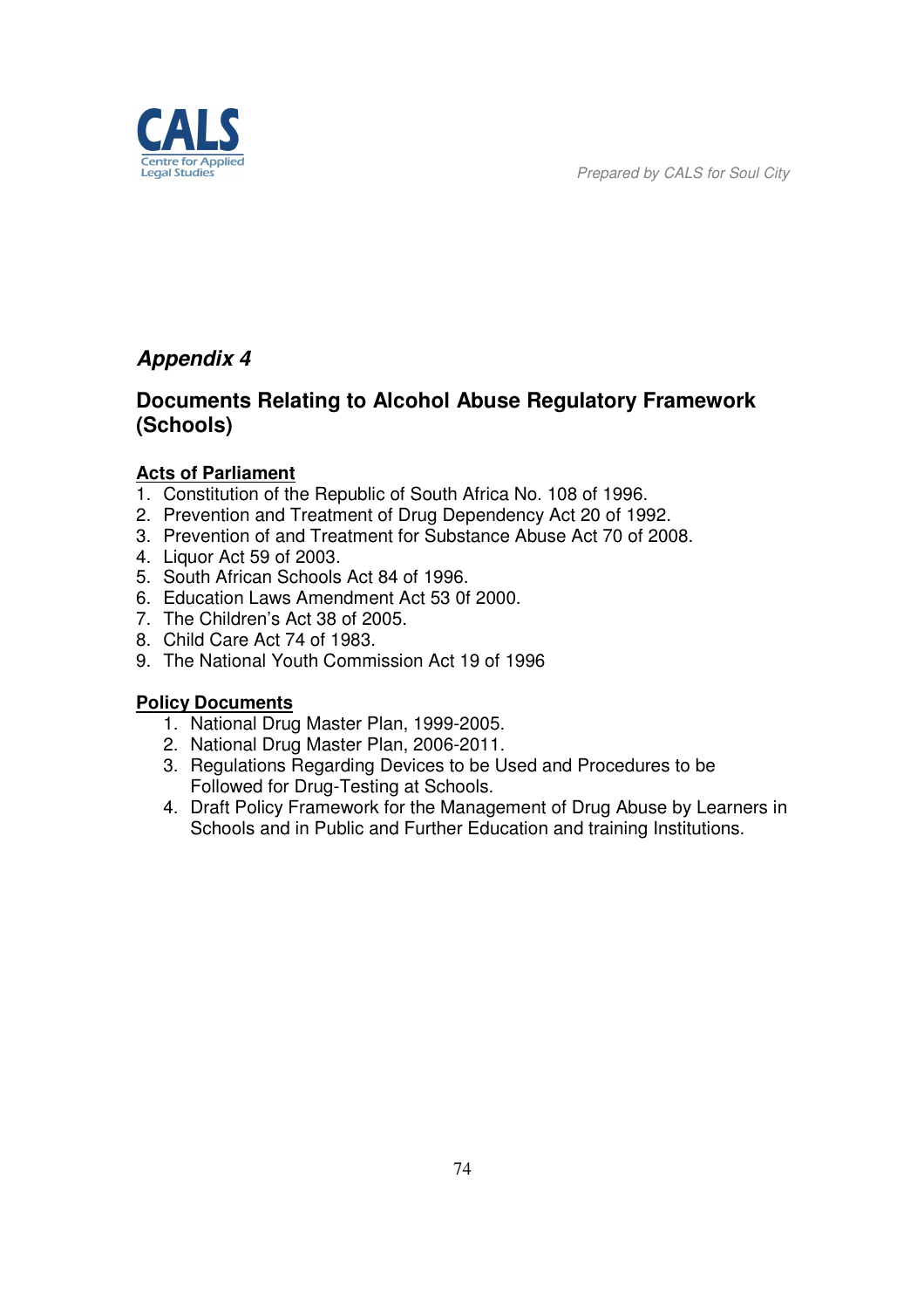## *Appendix 4*

## Documents Relating to Alcohol Abuse Regulatory Framework (Schools)

**Acts of Parliament**

1. Constitution of the Republic of South Africa No. 108 of 1996.
2. Prevention and Treatment of Drug Dependency Act 20 of 1992.
3. Prevention of and Treatment for Substance Abuse Act 70 of 2008.
4. Liquor Act 59 of 2003.
5. South African Schools Act 84 of 1996.
6. Education Laws Amendment Act 53 0f 2000.
7. The Children's Act 38 of 2005.
8. Child Care Act 74 of 1983.
9. The National Youth Commission Act 19 of 1996

**Policy Documents**

1. National Drug Master Plan, 1999-2005.
2. National Drug Master Plan, 2006-2011.
3. Regulations Regarding Devices to be Used and Procedures to be Followed for Drug-Testing at Schools.
4. Draft Policy Framework for the Management of Drug Abuse by Learners in Schools and in Public and Further Education and training Institutions.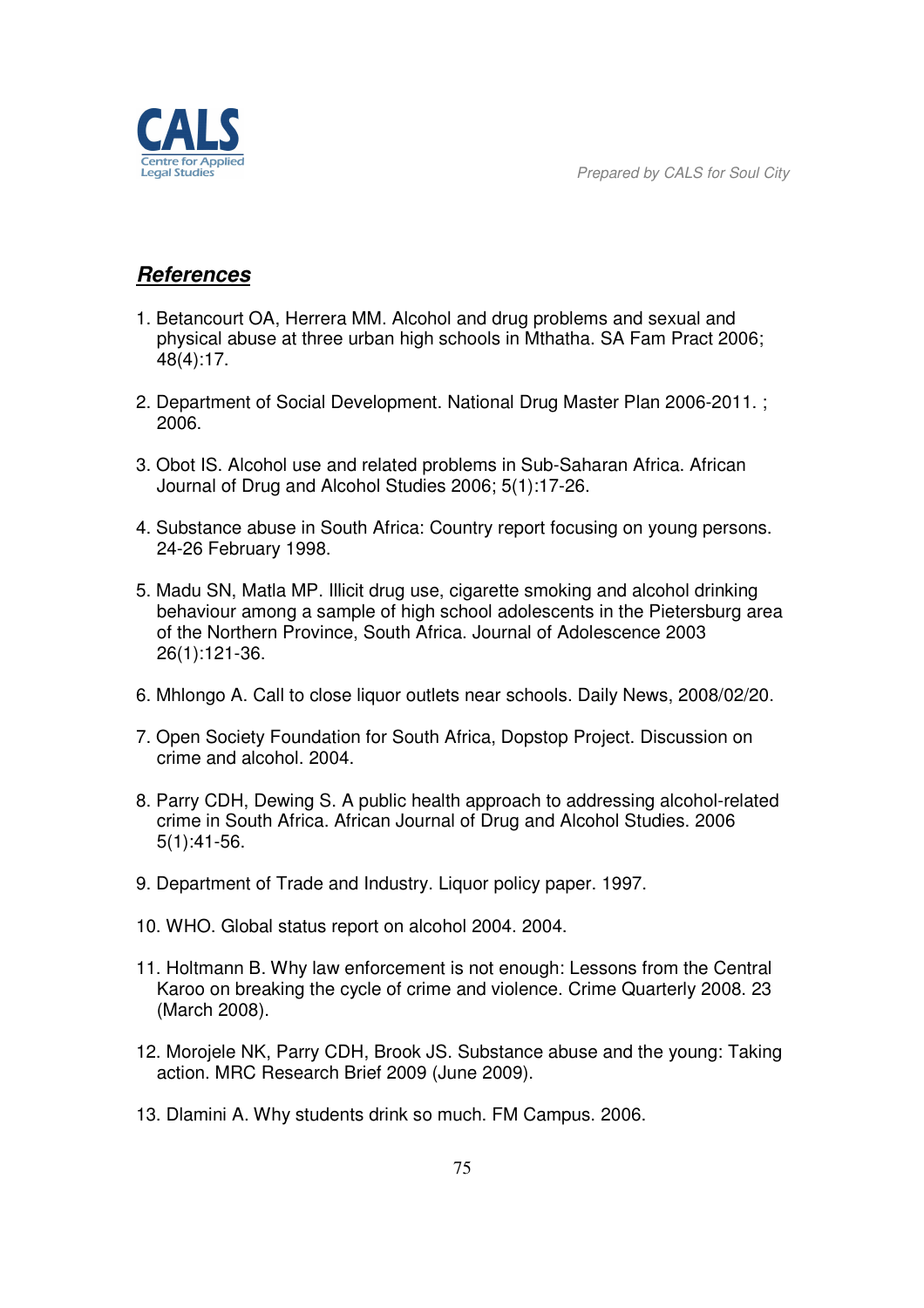## ***References***

1. Betancourt OA, Herrera MM. Alcohol and drug problems and sexual and physical abuse at three urban high schools in Mthatha. SA Fam Pract 2006; 48(4):17.

2. Department of Social Development. National Drug Master Plan 2006-2011. ; 2006.

3. Obot IS. Alcohol use and related problems in Sub-Saharan Africa. African Journal of Drug and Alcohol Studies 2006; 5(1):17-26.

4. Substance abuse in South Africa: Country report focusing on young persons. 24-26 February 1998.

5. Madu SN, Matla MP. Illicit drug use, cigarette smoking and alcohol drinking behaviour among a sample of high school adolescents in the Pietersburg area of the Northern Province, South Africa. Journal of Adolescence 2003 26(1):121-36.

6. Mhlongo A. Call to close liquor outlets near schools. Daily News, 2008/02/20.

7. Open Society Foundation for South Africa, Dopstop Project. Discussion on crime and alcohol. 2004.

8. Parry CDH, Dewing S. A public health approach to addressing alcohol-related crime in South Africa. African Journal of Drug and Alcohol Studies. 2006 5(1):41-56.

9. Department of Trade and Industry. Liquor policy paper. 1997.

10. WHO. Global status report on alcohol 2004. 2004.

11. Holtmann B. Why law enforcement is not enough: Lessons from the Central Karoo on breaking the cycle of crime and violence. Crime Quarterly 2008. 23 (March 2008).

12. Morojele NK, Parry CDH, Brook JS. Substance abuse and the young: Taking action. MRC Research Brief 2009 (June 2009).

13. Dlamini A. Why students drink so much. FM Campus. 2006.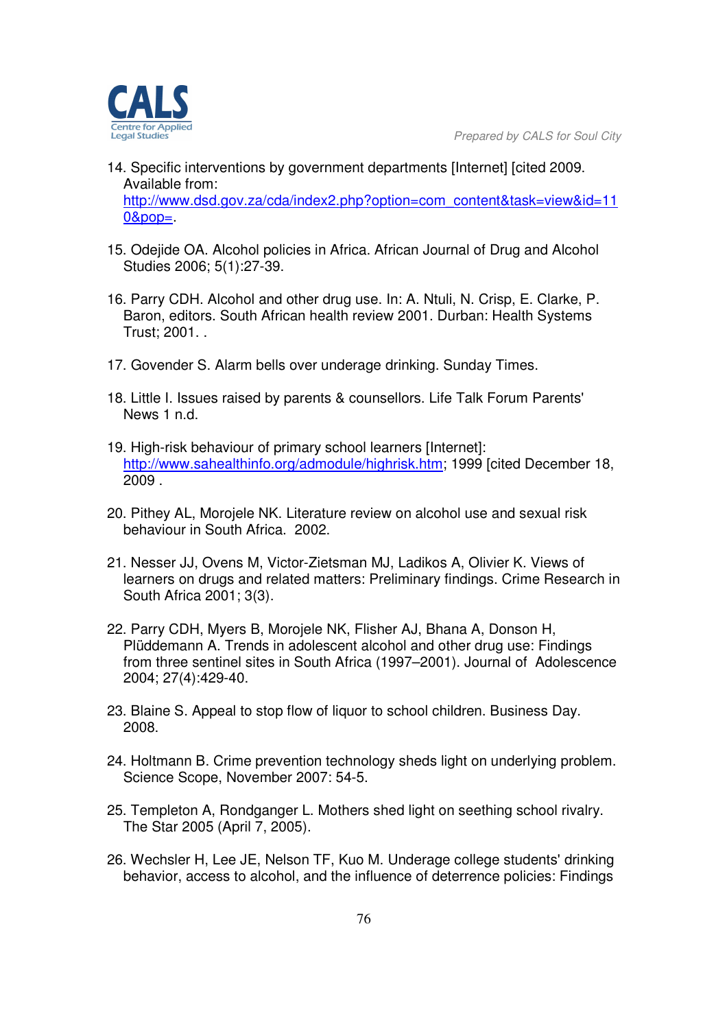14. Specific interventions by government departments [Internet] [cited 2009. Available from: http://www.dsd.gov.za/cda/index2.php?option=com_content&task=view&id=110&pop=.

15. Odejide OA. Alcohol policies in Africa. African Journal of Drug and Alcohol Studies 2006; 5(1):27-39.

16. Parry CDH. Alcohol and other drug use. In: A. Ntuli, N. Crisp, E. Clarke, P. Baron, editors. South African health review 2001. Durban: Health Systems Trust; 2001. .

17. Govender S. Alarm bells over underage drinking. Sunday Times.

18. Little I. Issues raised by parents & counsellors. Life Talk Forum Parents' News 1 n.d.

19. High-risk behaviour of primary school learners [Internet]: http://www.sahealthinfo.org/admodule/highrisk.htm; 1999 [cited December 18, 2009 .

20. Pithey AL, Morojele NK. Literature review on alcohol use and sexual risk behaviour in South Africa. 2002.

21. Nesser JJ, Ovens M, Victor-Zietsman MJ, Ladikos A, Olivier K. Views of learners on drugs and related matters: Preliminary findings. Crime Research in South Africa 2001; 3(3).

22. Parry CDH, Myers B, Morojele NK, Flisher AJ, Bhana A, Donson H, Plüddemann A. Trends in adolescent alcohol and other drug use: Findings from three sentinel sites in South Africa (1997–2001). Journal of Adolescence 2004; 27(4):429-40.

23. Blaine S. Appeal to stop flow of liquor to school children. Business Day. 2008.

24. Holtmann B. Crime prevention technology sheds light on underlying problem. Science Scope, November 2007: 54-5.

25. Templeton A, Rondganger L. Mothers shed light on seething school rivalry. The Star 2005 (April 7, 2005).

26. Wechsler H, Lee JE, Nelson TF, Kuo M. Underage college students' drinking behavior, access to alcohol, and the influence of deterrence policies: Findings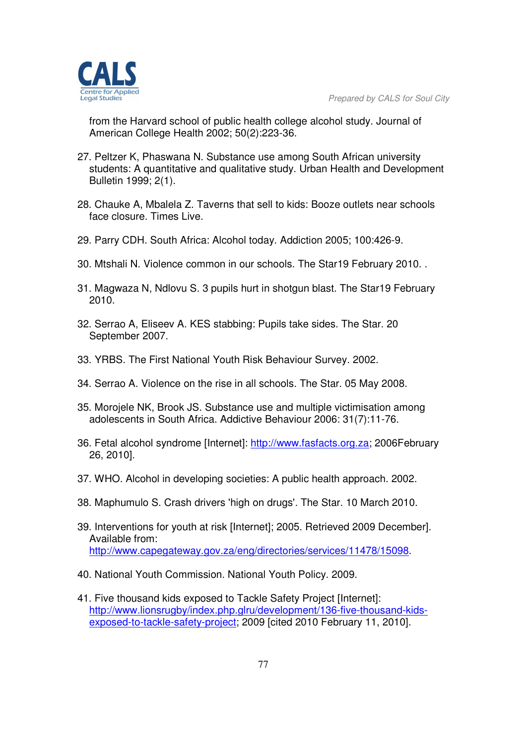from the Harvard school of public health college alcohol study. Journal of American College Health 2002; 50(2):223-36.

27. Peltzer K, Phaswana N. Substance use among South African university students: A quantitative and qualitative study. Urban Health and Development Bulletin 1999; 2(1).

28. Chauke A, Mbalela Z. Taverns that sell to kids: Booze outlets near schools face closure. Times Live.

29. Parry CDH. South Africa: Alcohol today. Addiction 2005; 100:426-9.

30. Mtshali N. Violence common in our schools. The Star19 February 2010. .

31. Magwaza N, Ndlovu S. 3 pupils hurt in shotgun blast. The Star19 February 2010.

32. Serrao A, Eliseev A. KES stabbing: Pupils take sides. The Star. 20 September 2007.

33. YRBS. The First National Youth Risk Behaviour Survey. 2002.

34. Serrao A. Violence on the rise in all schools. The Star. 05 May 2008.

35. Morojele NK, Brook JS. Substance use and multiple victimisation among adolescents in South Africa. Addictive Behaviour 2006: 31(7):11-76.

36. Fetal alcohol syndrome [Internet]: http://www.fasfacts.org.za; 2006February 26, 2010].

37. WHO. Alcohol in developing societies: A public health approach. 2002.

38. Maphumulo S. Crash drivers 'high on drugs'. The Star. 10 March 2010.

39. Interventions for youth at risk [Internet]; 2005. Retrieved 2009 December]. Available from: http://www.capegateway.gov.za/eng/directories/services/11478/15098.

40. National Youth Commission. National Youth Policy. 2009.

41. Five thousand kids exposed to Tackle Safety Project [Internet]: http://www.lionsrugby/index.php.glru/development/136-five-thousand-kids-exposed-to-tackle-safety-project; 2009 [cited 2010 February 11, 2010].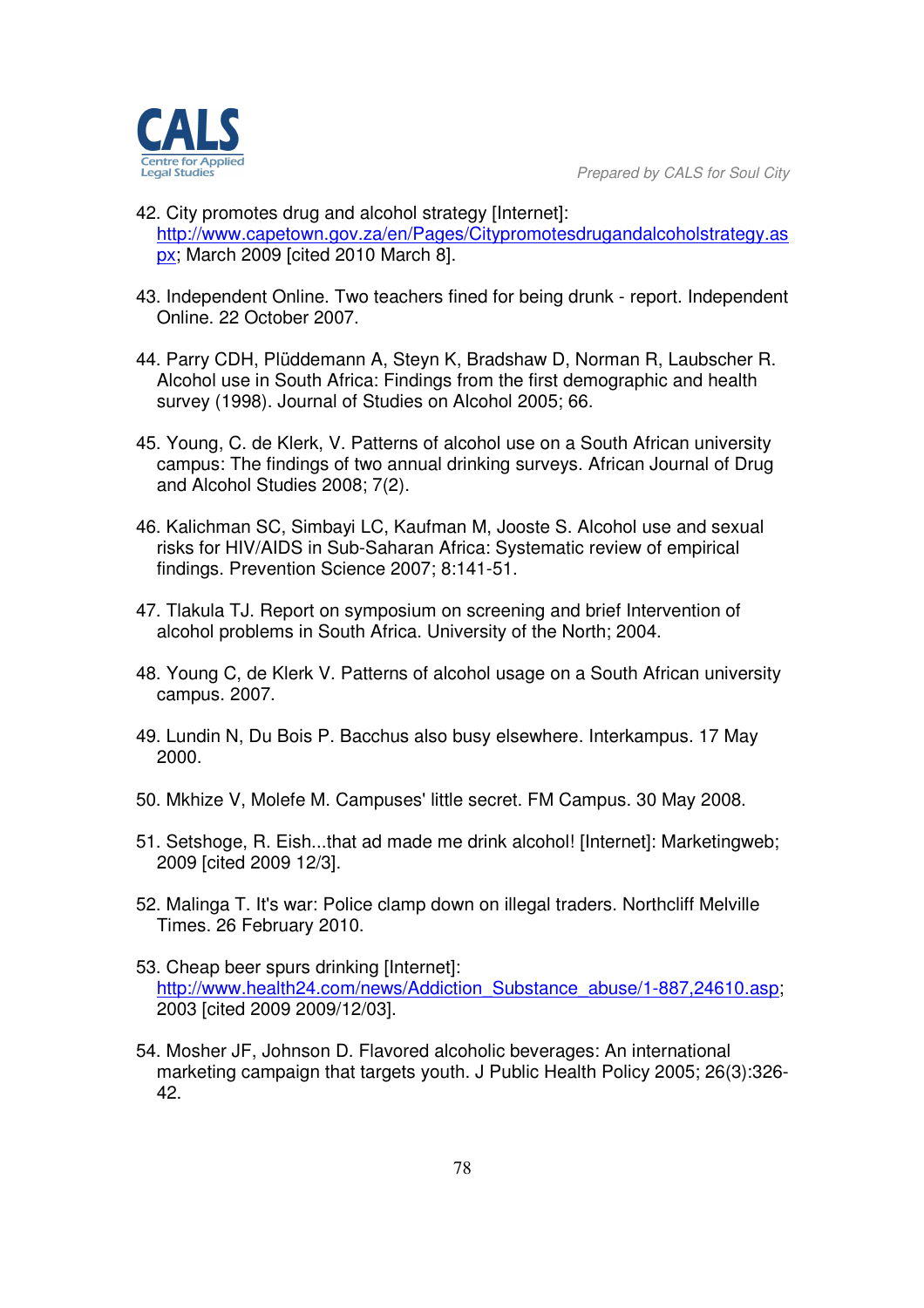42. City promotes drug and alcohol strategy [Internet]: http://www.capetown.gov.za/en/Pages/Citypromotesdrugandalcoholstrategy.aspx; March 2009 [cited 2010 March 8].

43. Independent Online. Two teachers fined for being drunk - report. Independent Online. 22 October 2007.

44. Parry CDH, Plüddemann A, Steyn K, Bradshaw D, Norman R, Laubscher R. Alcohol use in South Africa: Findings from the first demographic and health survey (1998). Journal of Studies on Alcohol 2005; 66.

45. Young, C. de Klerk, V. Patterns of alcohol use on a South African university campus: The findings of two annual drinking surveys. African Journal of Drug and Alcohol Studies 2008; 7(2).

46. Kalichman SC, Simbayi LC, Kaufman M, Jooste S. Alcohol use and sexual risks for HIV/AIDS in Sub-Saharan Africa: Systematic review of empirical findings. Prevention Science 2007; 8:141-51.

47. Tlakula TJ. Report on symposium on screening and brief Intervention of alcohol problems in South Africa. University of the North; 2004.

48. Young C, de Klerk V. Patterns of alcohol usage on a South African university campus. 2007.

49. Lundin N, Du Bois P. Bacchus also busy elsewhere. Interkampus. 17 May 2000.

50. Mkhize V, Molefe M. Campuses' little secret. FM Campus. 30 May 2008.

51. Setshoge, R. Eish...that ad made me drink alcohol! [Internet]: Marketingweb; 2009 [cited 2009 12/3].

52. Malinga T. It's war: Police clamp down on illegal traders. Northcliff Melville Times. 26 February 2010.

53. Cheap beer spurs drinking [Internet]: http://www.health24.com/news/Addiction_Substance_abuse/1-887,24610.asp; 2003 [cited 2009 2009/12/03].

54. Mosher JF, Johnson D. Flavored alcoholic beverages: An international marketing campaign that targets youth. J Public Health Policy 2005; 26(3):326-42.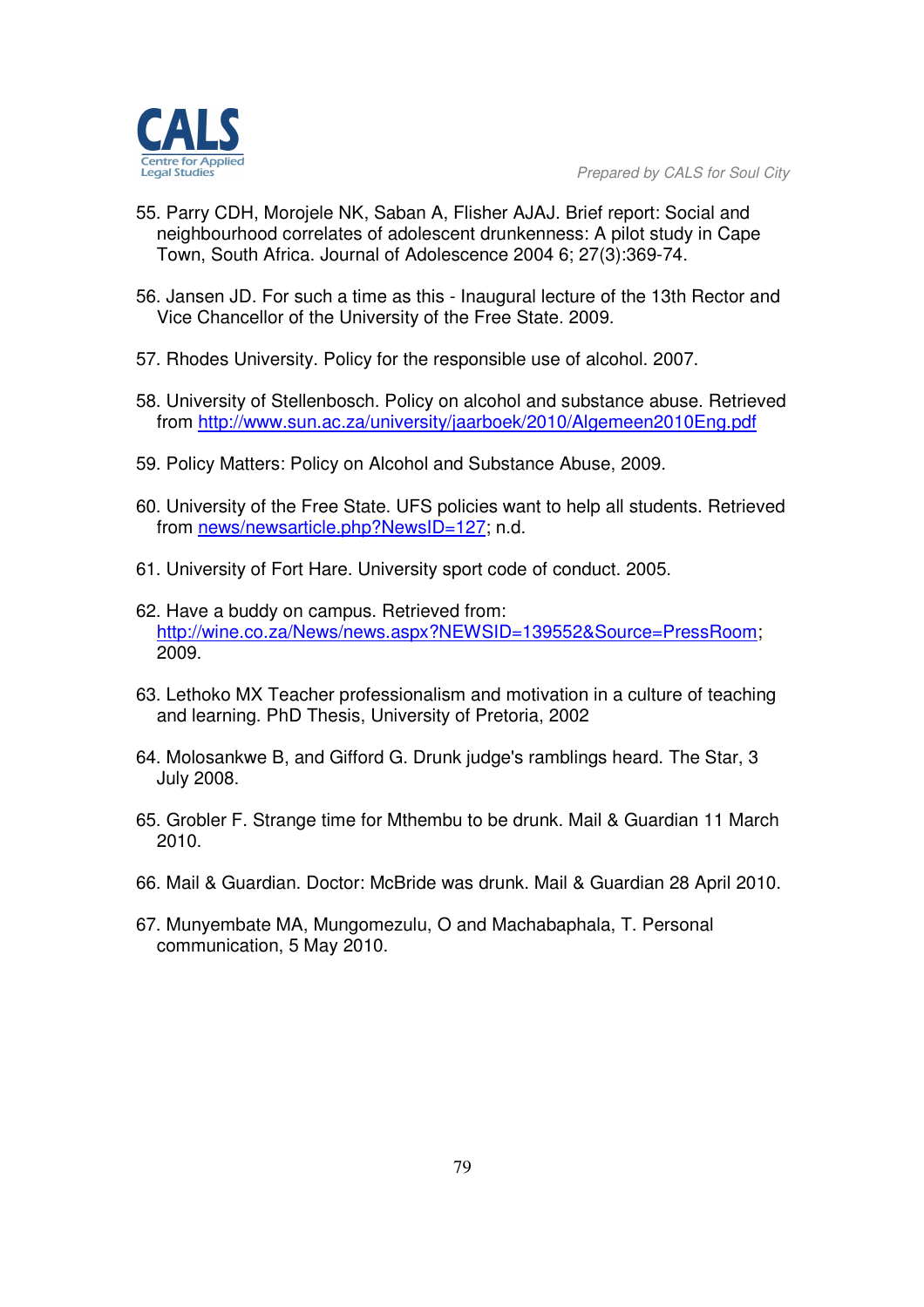55. Parry CDH, Morojele NK, Saban A, Flisher AJAJ. Brief report: Social and neighbourhood correlates of adolescent drunkenness: A pilot study in Cape Town, South Africa. Journal of Adolescence 2004 6; 27(3):369-74.

56. Jansen JD. For such a time as this - Inaugural lecture of the 13th Rector and Vice Chancellor of the University of the Free State. 2009.

57. Rhodes University. Policy for the responsible use of alcohol. 2007.

58. University of Stellenbosch. Policy on alcohol and substance abuse. Retrieved from http://www.sun.ac.za/university/jaarboek/2010/Algemeen2010Eng.pdf

59. Policy Matters: Policy on Alcohol and Substance Abuse, 2009.

60. University of the Free State. UFS policies want to help all students. Retrieved from news/newsarticle.php?NewsID=127; n.d.

61. University of Fort Hare. University sport code of conduct. 2005.

62. Have a buddy on campus. Retrieved from: http://wine.co.za/News/news.aspx?NEWSID=139552&Source=PressRoom; 2009.

63. Lethoko MX Teacher professionalism and motivation in a culture of teaching and learning. PhD Thesis, University of Pretoria, 2002

64. Molosankwe B, and Gifford G. Drunk judge's ramblings heard. The Star, 3 July 2008.

65. Grobler F. Strange time for Mthembu to be drunk. Mail & Guardian 11 March 2010.

66. Mail & Guardian. Doctor: McBride was drunk. Mail & Guardian 28 April 2010.

67. Munyembate MA, Mungomezulu, O and Machabaphala, T. Personal communication, 5 May 2010.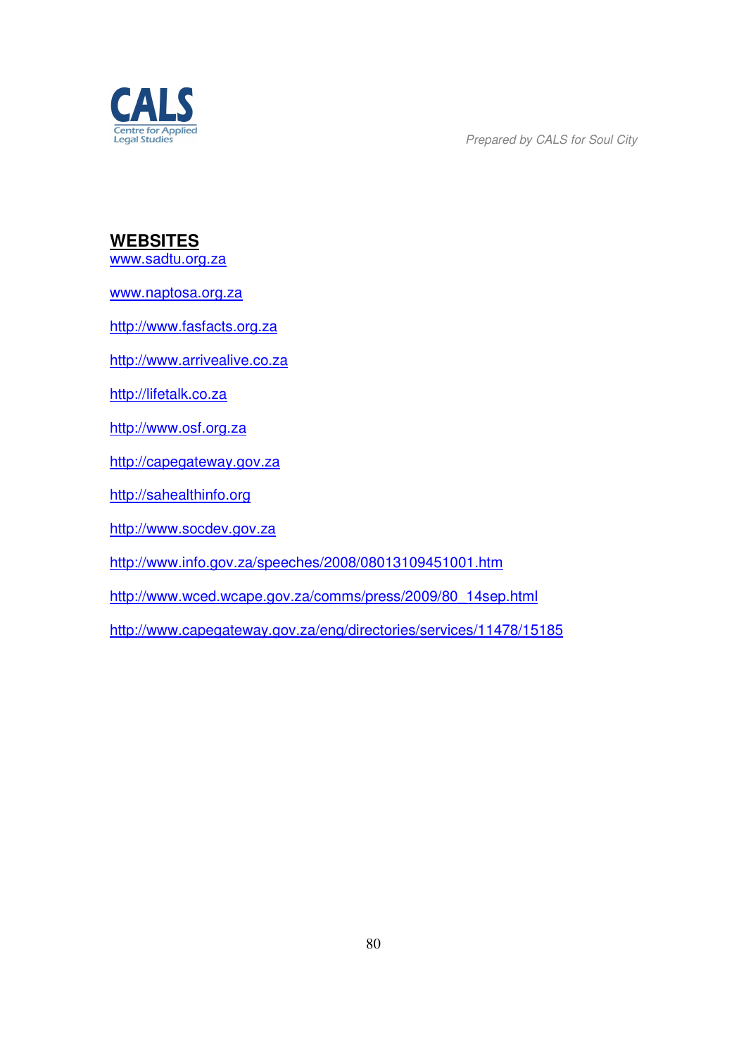## WEBSITES

www.sadtu.org.za

www.naptosa.org.za

http://www.fasfacts.org.za

http://www.arrivealive.co.za

http://lifetalk.co.za

http://www.osf.org.za

http://capegateway.gov.za

http://sahealthinfo.org

http://www.socdev.gov.za

http://www.info.gov.za/speeches/2008/08013109451001.htm

http://www.wced.wcape.gov.za/comms/press/2009/80_14sep.html

http://www.capegateway.gov.za/eng/directories/services/11478/15185